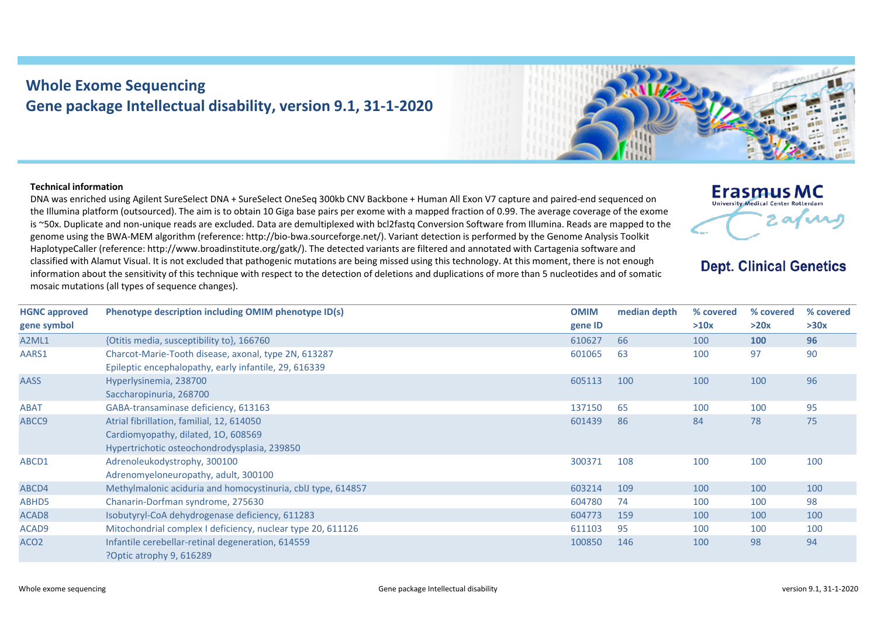# Whole Exome Sequencing
## Gene package Intellectual disability, version 9.1, 31-1-2020

Erasmus MC
University Medical Center Rotterdam

Dept. Clinical Genetics

**Technical information**

DNA was enriched using Agilent SureSelect DNA + SureSelect OneSeq 300kb CNV Backbone + Human All Exon V7 capture and paired-end sequenced on the Illumina platform (outsourced). The aim is to obtain 10 Giga base pairs per exome with a mapped fraction of 0.99. The average coverage of the exome is ~50x. Duplicate and non-unique reads are excluded. Data are demultiplexed with bcl2fastq Conversion Software from Illumina. Reads are mapped to the genome using the BWA-MEM algorithm (reference: http://bio-bwa.sourceforge.net/). Variant detection is performed by the Genome Analysis Toolkit HaplotypeCaller (reference: http://www.broadinstitute.org/gatk/). The detected variants are filtered and annotated with Cartagenia software and classified with Alamut Visual. It is not excluded that pathogenic mutations are being missed using this technology. At this moment, there is not enough information about the sensitivity of this technique with respect to the detection of deletions and duplications of more than 5 nucleotides and of somatic mosaic mutations (all types of sequence changes).

| HGNC approved gene symbol | Phenotype description including OMIM phenotype ID(s) | OMIM gene ID | median depth | % covered >10x | % covered >20x | % covered >30x |
|---|---|---|---|---|---|---|
| A2ML1 | {Otitis media, susceptibility to}, 166760 | 610627 | 66 | 100 | **100** | **96** |
| AARS1 | Charcot-Marie-Tooth disease, axonal, type 2N, 613287<br>Epileptic encephalopathy, early infantile, 29, 616339 | 601065 | 63 | 100 | 97 | 90 |
| AASS | Hyperlysinemia, 238700<br>Saccharopinuria, 268700 | 605113 | 100 | 100 | 100 | 96 |
| ABAT | GABA-transaminase deficiency, 613163 | 137150 | 65 | 100 | 100 | 95 |
| ABCC9 | Atrial fibrillation, familial, 12, 614050<br>Cardiomyopathy, dilated, 1O, 608569<br>Hypertrichotic osteochondrodysplasia, 239850 | 601439 | 86 | 84 | 78 | 75 |
| ABCD1 | Adrenoleukodystrophy, 300100<br>Adrenomyeloneuropathy, adult, 300100 | 300371 | 108 | 100 | 100 | 100 |
| ABCD4 | Methylmalonic aciduria and homocystinuria, cblJ type, 614857 | 603214 | 109 | 100 | 100 | 100 |
| ABHD5 | Chanarin-Dorfman syndrome, 275630 | 604780 | 74 | 100 | 100 | 98 |
| ACAD8 | Isobutyryl-CoA dehydrogenase deficiency, 611283 | 604773 | 159 | 100 | 100 | 100 |
| ACAD9 | Mitochondrial complex I deficiency, nuclear type 20, 611126 | 611103 | 95 | 100 | 100 | 100 |
| ACO2 | Infantile cerebellar-retinal degeneration, 614559<br>?Optic atrophy 9, 616289 | 100850 | 146 | 100 | 98 | 94 |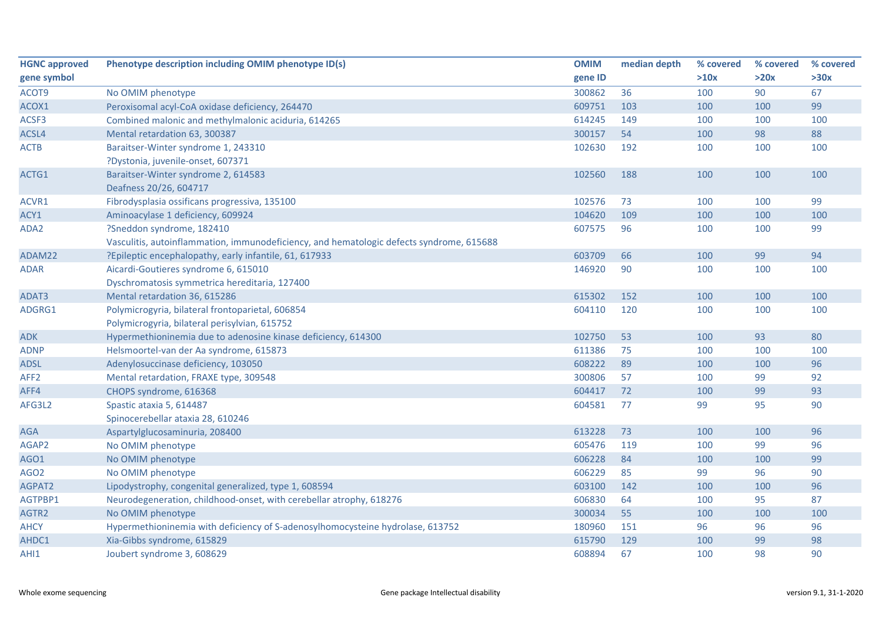| HGNC approved gene symbol | Phenotype description including OMIM phenotype ID(s) | OMIM gene ID | median depth | % covered >10x | % covered >20x | % covered >30x |
|---|---|---|---|---|---|---|
| ACOT9 | No OMIM phenotype | 300862 | 36 | 100 | 90 | 67 |
| ACOX1 | Peroxisomal acyl-CoA oxidase deficiency, 264470 | 609751 | 103 | 100 | 100 | 99 |
| ACSF3 | Combined malonic and methylmalonic aciduria, 614265 | 614245 | 149 | 100 | 100 | 100 |
| ACSL4 | Mental retardation 63, 300387 | 300157 | 54 | 100 | 98 | 88 |
| ACTB | Baraitser-Winter syndrome 1, 243310<br>?Dystonia, juvenile-onset, 607371 | 102630 | 192 | 100 | 100 | 100 |
| ACTG1 | Baraitser-Winter syndrome 2, 614583<br>Deafness 20/26, 604717 | 102560 | 188 | 100 | 100 | 100 |
| ACVR1 | Fibrodysplasia ossificans progressiva, 135100 | 102576 | 73 | 100 | 100 | 99 |
| ACY1 | Aminoacylase 1 deficiency, 609924 | 104620 | 109 | 100 | 100 | 100 |
| ADA2 | ?Sneddon syndrome, 182410<br>Vasculitis, autoinflammation, immunodeficiency, and hematologic defects syndrome, 615688 | 607575 | 96 | 100 | 100 | 99 |
| ADAM22 | ?Epileptic encephalopathy, early infantile, 61, 617933 | 603709 | 66 | 100 | 99 | 94 |
| ADAR | Aicardi-Goutieres syndrome 6, 615010<br>Dyschromatosis symmetrica hereditaria, 127400 | 146920 | 90 | 100 | 100 | 100 |
| ADAT3 | Mental retardation 36, 615286 | 615302 | 152 | 100 | 100 | 100 |
| ADGRG1 | Polymicrogyria, bilateral frontoparietal, 606854<br>Polymicrogyria, bilateral perisylvian, 615752 | 604110 | 120 | 100 | 100 | 100 |
| ADK | Hypermethioninemia due to adenosine kinase deficiency, 614300 | 102750 | 53 | 100 | 93 | 80 |
| ADNP | Helsmoortel-van der Aa syndrome, 615873 | 611386 | 75 | 100 | 100 | 100 |
| ADSL | Adenylosuccinase deficiency, 103050 | 608222 | 89 | 100 | 100 | 96 |
| AFF2 | Mental retardation, FRAXE type, 309548 | 300806 | 57 | 100 | 99 | 92 |
| AFF4 | CHOPS syndrome, 616368 | 604417 | 72 | 100 | 99 | 93 |
| AFG3L2 | Spastic ataxia 5, 614487<br>Spinocerebellar ataxia 28, 610246 | 604581 | 77 | 99 | 95 | 90 |
| AGA | Aspartylglucosaminuria, 208400 | 613228 | 73 | 100 | 100 | 96 |
| AGAP2 | No OMIM phenotype | 605476 | 119 | 100 | 99 | 96 |
| AGO1 | No OMIM phenotype | 606228 | 84 | 100 | 100 | 99 |
| AGO2 | No OMIM phenotype | 606229 | 85 | 99 | 96 | 90 |
| AGPAT2 | Lipodystrophy, congenital generalized, type 1, 608594 | 603100 | 142 | 100 | 100 | 96 |
| AGTPBP1 | Neurodegeneration, childhood-onset, with cerebellar atrophy, 618276 | 606830 | 64 | 100 | 95 | 87 |
| AGTR2 | No OMIM phenotype | 300034 | 55 | 100 | 100 | 100 |
| AHCY | Hypermethioninemia with deficiency of S-adenosylhomocysteine hydrolase, 613752 | 180960 | 151 | 96 | 96 | 96 |
| AHDC1 | Xia-Gibbs syndrome, 615829 | 615790 | 129 | 100 | 99 | 98 |
| AHI1 | Joubert syndrome 3, 608629 | 608894 | 67 | 100 | 98 | 90 |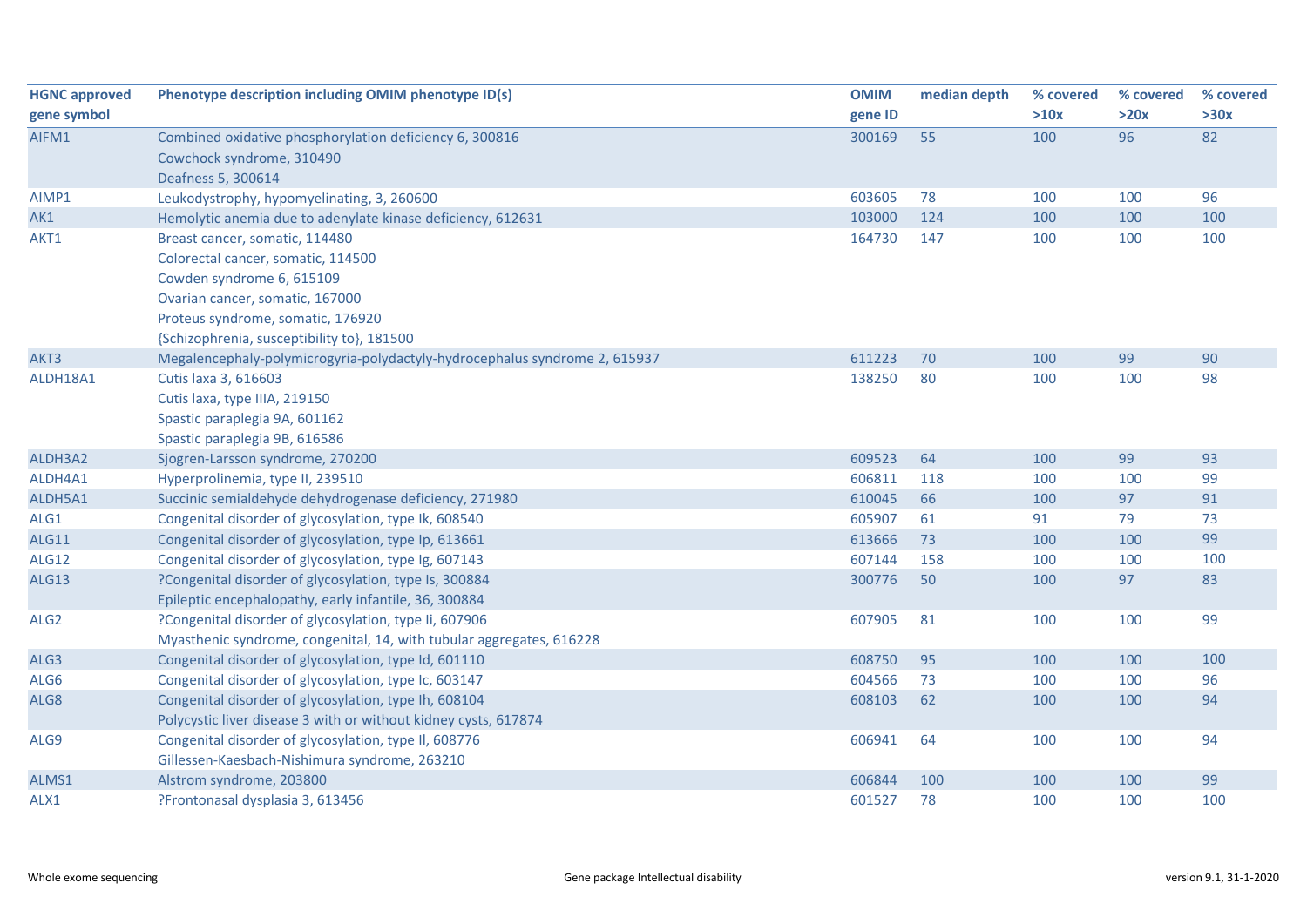| HGNC approved gene symbol | Phenotype description including OMIM phenotype ID(s) | OMIM gene ID | median depth | % covered >10x | % covered >20x | % covered >30x |
|---|---|---|---|---|---|---|
| AIFM1 | Combined oxidative phosphorylation deficiency 6, 300816<br>Cowchock syndrome, 310490<br>Deafness 5, 300614 | 300169 | 55 | 100 | 96 | 82 |
| AIMP1 | Leukodystrophy, hypomyelinating, 3, 260600 | 603605 | 78 | 100 | 100 | 96 |
| AK1 | Hemolytic anemia due to adenylate kinase deficiency, 612631 | 103000 | 124 | 100 | 100 | 100 |
| AKT1 | Breast cancer, somatic, 114480<br>Colorectal cancer, somatic, 114500<br>Cowden syndrome 6, 615109<br>Ovarian cancer, somatic, 167000<br>Proteus syndrome, somatic, 176920<br>{Schizophrenia, susceptibility to}, 181500 | 164730 | 147 | 100 | 100 | 100 |
| AKT3 | Megalencephaly-polymicrogyria-polydactyly-hydrocephalus syndrome 2, 615937 | 611223 | 70 | 100 | 99 | 90 |
| ALDH18A1 | Cutis laxa 3, 616603<br>Cutis laxa, type IIIA, 219150<br>Spastic paraplegia 9A, 601162<br>Spastic paraplegia 9B, 616586 | 138250 | 80 | 100 | 100 | 98 |
| ALDH3A2 | Sjogren-Larsson syndrome, 270200 | 609523 | 64 | 100 | 99 | 93 |
| ALDH4A1 | Hyperprolinemia, type II, 239510 | 606811 | 118 | 100 | 100 | 99 |
| ALDH5A1 | Succinic semialdehyde dehydrogenase deficiency, 271980 | 610045 | 66 | 100 | 97 | 91 |
| ALG1 | Congenital disorder of glycosylation, type Ik, 608540 | 605907 | 61 | 91 | 79 | 73 |
| ALG11 | Congenital disorder of glycosylation, type Ip, 613661 | 613666 | 73 | 100 | 100 | 99 |
| ALG12 | Congenital disorder of glycosylation, type Ig, 607143 | 607144 | 158 | 100 | 100 | 100 |
| ALG13 | ?Congenital disorder of glycosylation, type Is, 300884<br>Epileptic encephalopathy, early infantile, 36, 300884 | 300776 | 50 | 100 | 97 | 83 |
| ALG2 | ?Congenital disorder of glycosylation, type Ii, 607906<br>Myasthenic syndrome, congenital, 14, with tubular aggregates, 616228 | 607905 | 81 | 100 | 100 | 99 |
| ALG3 | Congenital disorder of glycosylation, type Id, 601110 | 608750 | 95 | 100 | 100 | 100 |
| ALG6 | Congenital disorder of glycosylation, type Ic, 603147 | 604566 | 73 | 100 | 100 | 96 |
| ALG8 | Congenital disorder of glycosylation, type Ih, 608104<br>Polycystic liver disease 3 with or without kidney cysts, 617874 | 608103 | 62 | 100 | 100 | 94 |
| ALG9 | Congenital disorder of glycosylation, type Il, 608776<br>Gillessen-Kaesbach-Nishimura syndrome, 263210 | 606941 | 64 | 100 | 100 | 94 |
| ALMS1 | Alstrom syndrome, 203800 | 606844 | 100 | 100 | 100 | 99 |
| ALX1 | ?Frontonasal dysplasia 3, 613456 | 601527 | 78 | 100 | 100 | 100 |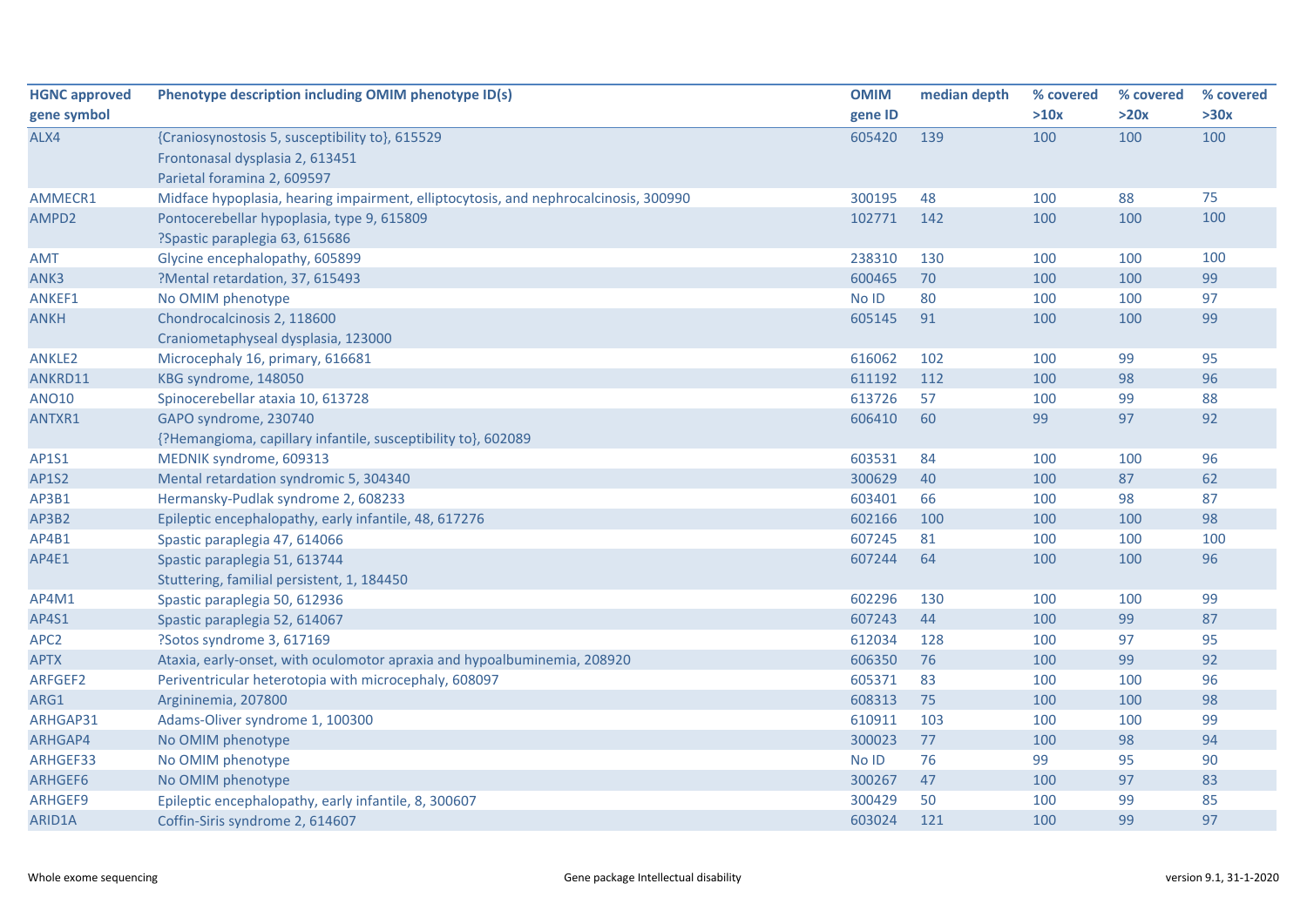| HGNC approved gene symbol | Phenotype description including OMIM phenotype ID(s) | OMIM gene ID | median depth | % covered >10x | % covered >20x | % covered >30x |
|---|---|---|---|---|---|---|
| ALX4 | {Craniosynostosis 5, susceptibility to}, 615529<br>Frontonasal dysplasia 2, 613451<br>Parietal foramina 2, 609597 | 605420 | 139 | 100 | 100 | 100 |
| AMMECR1 | Midface hypoplasia, hearing impairment, elliptocytosis, and nephrocalcinosis, 300990 | 300195 | 48 | 100 | 88 | 75 |
| AMPD2 | Pontocerebellar hypoplasia, type 9, 615809<br>?Spastic paraplegia 63, 615686 | 102771 | 142 | 100 | 100 | 100 |
| AMT | Glycine encephalopathy, 605899 | 238310 | 130 | 100 | 100 | 100 |
| ANK3 | ?Mental retardation, 37, 615493 | 600465 | 70 | 100 | 100 | 99 |
| ANKEF1 | No OMIM phenotype | No ID | 80 | 100 | 100 | 97 |
| ANKH | Chondrocalcinosis 2, 118600<br>Craniometaphyseal dysplasia, 123000 | 605145 | 91 | 100 | 100 | 99 |
| ANKLE2 | Microcephaly 16, primary, 616681 | 616062 | 102 | 100 | 99 | 95 |
| ANKRD11 | KBG syndrome, 148050 | 611192 | 112 | 100 | 98 | 96 |
| ANO10 | Spinocerebellar ataxia 10, 613728 | 613726 | 57 | 100 | 99 | 88 |
| ANTXR1 | GAPO syndrome, 230740<br>{?Hemangioma, capillary infantile, susceptibility to}, 602089 | 606410 | 60 | 99 | 97 | 92 |
| AP1S1 | MEDNIK syndrome, 609313 | 603531 | 84 | 100 | 100 | 96 |
| AP1S2 | Mental retardation syndromic 5, 304340 | 300629 | 40 | 100 | 87 | 62 |
| AP3B1 | Hermansky-Pudlak syndrome 2, 608233 | 603401 | 66 | 100 | 98 | 87 |
| AP3B2 | Epileptic encephalopathy, early infantile, 48, 617276 | 602166 | 100 | 100 | 100 | 98 |
| AP4B1 | Spastic paraplegia 47, 614066 | 607245 | 81 | 100 | 100 | 100 |
| AP4E1 | Spastic paraplegia 51, 613744<br>Stuttering, familial persistent, 1, 184450 | 607244 | 64 | 100 | 100 | 96 |
| AP4M1 | Spastic paraplegia 50, 612936 | 602296 | 130 | 100 | 100 | 99 |
| AP4S1 | Spastic paraplegia 52, 614067 | 607243 | 44 | 100 | 99 | 87 |
| APC2 | ?Sotos syndrome 3, 617169 | 612034 | 128 | 100 | 97 | 95 |
| APTX | Ataxia, early-onset, with oculomotor apraxia and hypoalbuminemia, 208920 | 606350 | 76 | 100 | 99 | 92 |
| ARFGEF2 | Periventricular heterotopia with microcephaly, 608097 | 605371 | 83 | 100 | 100 | 96 |
| ARG1 | Argininemia, 207800 | 608313 | 75 | 100 | 100 | 98 |
| ARHGAP31 | Adams-Oliver syndrome 1, 100300 | 610911 | 103 | 100 | 100 | 99 |
| ARHGAP4 | No OMIM phenotype | 300023 | 77 | 100 | 98 | 94 |
| ARHGEF33 | No OMIM phenotype | No ID | 76 | 99 | 95 | 90 |
| ARHGEF6 | No OMIM phenotype | 300267 | 47 | 100 | 97 | 83 |
| ARHGEF9 | Epileptic encephalopathy, early infantile, 8, 300607 | 300429 | 50 | 100 | 99 | 85 |
| ARID1A | Coffin-Siris syndrome 2, 614607 | 603024 | 121 | 100 | 99 | 97 |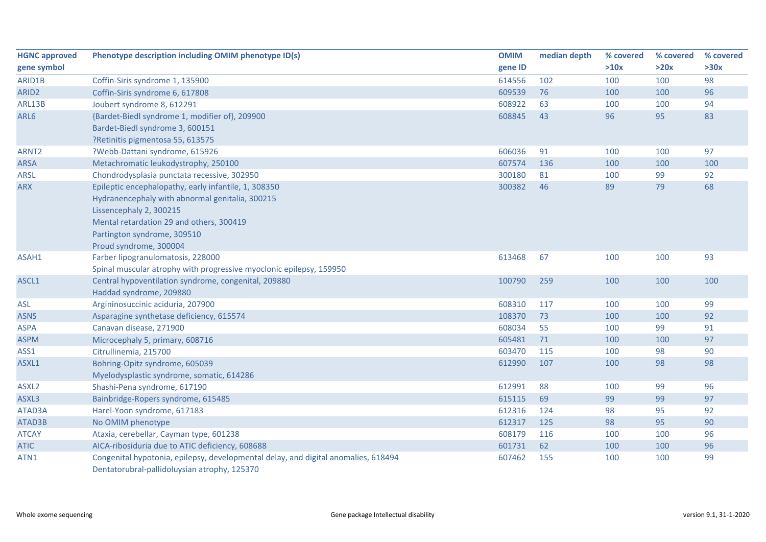| HGNC approved gene symbol | Phenotype description including OMIM phenotype ID(s) | OMIM gene ID | median depth | % covered >10x | % covered >20x | % covered >30x |
|---|---|---|---|---|---|---|
| ARID1B | Coffin-Siris syndrome 1, 135900 | 614556 | 102 | 100 | 100 | 98 |
| ARID2 | Coffin-Siris syndrome 6, 617808 | 609539 | 76 | 100 | 100 | 96 |
| ARL13B | Joubert syndrome 8, 612291 | 608922 | 63 | 100 | 100 | 94 |
| ARL6 | {Bardet-Biedl syndrome 1, modifier of}, 209900<br>Bardet-Biedl syndrome 3, 600151<br>?Retinitis pigmentosa 55, 613575 | 608845 | 43 | 96 | 95 | 83 |
| ARNT2 | ?Webb-Dattani syndrome, 615926 | 606036 | 91 | 100 | 100 | 97 |
| ARSA | Metachromatic leukodystrophy, 250100 | 607574 | 136 | 100 | 100 | 100 |
| ARSL | Chondrodysplasia punctata recessive, 302950 | 300180 | 81 | 100 | 99 | 92 |
| ARX | Epileptic encephalopathy, early infantile, 1, 308350<br>Hydranencephaly with abnormal genitalia, 300215<br>Lissencephaly 2, 300215<br>Mental retardation 29 and others, 300419<br>Partington syndrome, 309510<br>Proud syndrome, 300004 | 300382 | 46 | 89 | 79 | 68 |
| ASAH1 | Farber lipogranulomatosis, 228000<br>Spinal muscular atrophy with progressive myoclonic epilepsy, 159950 | 613468 | 67 | 100 | 100 | 93 |
| ASCL1 | Central hypoventilation syndrome, congenital, 209880<br>Haddad syndrome, 209880 | 100790 | 259 | 100 | 100 | 100 |
| ASL | Argininosuccinic aciduria, 207900 | 608310 | 117 | 100 | 100 | 99 |
| ASNS | Asparagine synthetase deficiency, 615574 | 108370 | 73 | 100 | 100 | 92 |
| ASPA | Canavan disease, 271900 | 608034 | 55 | 100 | 99 | 91 |
| ASPM | Microcephaly 5, primary, 608716 | 605481 | 71 | 100 | 100 | 97 |
| ASS1 | Citrullinemia, 215700 | 603470 | 115 | 100 | 98 | 90 |
| ASXL1 | Bohring-Opitz syndrome, 605039<br>Myelodysplastic syndrome, somatic, 614286 | 612990 | 107 | 100 | 98 | 98 |
| ASXL2 | Shashi-Pena syndrome, 617190 | 612991 | 88 | 100 | 99 | 96 |
| ASXL3 | Bainbridge-Ropers syndrome, 615485 | 615115 | 69 | 99 | 99 | 97 |
| ATAD3A | Harel-Yoon syndrome, 617183 | 612316 | 124 | 98 | 95 | 92 |
| ATAD3B | No OMIM phenotype | 612317 | 125 | 98 | 95 | 90 |
| ATCAY | Ataxia, cerebellar, Cayman type, 601238 | 608179 | 116 | 100 | 100 | 96 |
| ATIC | AICA-ribosiduria due to ATIC deficiency, 608688 | 601731 | 62 | 100 | 100 | 96 |
| ATN1 | Congenital hypotonia, epilepsy, developmental delay, and digital anomalies, 618494<br>Dentatorubral-pallidoluysian atrophy, 125370 | 607462 | 155 | 100 | 100 | 99 |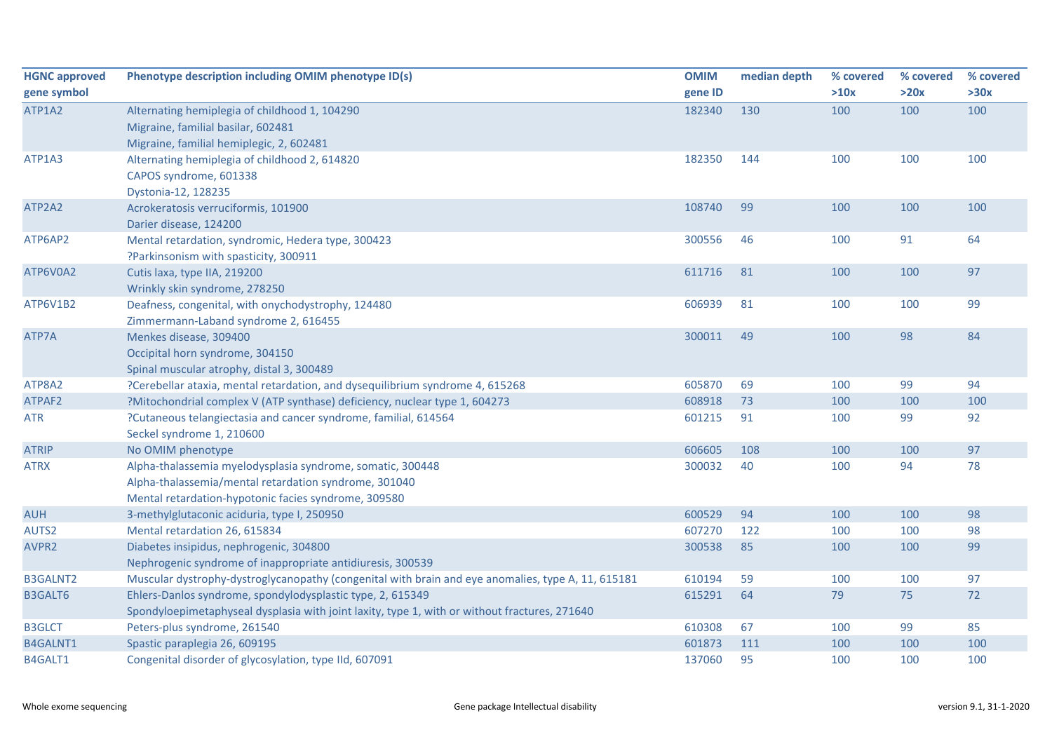| HGNC approved gene symbol | Phenotype description including OMIM phenotype ID(s) | OMIM gene ID | median depth | % covered >10x | % covered >20x | % covered >30x |
|---|---|---|---|---|---|---|
| ATP1A2 | Alternating hemiplegia of childhood 1, 104290<br>Migraine, familial basilar, 602481<br>Migraine, familial hemiplegic, 2, 602481 | 182340 | 130 | 100 | 100 | 100 |
| ATP1A3 | Alternating hemiplegia of childhood 2, 614820<br>CAPOS syndrome, 601338<br>Dystonia-12, 128235 | 182350 | 144 | 100 | 100 | 100 |
| ATP2A2 | Acrokeratosis verruciformis, 101900<br>Darier disease, 124200 | 108740 | 99 | 100 | 100 | 100 |
| ATP6AP2 | Mental retardation, syndromic, Hedera type, 300423<br>?Parkinsonism with spasticity, 300911 | 300556 | 46 | 100 | 91 | 64 |
| ATP6V0A2 | Cutis laxa, type IIA, 219200<br>Wrinkly skin syndrome, 278250 | 611716 | 81 | 100 | 100 | 97 |
| ATP6V1B2 | Deafness, congenital, with onychodystrophy, 124480<br>Zimmermann-Laband syndrome 2, 616455 | 606939 | 81 | 100 | 100 | 99 |
| ATP7A | Menkes disease, 309400<br>Occipital horn syndrome, 304150<br>Spinal muscular atrophy, distal 3, 300489 | 300011 | 49 | 100 | 98 | 84 |
| ATP8A2 | ?Cerebellar ataxia, mental retardation, and dysequilibrium syndrome 4, 615268 | 605870 | 69 | 100 | 99 | 94 |
| ATPAF2 | ?Mitochondrial complex V (ATP synthase) deficiency, nuclear type 1, 604273 | 608918 | 73 | 100 | 100 | 100 |
| ATR | ?Cutaneous telangiectasia and cancer syndrome, familial, 614564<br>Seckel syndrome 1, 210600 | 601215 | 91 | 100 | 99 | 92 |
| ATRIP | No OMIM phenotype | 606605 | 108 | 100 | 100 | 97 |
| ATRX | Alpha-thalassemia myelodysplasia syndrome, somatic, 300448<br>Alpha-thalassemia/mental retardation syndrome, 301040<br>Mental retardation-hypotonic facies syndrome, 309580 | 300032 | 40 | 100 | 94 | 78 |
| AUH | 3-methylglutaconic aciduria, type I, 250950 | 600529 | 94 | 100 | 100 | 98 |
| AUTS2 | Mental retardation 26, 615834 | 607270 | 122 | 100 | 100 | 98 |
| AVPR2 | Diabetes insipidus, nephrogenic, 304800<br>Nephrogenic syndrome of inappropriate antidiuresis, 300539 | 300538 | 85 | 100 | 100 | 99 |
| B3GALNT2 | Muscular dystrophy-dystroglycanopathy (congenital with brain and eye anomalies, type A, 11, 615181 | 610194 | 59 | 100 | 100 | 97 |
| B3GALT6 | Ehlers-Danlos syndrome, spondylodysplastic type, 2, 615349<br>Spondyloepimetaphyseal dysplasia with joint laxity, type 1, with or without fractures, 271640 | 615291 | 64 | 79 | 75 | 72 |
| B3GLCT | Peters-plus syndrome, 261540 | 610308 | 67 | 100 | 99 | 85 |
| B4GALNT1 | Spastic paraplegia 26, 609195 | 601873 | 111 | 100 | 100 | 100 |
| B4GALT1 | Congenital disorder of glycosylation, type IId, 607091 | 137060 | 95 | 100 | 100 | 100 |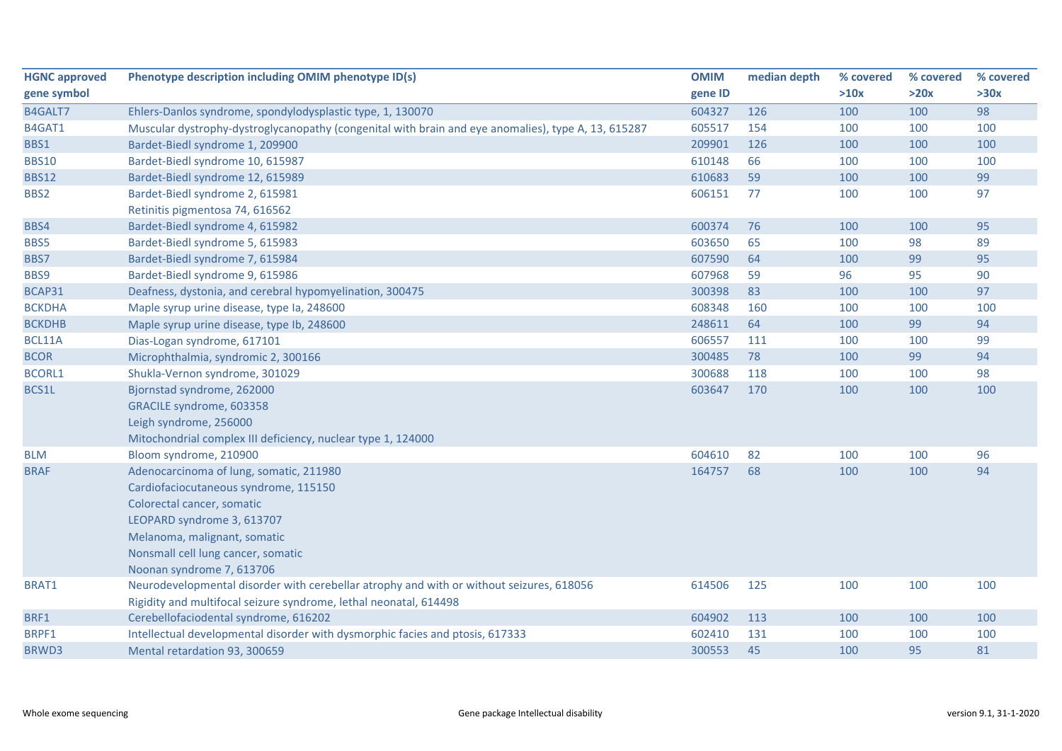| HGNC approved gene symbol | Phenotype description including OMIM phenotype ID(s) | OMIM gene ID | median depth | % covered >10x | % covered >20x | % covered >30x |
|---|---|---|---|---|---|---|
| B4GALT7 | Ehlers-Danlos syndrome, spondylodysplastic type, 1, 130070 | 604327 | 126 | 100 | 100 | 98 |
| B4GAT1 | Muscular dystrophy-dystroglycanopathy (congenital with brain and eye anomalies), type A, 13, 615287 | 605517 | 154 | 100 | 100 | 100 |
| BBS1 | Bardet-Biedl syndrome 1, 209900 | 209901 | 126 | 100 | 100 | 100 |
| BBS10 | Bardet-Biedl syndrome 10, 615987 | 610148 | 66 | 100 | 100 | 100 |
| BBS12 | Bardet-Biedl syndrome 12, 615989 | 610683 | 59 | 100 | 100 | 99 |
| BBS2 | Bardet-Biedl syndrome 2, 615981<br>Retinitis pigmentosa 74, 616562 | 606151 | 77 | 100 | 100 | 97 |
| BBS4 | Bardet-Biedl syndrome 4, 615982 | 600374 | 76 | 100 | 100 | 95 |
| BBS5 | Bardet-Biedl syndrome 5, 615983 | 603650 | 65 | 100 | 98 | 89 |
| BBS7 | Bardet-Biedl syndrome 7, 615984 | 607590 | 64 | 100 | 99 | 95 |
| BBS9 | Bardet-Biedl syndrome 9, 615986 | 607968 | 59 | 96 | 95 | 90 |
| BCAP31 | Deafness, dystonia, and cerebral hypomyelination, 300475 | 300398 | 83 | 100 | 100 | 97 |
| BCKDHA | Maple syrup urine disease, type Ia, 248600 | 608348 | 160 | 100 | 100 | 100 |
| BCKDHB | Maple syrup urine disease, type Ib, 248600 | 248611 | 64 | 100 | 99 | 94 |
| BCL11A | Dias-Logan syndrome, 617101 | 606557 | 111 | 100 | 100 | 99 |
| BCOR | Microphthalmia, syndromic 2, 300166 | 300485 | 78 | 100 | 99 | 94 |
| BCORL1 | Shukla-Vernon syndrome, 301029 | 300688 | 118 | 100 | 100 | 98 |
| BCS1L | Bjornstad syndrome, 262000<br>GRACILE syndrome, 603358<br>Leigh syndrome, 256000<br>Mitochondrial complex III deficiency, nuclear type 1, 124000 | 603647 | 170 | 100 | 100 | 100 |
| BLM | Bloom syndrome, 210900 | 604610 | 82 | 100 | 100 | 96 |
| BRAF | Adenocarcinoma of lung, somatic, 211980<br>Cardiofaciocutaneous syndrome, 115150<br>Colorectal cancer, somatic<br>LEOPARD syndrome 3, 613707<br>Melanoma, malignant, somatic<br>Nonsmall cell lung cancer, somatic<br>Noonan syndrome 7, 613706 | 164757 | 68 | 100 | 100 | 94 |
| BRAT1 | Neurodevelopmental disorder with cerebellar atrophy and with or without seizures, 618056<br>Rigidity and multifocal seizure syndrome, lethal neonatal, 614498 | 614506 | 125 | 100 | 100 | 100 |
| BRF1 | Cerebellofaciodental syndrome, 616202 | 604902 | 113 | 100 | 100 | 100 |
| BRPF1 | Intellectual developmental disorder with dysmorphic facies and ptosis, 617333 | 602410 | 131 | 100 | 100 | 100 |
| BRWD3 | Mental retardation 93, 300659 | 300553 | 45 | 100 | 95 | 81 |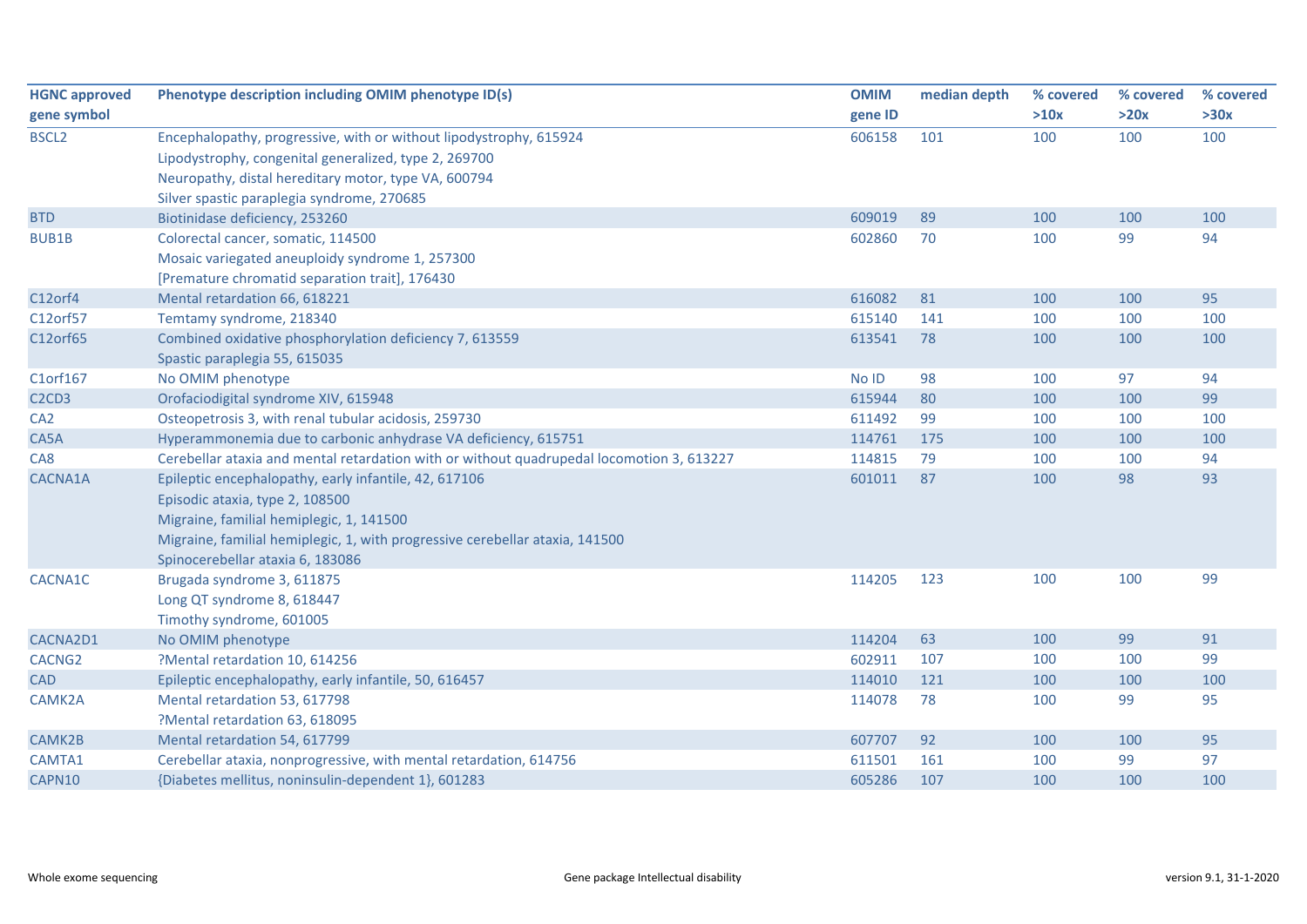| HGNC approved gene symbol | Phenotype description including OMIM phenotype ID(s) | OMIM gene ID | median depth | % covered >10x | % covered >20x | % covered >30x |
|---|---|---|---|---|---|---|
| BSCL2 | Encephalopathy, progressive, with or without lipodystrophy, 615924<br>Lipodystrophy, congenital generalized, type 2, 269700<br>Neuropathy, distal hereditary motor, type VA, 600794<br>Silver spastic paraplegia syndrome, 270685 | 606158 | 101 | 100 | 100 | 100 |
| BTD | Biotinidase deficiency, 253260 | 609019 | 89 | 100 | 100 | 100 |
| BUB1B | Colorectal cancer, somatic, 114500<br>Mosaic variegated aneuploidy syndrome 1, 257300<br>[Premature chromatid separation trait], 176430 | 602860 | 70 | 100 | 99 | 94 |
| C12orf4 | Mental retardation 66, 618221 | 616082 | 81 | 100 | 100 | 95 |
| C12orf57 | Temtamy syndrome, 218340 | 615140 | 141 | 100 | 100 | 100 |
| C12orf65 | Combined oxidative phosphorylation deficiency 7, 613559<br>Spastic paraplegia 55, 615035 | 613541 | 78 | 100 | 100 | 100 |
| C1orf167 | No OMIM phenotype | No ID | 98 | 100 | 97 | 94 |
| C2CD3 | Orofaciodigital syndrome XIV, 615948 | 615944 | 80 | 100 | 100 | 99 |
| CA2 | Osteopetrosis 3, with renal tubular acidosis, 259730 | 611492 | 99 | 100 | 100 | 100 |
| CA5A | Hyperammonemia due to carbonic anhydrase VA deficiency, 615751 | 114761 | 175 | 100 | 100 | 100 |
| CA8 | Cerebellar ataxia and mental retardation with or without quadrupedal locomotion 3, 613227 | 114815 | 79 | 100 | 100 | 94 |
| CACNA1A | Epileptic encephalopathy, early infantile, 42, 617106<br>Episodic ataxia, type 2, 108500<br>Migraine, familial hemiplegic, 1, 141500<br>Migraine, familial hemiplegic, 1, with progressive cerebellar ataxia, 141500<br>Spinocerebellar ataxia 6, 183086 | 601011 | 87 | 100 | 98 | 93 |
| CACNA1C | Brugada syndrome 3, 611875<br>Long QT syndrome 8, 618447<br>Timothy syndrome, 601005 | 114205 | 123 | 100 | 100 | 99 |
| CACNA2D1 | No OMIM phenotype | 114204 | 63 | 100 | 99 | 91 |
| CACNG2 | ?Mental retardation 10, 614256 | 602911 | 107 | 100 | 100 | 99 |
| CAD | Epileptic encephalopathy, early infantile, 50, 616457 | 114010 | 121 | 100 | 100 | 100 |
| CAMK2A | Mental retardation 53, 617798<br>?Mental retardation 63, 618095 | 114078 | 78 | 100 | 99 | 95 |
| CAMK2B | Mental retardation 54, 617799 | 607707 | 92 | 100 | 100 | 95 |
| CAMTA1 | Cerebellar ataxia, nonprogressive, with mental retardation, 614756 | 611501 | 161 | 100 | 99 | 97 |
| CAPN10 | {Diabetes mellitus, noninsulin-dependent 1}, 601283 | 605286 | 107 | 100 | 100 | 100 |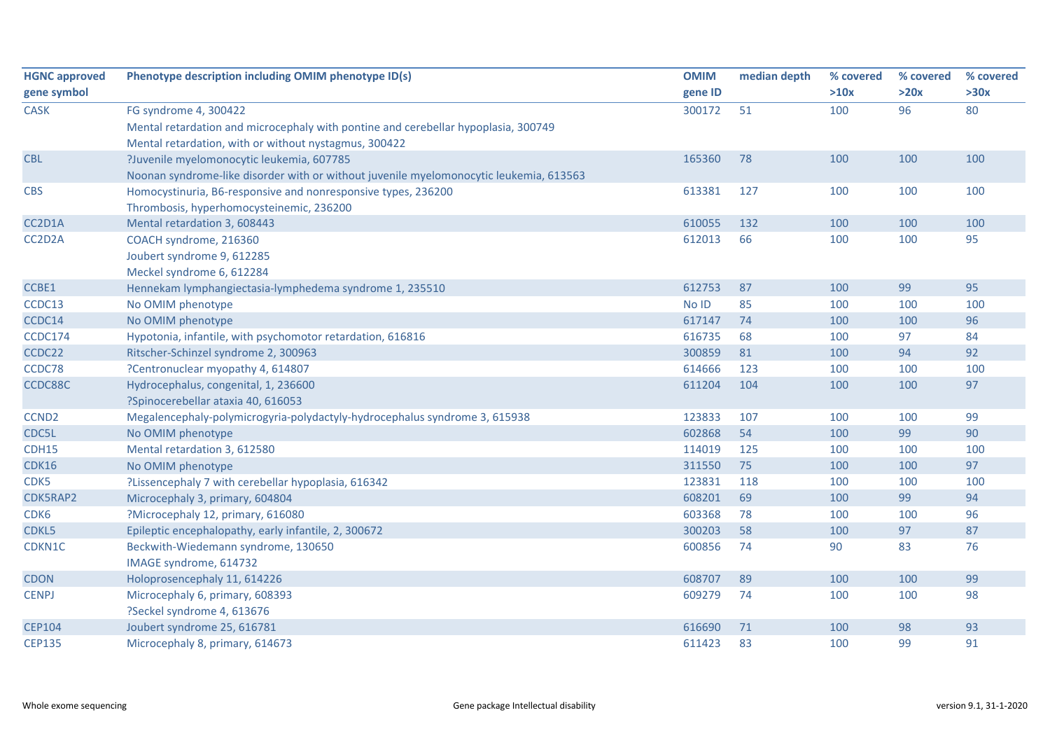| HGNC approved gene symbol | Phenotype description including OMIM phenotype ID(s) | OMIM gene ID | median depth | % covered >10x | % covered >20x | % covered >30x |
|---|---|---|---|---|---|---|
| CASK | FG syndrome 4, 300422<br>Mental retardation and microcephaly with pontine and cerebellar hypoplasia, 300749<br>Mental retardation, with or without nystagmus, 300422 | 300172 | 51 | 100 | 96 | 80 |
| CBL | ?Juvenile myelomonocytic leukemia, 607785<br>Noonan syndrome-like disorder with or without juvenile myelomonocytic leukemia, 613563 | 165360 | 78 | 100 | 100 | 100 |
| CBS | Homocystinuria, B6-responsive and nonresponsive types, 236200<br>Thrombosis, hyperhomocysteinemic, 236200 | 613381 | 127 | 100 | 100 | 100 |
| CC2D1A | Mental retardation 3, 608443 | 610055 | 132 | 100 | 100 | 100 |
| CC2D2A | COACH syndrome, 216360<br>Joubert syndrome 9, 612285<br>Meckel syndrome 6, 612284 | 612013 | 66 | 100 | 100 | 95 |
| CCBE1 | Hennekam lymphangiectasia-lymphedema syndrome 1, 235510 | 612753 | 87 | 100 | 99 | 95 |
| CCDC13 | No OMIM phenotype | No ID | 85 | 100 | 100 | 100 |
| CCDC14 | No OMIM phenotype | 617147 | 74 | 100 | 100 | 96 |
| CCDC174 | Hypotonia, infantile, with psychomotor retardation, 616816 | 616735 | 68 | 100 | 97 | 84 |
| CCDC22 | Ritscher-Schinzel syndrome 2, 300963 | 300859 | 81 | 100 | 94 | 92 |
| CCDC78 | ?Centronuclear myopathy 4, 614807 | 614666 | 123 | 100 | 100 | 100 |
| CCDC88C | Hydrocephalus, congenital, 1, 236600<br>?Spinocerebellar ataxia 40, 616053 | 611204 | 104 | 100 | 100 | 97 |
| CCND2 | Megalencephaly-polymicrogyria-polydactyly-hydrocephalus syndrome 3, 615938 | 123833 | 107 | 100 | 100 | 99 |
| CDC5L | No OMIM phenotype | 602868 | 54 | 100 | 99 | 90 |
| CDH15 | Mental retardation 3, 612580 | 114019 | 125 | 100 | 100 | 100 |
| CDK16 | No OMIM phenotype | 311550 | 75 | 100 | 100 | 97 |
| CDK5 | ?Lissencephaly 7 with cerebellar hypoplasia, 616342 | 123831 | 118 | 100 | 100 | 100 |
| CDK5RAP2 | Microcephaly 3, primary, 604804 | 608201 | 69 | 100 | 99 | 94 |
| CDK6 | ?Microcephaly 12, primary, 616080 | 603368 | 78 | 100 | 100 | 96 |
| CDKL5 | Epileptic encephalopathy, early infantile, 2, 300672 | 300203 | 58 | 100 | 97 | 87 |
| CDKN1C | Beckwith-Wiedemann syndrome, 130650<br>IMAGE syndrome, 614732 | 600856 | 74 | 90 | 83 | 76 |
| CDON | Holoprosencephaly 11, 614226 | 608707 | 89 | 100 | 100 | 99 |
| CENPJ | Microcephaly 6, primary, 608393<br>?Seckel syndrome 4, 613676 | 609279 | 74 | 100 | 100 | 98 |
| CEP104 | Joubert syndrome 25, 616781 | 616690 | 71 | 100 | 98 | 93 |
| CEP135 | Microcephaly 8, primary, 614673 | 611423 | 83 | 100 | 99 | 91 |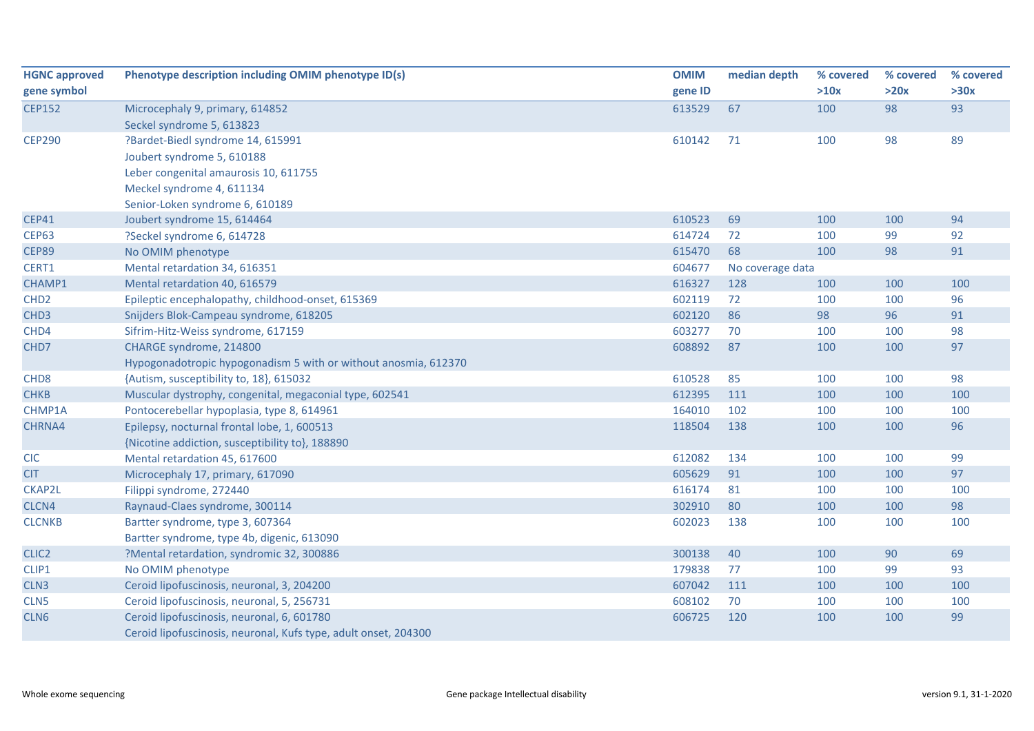| HGNC approved gene symbol | Phenotype description including OMIM phenotype ID(s) | OMIM gene ID | median depth | % covered >10x | % covered >20x | % covered >30x |
|---|---|---|---|---|---|---|
| CEP152 | Microcephaly 9, primary, 614852<br>Seckel syndrome 5, 613823 | 613529 | 67 | 100 | 98 | 93 |
| CEP290 | ?Bardet-Biedl syndrome 14, 615991<br>Joubert syndrome 5, 610188<br>Leber congenital amaurosis 10, 611755<br>Meckel syndrome 4, 611134<br>Senior-Loken syndrome 6, 610189 | 610142 | 71 | 100 | 98 | 89 |
| CEP41 | Joubert syndrome 15, 614464 | 610523 | 69 | 100 | 100 | 94 |
| CEP63 | ?Seckel syndrome 6, 614728 | 614724 | 72 | 100 | 99 | 92 |
| CEP89 | No OMIM phenotype | 615470 | 68 | 100 | 98 | 91 |
| CERT1 | Mental retardation 34, 616351 | 604677 | No coverage data | | | |
| CHAMP1 | Mental retardation 40, 616579 | 616327 | 128 | 100 | 100 | 100 |
| CHD2 | Epileptic encephalopathy, childhood-onset, 615369 | 602119 | 72 | 100 | 100 | 96 |
| CHD3 | Snijders Blok-Campeau syndrome, 618205 | 602120 | 86 | 98 | 96 | 91 |
| CHD4 | Sifrim-Hitz-Weiss syndrome, 617159 | 603277 | 70 | 100 | 100 | 98 |
| CHD7 | CHARGE syndrome, 214800<br>Hypogonadotropic hypogonadism 5 with or without anosmia, 612370 | 608892 | 87 | 100 | 100 | 97 |
| CHD8 | {Autism, susceptibility to, 18}, 615032 | 610528 | 85 | 100 | 100 | 98 |
| CHKB | Muscular dystrophy, congenital, megaconial type, 602541 | 612395 | 111 | 100 | 100 | 100 |
| CHMP1A | Pontocerebellar hypoplasia, type 8, 614961 | 164010 | 102 | 100 | 100 | 100 |
| CHRNA4 | Epilepsy, nocturnal frontal lobe, 1, 600513<br>{Nicotine addiction, susceptibility to}, 188890 | 118504 | 138 | 100 | 100 | 96 |
| CIC | Mental retardation 45, 617600 | 612082 | 134 | 100 | 100 | 99 |
| CIT | Microcephaly 17, primary, 617090 | 605629 | 91 | 100 | 100 | 97 |
| CKAP2L | Filippi syndrome, 272440 | 616174 | 81 | 100 | 100 | 100 |
| CLCN4 | Raynaud-Claes syndrome, 300114 | 302910 | 80 | 100 | 100 | 98 |
| CLCNKB | Bartter syndrome, type 3, 607364<br>Bartter syndrome, type 4b, digenic, 613090 | 602023 | 138 | 100 | 100 | 100 |
| CLIC2 | ?Mental retardation, syndromic 32, 300886 | 300138 | 40 | 100 | 90 | 69 |
| CLIP1 | No OMIM phenotype | 179838 | 77 | 100 | 99 | 93 |
| CLN3 | Ceroid lipofuscinosis, neuronal, 3, 204200 | 607042 | 111 | 100 | 100 | 100 |
| CLN5 | Ceroid lipofuscinosis, neuronal, 5, 256731 | 608102 | 70 | 100 | 100 | 100 |
| CLN6 | Ceroid lipofuscinosis, neuronal, 6, 601780<br>Ceroid lipofuscinosis, neuronal, Kufs type, adult onset, 204300 | 606725 | 120 | 100 | 100 | 99 |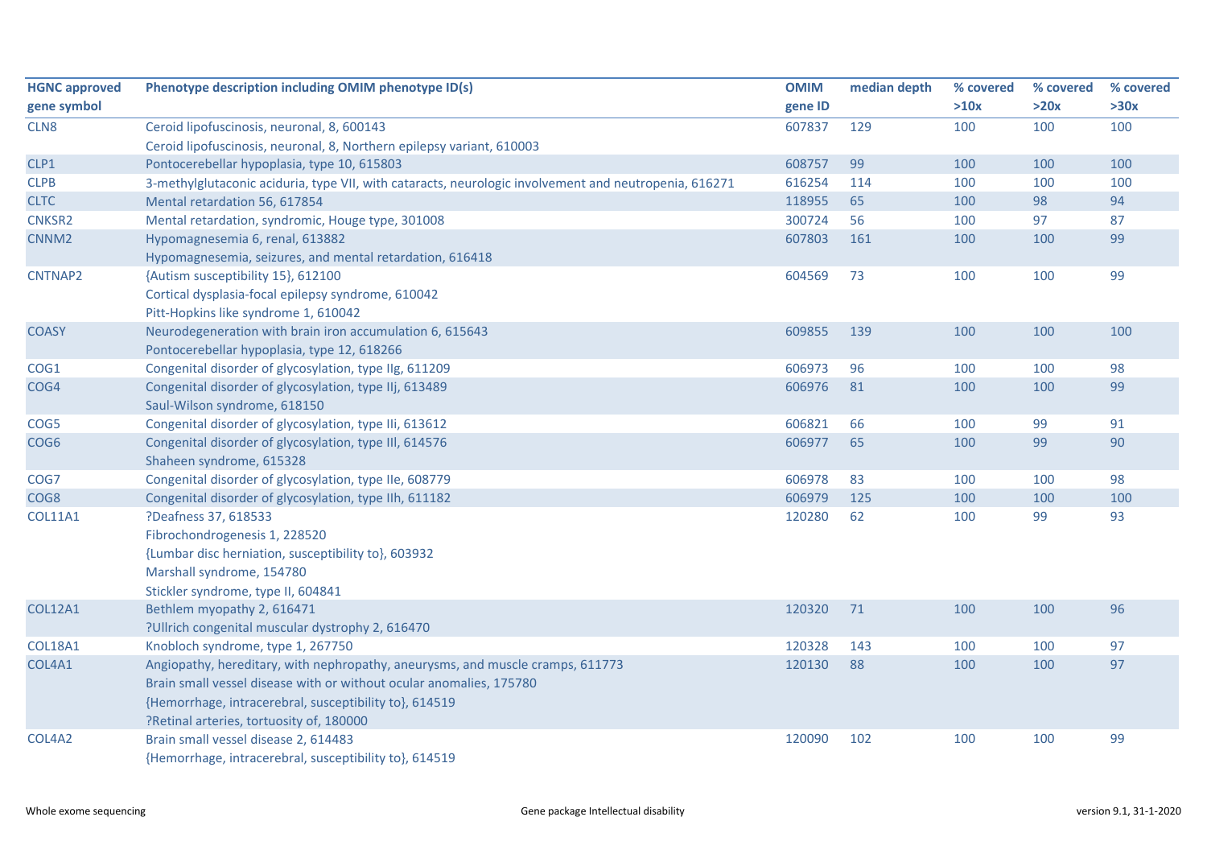| HGNC approved gene symbol | Phenotype description including OMIM phenotype ID(s) | OMIM gene ID | median depth | % covered >10x | % covered >20x | % covered >30x |
|---|---|---|---|---|---|---|
| CLN8 | Ceroid lipofuscinosis, neuronal, 8, 600143<br>Ceroid lipofuscinosis, neuronal, 8, Northern epilepsy variant, 610003 | 607837 | 129 | 100 | 100 | 100 |
| CLP1 | Pontocerebellar hypoplasia, type 10, 615803 | 608757 | 99 | 100 | 100 | 100 |
| CLPB | 3-methylglutaconic aciduria, type VII, with cataracts, neurologic involvement and neutropenia, 616271 | 616254 | 114 | 100 | 100 | 100 |
| CLTC | Mental retardation 56, 617854 | 118955 | 65 | 100 | 98 | 94 |
| CNKSR2 | Mental retardation, syndromic, Houge type, 301008 | 300724 | 56 | 100 | 97 | 87 |
| CNNM2 | Hypomagnesemia 6, renal, 613882<br>Hypomagnesemia, seizures, and mental retardation, 616418 | 607803 | 161 | 100 | 100 | 99 |
| CNTNAP2 | {Autism susceptibility 15}, 612100<br>Cortical dysplasia-focal epilepsy syndrome, 610042<br>Pitt-Hopkins like syndrome 1, 610042 | 604569 | 73 | 100 | 100 | 99 |
| COASY | Neurodegeneration with brain iron accumulation 6, 615643<br>Pontocerebellar hypoplasia, type 12, 618266 | 609855 | 139 | 100 | 100 | 100 |
| COG1 | Congenital disorder of glycosylation, type IIg, 611209 | 606973 | 96 | 100 | 100 | 98 |
| COG4 | Congenital disorder of glycosylation, type IIj, 613489<br>Saul-Wilson syndrome, 618150 | 606976 | 81 | 100 | 100 | 99 |
| COG5 | Congenital disorder of glycosylation, type IIi, 613612 | 606821 | 66 | 100 | 99 | 91 |
| COG6 | Congenital disorder of glycosylation, type III, 614576<br>Shaheen syndrome, 615328 | 606977 | 65 | 100 | 99 | 90 |
| COG7 | Congenital disorder of glycosylation, type IIe, 608779 | 606978 | 83 | 100 | 100 | 98 |
| COG8 | Congenital disorder of glycosylation, type IIh, 611182 | 606979 | 125 | 100 | 100 | 100 |
| COL11A1 | ?Deafness 37, 618533<br>Fibrochondrogenesis 1, 228520<br>{Lumbar disc herniation, susceptibility to}, 603932<br>Marshall syndrome, 154780<br>Stickler syndrome, type II, 604841 | 120280 | 62 | 100 | 99 | 93 |
| COL12A1 | Bethlem myopathy 2, 616471<br>?Ullrich congenital muscular dystrophy 2, 616470 | 120320 | 71 | 100 | 100 | 96 |
| COL18A1 | Knobloch syndrome, type 1, 267750 | 120328 | 143 | 100 | 100 | 97 |
| COL4A1 | Angiopathy, hereditary, with nephropathy, aneurysms, and muscle cramps, 611773<br>Brain small vessel disease with or without ocular anomalies, 175780<br>{Hemorrhage, intracerebral, susceptibility to}, 614519<br>?Retinal arteries, tortuosity of, 180000 | 120130 | 88 | 100 | 100 | 97 |
| COL4A2 | Brain small vessel disease 2, 614483<br>{Hemorrhage, intracerebral, susceptibility to}, 614519 | 120090 | 102 | 100 | 100 | 99 |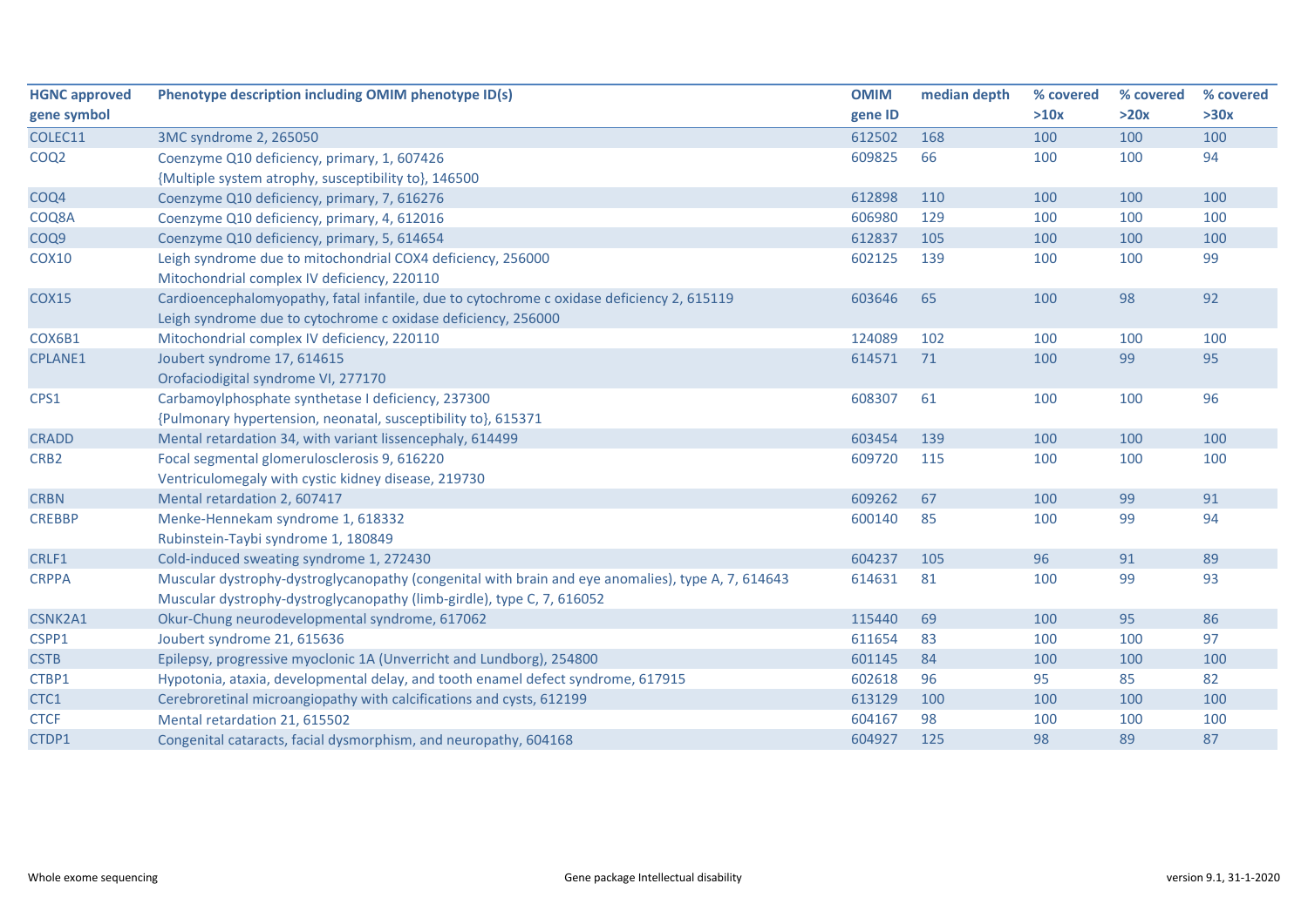| HGNC approved gene symbol | Phenotype description including OMIM phenotype ID(s) | OMIM gene ID | median depth | % covered >10x | % covered >20x | % covered >30x |
|---|---|---|---|---|---|---|
| COLEC11 | 3MC syndrome 2, 265050 | 612502 | 168 | 100 | 100 | 100 |
| COQ2 | Coenzyme Q10 deficiency, primary, 1, 607426<br>{Multiple system atrophy, susceptibility to}, 146500 | 609825 | 66 | 100 | 100 | 94 |
| COQ4 | Coenzyme Q10 deficiency, primary, 7, 616276 | 612898 | 110 | 100 | 100 | 100 |
| COQ8A | Coenzyme Q10 deficiency, primary, 4, 612016 | 606980 | 129 | 100 | 100 | 100 |
| COQ9 | Coenzyme Q10 deficiency, primary, 5, 614654 | 612837 | 105 | 100 | 100 | 100 |
| COX10 | Leigh syndrome due to mitochondrial COX4 deficiency, 256000<br>Mitochondrial complex IV deficiency, 220110 | 602125 | 139 | 100 | 100 | 99 |
| COX15 | Cardioencephalomyopathy, fatal infantile, due to cytochrome c oxidase deficiency 2, 615119<br>Leigh syndrome due to cytochrome c oxidase deficiency, 256000 | 603646 | 65 | 100 | 98 | 92 |
| COX6B1 | Mitochondrial complex IV deficiency, 220110 | 124089 | 102 | 100 | 100 | 100 |
| CPLANE1 | Joubert syndrome 17, 614615<br>Orofaciodigital syndrome VI, 277170 | 614571 | 71 | 100 | 99 | 95 |
| CPS1 | Carbamoylphosphate synthetase I deficiency, 237300<br>{Pulmonary hypertension, neonatal, susceptibility to}, 615371 | 608307 | 61 | 100 | 100 | 96 |
| CRADD | Mental retardation 34, with variant lissencephaly, 614499 | 603454 | 139 | 100 | 100 | 100 |
| CRB2 | Focal segmental glomerulosclerosis 9, 616220<br>Ventriculomegaly with cystic kidney disease, 219730 | 609720 | 115 | 100 | 100 | 100 |
| CRBN | Mental retardation 2, 607417 | 609262 | 67 | 100 | 99 | 91 |
| CREBBP | Menke-Hennekam syndrome 1, 618332<br>Rubinstein-Taybi syndrome 1, 180849 | 600140 | 85 | 100 | 99 | 94 |
| CRLF1 | Cold-induced sweating syndrome 1, 272430 | 604237 | 105 | 96 | 91 | 89 |
| CRPPA | Muscular dystrophy-dystroglycanopathy (congenital with brain and eye anomalies), type A, 7, 614643<br>Muscular dystrophy-dystroglycanopathy (limb-girdle), type C, 7, 616052 | 614631 | 81 | 100 | 99 | 93 |
| CSNK2A1 | Okur-Chung neurodevelopmental syndrome, 617062 | 115440 | 69 | 100 | 95 | 86 |
| CSPP1 | Joubert syndrome 21, 615636 | 611654 | 83 | 100 | 100 | 97 |
| CSTB | Epilepsy, progressive myoclonic 1A (Unverricht and Lundborg), 254800 | 601145 | 84 | 100 | 100 | 100 |
| CTBP1 | Hypotonia, ataxia, developmental delay, and tooth enamel defect syndrome, 617915 | 602618 | 96 | 95 | 85 | 82 |
| CTC1 | Cerebroretinal microangiopathy with calcifications and cysts, 612199 | 613129 | 100 | 100 | 100 | 100 |
| CTCF | Mental retardation 21, 615502 | 604167 | 98 | 100 | 100 | 100 |
| CTDP1 | Congenital cataracts, facial dysmorphism, and neuropathy, 604168 | 604927 | 125 | 98 | 89 | 87 |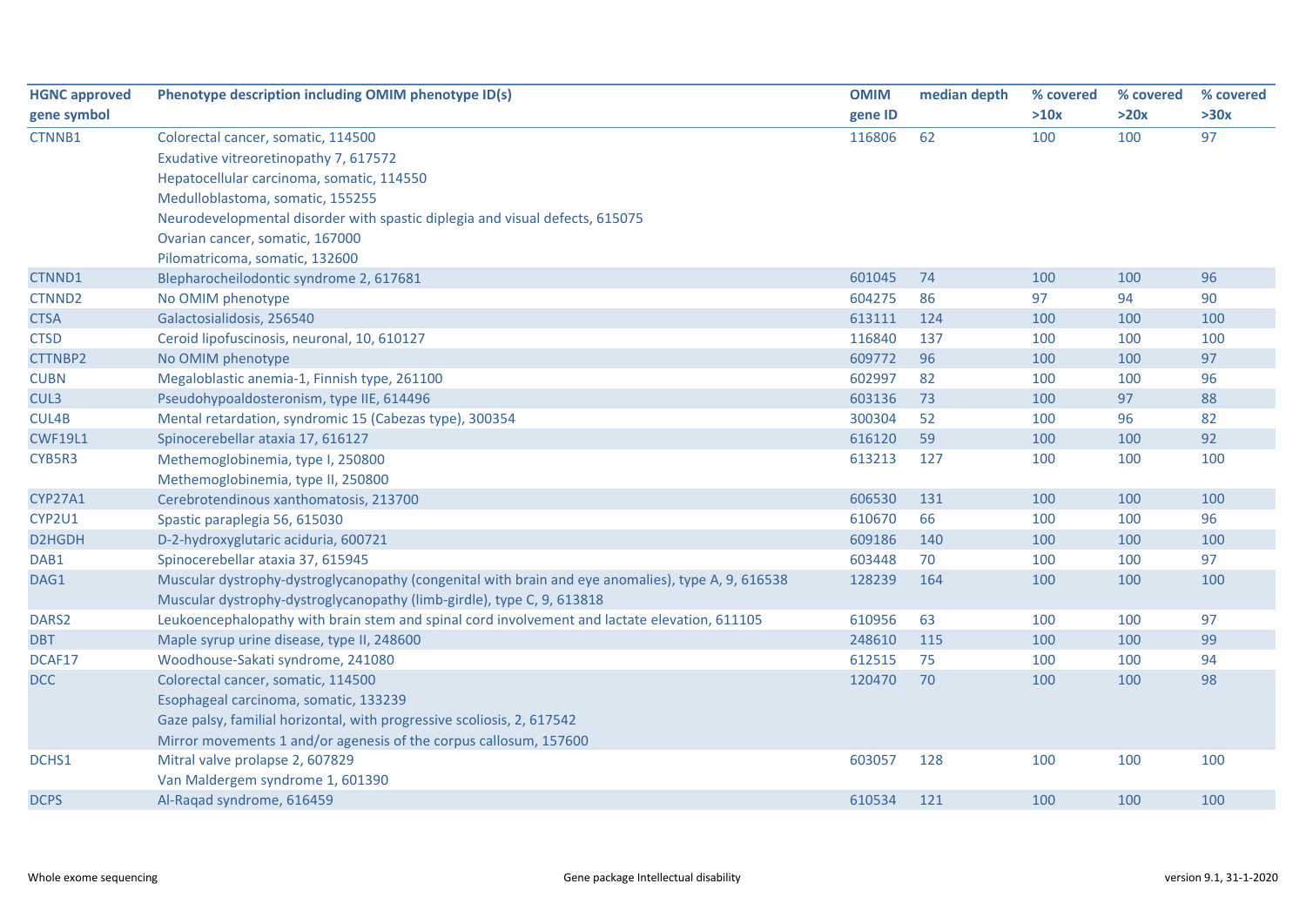| HGNC approved gene symbol | Phenotype description including OMIM phenotype ID(s) | OMIM gene ID | median depth | % covered >10x | % covered >20x | % covered >30x |
|---|---|---|---|---|---|---|
| CTNNB1 | Colorectal cancer, somatic, 114500 | 116806 | 62 | 100 | 100 | 97 |
| | Exudative vitreoretinopathy 7, 617572 | | | | | |
| | Hepatocellular carcinoma, somatic, 114550 | | | | | |
| | Medulloblastoma, somatic, 155255 | | | | | |
| | Neurodevelopmental disorder with spastic diplegia and visual defects, 615075 | | | | | |
| | Ovarian cancer, somatic, 167000 | | | | | |
| | Pilomatricoma, somatic, 132600 | | | | | |
| CTNND1 | Blepharocheilodontic syndrome 2, 617681 | 601045 | 74 | 100 | 100 | 96 |
| CTNND2 | No OMIM phenotype | 604275 | 86 | 97 | 94 | 90 |
| CTSA | Galactosialidosis, 256540 | 613111 | 124 | 100 | 100 | 100 |
| CTSD | Ceroid lipofuscinosis, neuronal, 10, 610127 | 116840 | 137 | 100 | 100 | 100 |
| CTTNBP2 | No OMIM phenotype | 609772 | 96 | 100 | 100 | 97 |
| CUBN | Megaloblastic anemia-1, Finnish type, 261100 | 602997 | 82 | 100 | 100 | 96 |
| CUL3 | Pseudohypoaldosteronism, type IIE, 614496 | 603136 | 73 | 100 | 97 | 88 |
| CUL4B | Mental retardation, syndromic 15 (Cabezas type), 300354 | 300304 | 52 | 100 | 96 | 82 |
| CWF19L1 | Spinocerebellar ataxia 17, 616127 | 616120 | 59 | 100 | 100 | 92 |
| CYB5R3 | Methemoglobinemia, type I, 250800 | 613213 | 127 | 100 | 100 | 100 |
| | Methemoglobinemia, type II, 250800 | | | | | |
| CYP27A1 | Cerebrotendinous xanthomatosis, 213700 | 606530 | 131 | 100 | 100 | 100 |
| CYP2U1 | Spastic paraplegia 56, 615030 | 610670 | 66 | 100 | 100 | 96 |
| D2HGDH | D-2-hydroxyglutaric aciduria, 600721 | 609186 | 140 | 100 | 100 | 100 |
| DAB1 | Spinocerebellar ataxia 37, 615945 | 603448 | 70 | 100 | 100 | 97 |
| DAG1 | Muscular dystrophy-dystroglycanopathy (congenital with brain and eye anomalies), type A, 9, 616538 | 128239 | 164 | 100 | 100 | 100 |
| | Muscular dystrophy-dystroglycanopathy (limb-girdle), type C, 9, 613818 | | | | | |
| DARS2 | Leukoencephalopathy with brain stem and spinal cord involvement and lactate elevation, 611105 | 610956 | 63 | 100 | 100 | 97 |
| DBT | Maple syrup urine disease, type II, 248600 | 248610 | 115 | 100 | 100 | 99 |
| DCAF17 | Woodhouse-Sakati syndrome, 241080 | 612515 | 75 | 100 | 100 | 94 |
| DCC | Colorectal cancer, somatic, 114500 | 120470 | 70 | 100 | 100 | 98 |
| | Esophageal carcinoma, somatic, 133239 | | | | | |
| | Gaze palsy, familial horizontal, with progressive scoliosis, 2, 617542 | | | | | |
| | Mirror movements 1 and/or agenesis of the corpus callosum, 157600 | | | | | |
| DCHS1 | Mitral valve prolapse 2, 607829 | 603057 | 128 | 100 | 100 | 100 |
| | Van Maldergem syndrome 1, 601390 | | | | | |
| DCPS | Al-Raqad syndrome, 616459 | 610534 | 121 | 100 | 100 | 100 |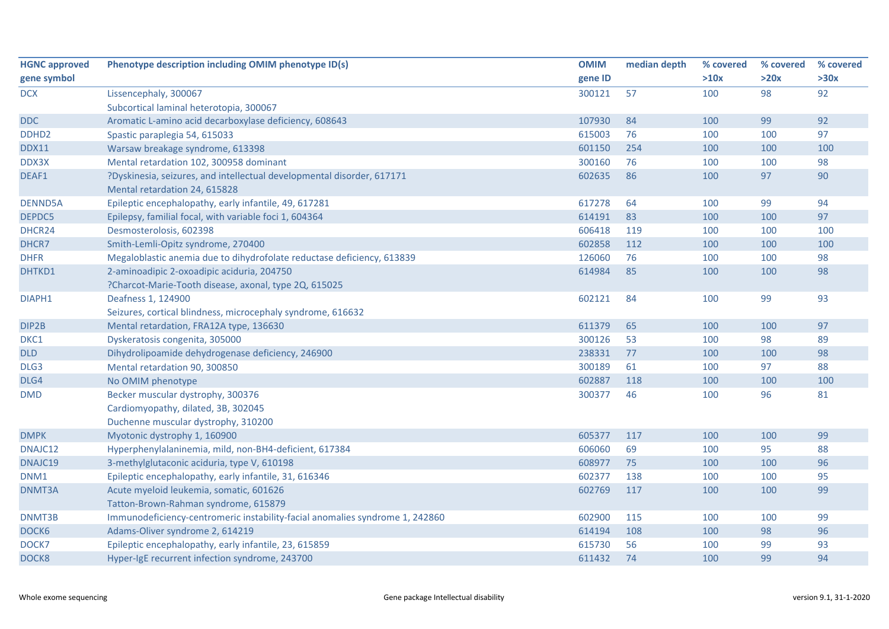| HGNC approved gene symbol | Phenotype description including OMIM phenotype ID(s) | OMIM gene ID | median depth | % covered >10x | % covered >20x | % covered >30x |
|---|---|---|---|---|---|---|
| DCX | Lissencephaly, 300067<br>Subcortical laminal heterotopia, 300067 | 300121 | 57 | 100 | 98 | 92 |
| DDC | Aromatic L-amino acid decarboxylase deficiency, 608643 | 107930 | 84 | 100 | 99 | 92 |
| DDHD2 | Spastic paraplegia 54, 615033 | 615003 | 76 | 100 | 100 | 97 |
| DDX11 | Warsaw breakage syndrome, 613398 | 601150 | 254 | 100 | 100 | 100 |
| DDX3X | Mental retardation 102, 300958 dominant | 300160 | 76 | 100 | 100 | 98 |
| DEAF1 | ?Dyskinesia, seizures, and intellectual developmental disorder, 617171<br>Mental retardation 24, 615828 | 602635 | 86 | 100 | 97 | 90 |
| DENND5A | Epileptic encephalopathy, early infantile, 49, 617281 | 617278 | 64 | 100 | 99 | 94 |
| DEPDC5 | Epilepsy, familial focal, with variable foci 1, 604364 | 614191 | 83 | 100 | 100 | 97 |
| DHCR24 | Desmosterolosis, 602398 | 606418 | 119 | 100 | 100 | 100 |
| DHCR7 | Smith-Lemli-Opitz syndrome, 270400 | 602858 | 112 | 100 | 100 | 100 |
| DHFR | Megaloblastic anemia due to dihydrofolate reductase deficiency, 613839 | 126060 | 76 | 100 | 100 | 98 |
| DHTKD1 | 2-aminoadipic 2-oxoadipic aciduria, 204750<br>?Charcot-Marie-Tooth disease, axonal, type 2Q, 615025 | 614984 | 85 | 100 | 100 | 98 |
| DIAPH1 | Deafness 1, 124900<br>Seizures, cortical blindness, microcephaly syndrome, 616632 | 602121 | 84 | 100 | 99 | 93 |
| DIP2B | Mental retardation, FRA12A type, 136630 | 611379 | 65 | 100 | 100 | 97 |
| DKC1 | Dyskeratosis congenita, 305000 | 300126 | 53 | 100 | 98 | 89 |
| DLD | Dihydrolipoamide dehydrogenase deficiency, 246900 | 238331 | 77 | 100 | 100 | 98 |
| DLG3 | Mental retardation 90, 300850 | 300189 | 61 | 100 | 97 | 88 |
| DLG4 | No OMIM phenotype | 602887 | 118 | 100 | 100 | 100 |
| DMD | Becker muscular dystrophy, 300376<br>Cardiomyopathy, dilated, 3B, 302045<br>Duchenne muscular dystrophy, 310200 | 300377 | 46 | 100 | 96 | 81 |
| DMPK | Myotonic dystrophy 1, 160900 | 605377 | 117 | 100 | 100 | 99 |
| DNAJC12 | Hyperphenylalaninemia, mild, non-BH4-deficient, 617384 | 606060 | 69 | 100 | 95 | 88 |
| DNAJC19 | 3-methylglutaconic aciduria, type V, 610198 | 608977 | 75 | 100 | 100 | 96 |
| DNM1 | Epileptic encephalopathy, early infantile, 31, 616346 | 602377 | 138 | 100 | 100 | 95 |
| DNMT3A | Acute myeloid leukemia, somatic, 601626<br>Tatton-Brown-Rahman syndrome, 615879 | 602769 | 117 | 100 | 100 | 99 |
| DNMT3B | Immunodeficiency-centromeric instability-facial anomalies syndrome 1, 242860 | 602900 | 115 | 100 | 100 | 99 |
| DOCK6 | Adams-Oliver syndrome 2, 614219 | 614194 | 108 | 100 | 98 | 96 |
| DOCK7 | Epileptic encephalopathy, early infantile, 23, 615859 | 615730 | 56 | 100 | 99 | 93 |
| DOCK8 | Hyper-IgE recurrent infection syndrome, 243700 | 611432 | 74 | 100 | 99 | 94 |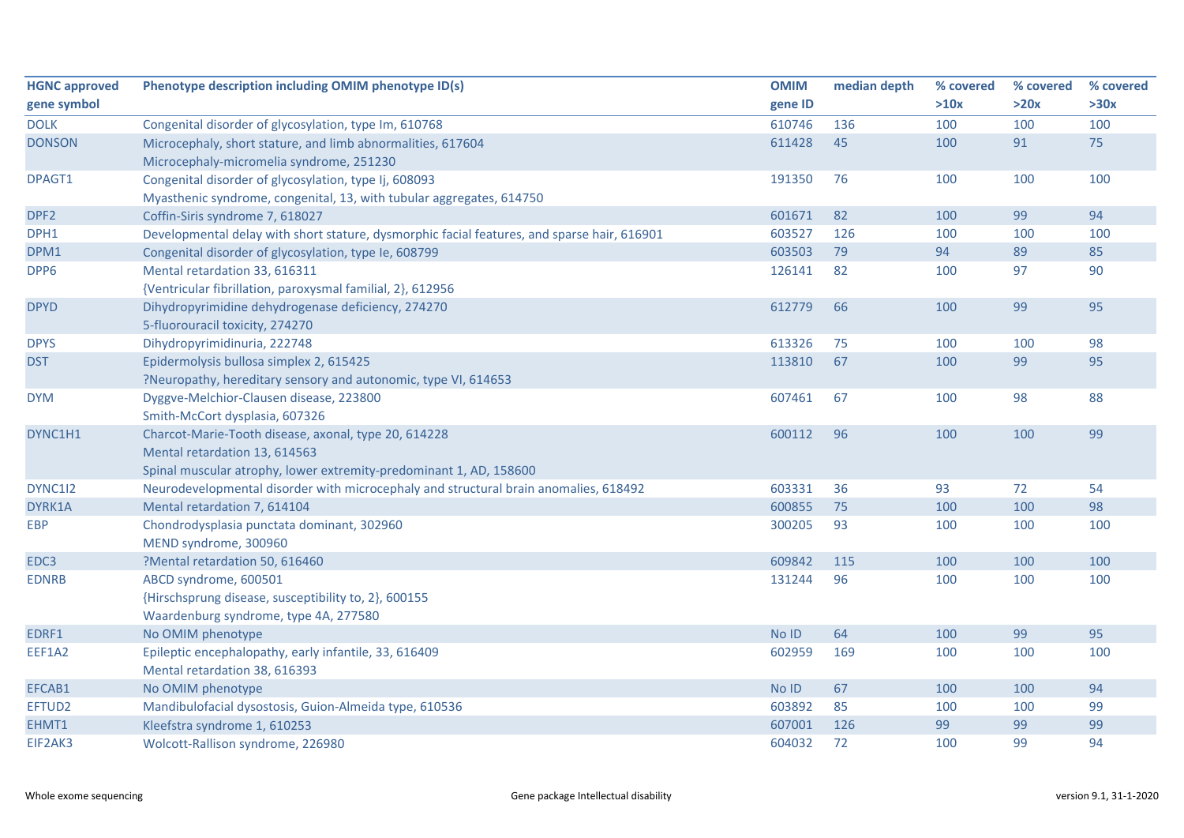| HGNC approved gene symbol | Phenotype description including OMIM phenotype ID(s) | OMIM gene ID | median depth | % covered >10x | % covered >20x | % covered >30x |
|---|---|---|---|---|---|---|
| DOLK | Congenital disorder of glycosylation, type Im, 610768 | 610746 | 136 | 100 | 100 | 100 |
| DONSON | Microcephaly, short stature, and limb abnormalities, 617604<br>Microcephaly-micromelia syndrome, 251230 | 611428 | 45 | 100 | 91 | 75 |
| DPAGT1 | Congenital disorder of glycosylation, type Ij, 608093<br>Myasthenic syndrome, congenital, 13, with tubular aggregates, 614750 | 191350 | 76 | 100 | 100 | 100 |
| DPF2 | Coffin-Siris syndrome 7, 618027 | 601671 | 82 | 100 | 99 | 94 |
| DPH1 | Developmental delay with short stature, dysmorphic facial features, and sparse hair, 616901 | 603527 | 126 | 100 | 100 | 100 |
| DPM1 | Congenital disorder of glycosylation, type Ie, 608799 | 603503 | 79 | 94 | 89 | 85 |
| DPP6 | Mental retardation 33, 616311<br>{Ventricular fibrillation, paroxysmal familial, 2}, 612956 | 126141 | 82 | 100 | 97 | 90 |
| DPYD | Dihydropyrimidine dehydrogenase deficiency, 274270<br>5-fluorouracil toxicity, 274270 | 612779 | 66 | 100 | 99 | 95 |
| DPYS | Dihydropyrimidinuria, 222748 | 613326 | 75 | 100 | 100 | 98 |
| DST | Epidermolysis bullosa simplex 2, 615425<br>?Neuropathy, hereditary sensory and autonomic, type VI, 614653 | 113810 | 67 | 100 | 99 | 95 |
| DYM | Dyggve-Melchior-Clausen disease, 223800<br>Smith-McCort dysplasia, 607326 | 607461 | 67 | 100 | 98 | 88 |
| DYNC1H1 | Charcot-Marie-Tooth disease, axonal, type 20, 614228<br>Mental retardation 13, 614563<br>Spinal muscular atrophy, lower extremity-predominant 1, AD, 158600 | 600112 | 96 | 100 | 100 | 99 |
| DYNC1I2 | Neurodevelopmental disorder with microcephaly and structural brain anomalies, 618492 | 603331 | 36 | 93 | 72 | 54 |
| DYRK1A | Mental retardation 7, 614104 | 600855 | 75 | 100 | 100 | 98 |
| EBP | Chondrodysplasia punctata dominant, 302960<br>MEND syndrome, 300960 | 300205 | 93 | 100 | 100 | 100 |
| EDC3 | ?Mental retardation 50, 616460 | 609842 | 115 | 100 | 100 | 100 |
| EDNRB | ABCD syndrome, 600501<br>{Hirschsprung disease, susceptibility to, 2}, 600155<br>Waardenburg syndrome, type 4A, 277580 | 131244 | 96 | 100 | 100 | 100 |
| EDRF1 | No OMIM phenotype | No ID | 64 | 100 | 99 | 95 |
| EEF1A2 | Epileptic encephalopathy, early infantile, 33, 616409<br>Mental retardation 38, 616393 | 602959 | 169 | 100 | 100 | 100 |
| EFCAB1 | No OMIM phenotype | No ID | 67 | 100 | 100 | 94 |
| EFTUD2 | Mandibulofacial dysostosis, Guion-Almeida type, 610536 | 603892 | 85 | 100 | 100 | 99 |
| EHMT1 | Kleefstra syndrome 1, 610253 | 607001 | 126 | 99 | 99 | 99 |
| EIF2AK3 | Wolcott-Rallison syndrome, 226980 | 604032 | 72 | 100 | 99 | 94 |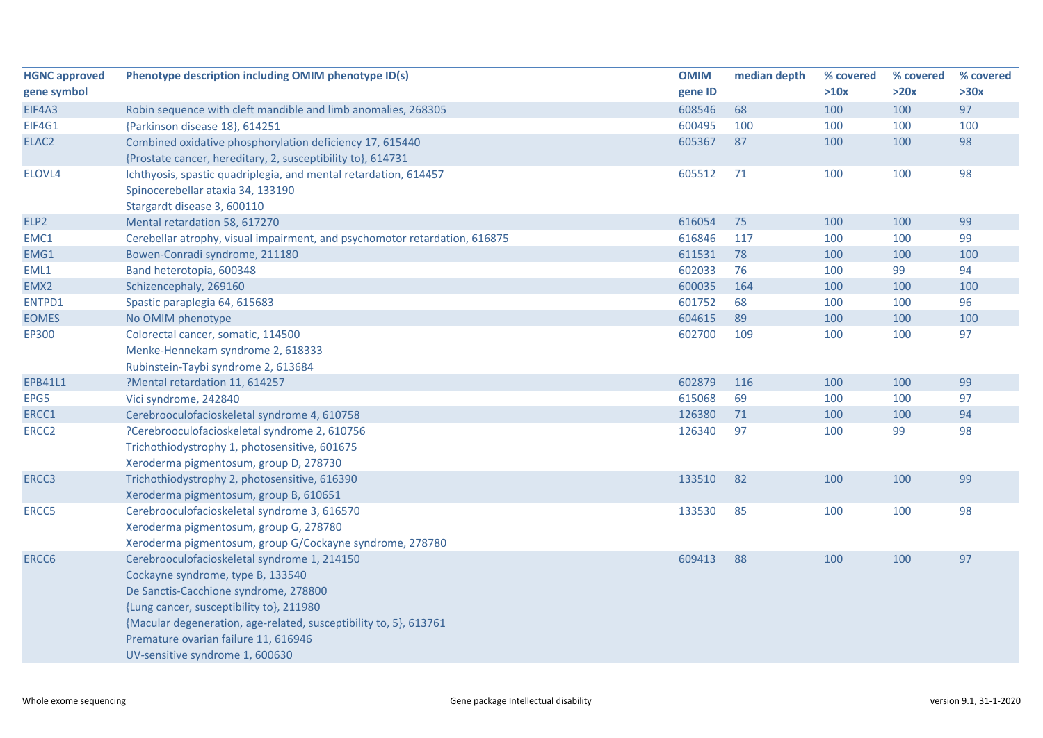| HGNC approved gene symbol | Phenotype description including OMIM phenotype ID(s) | OMIM gene ID | median depth | % covered >10x | % covered >20x | % covered >30x |
|---|---|---|---|---|---|---|
| EIF4A3 | Robin sequence with cleft mandible and limb anomalies, 268305 | 608546 | 68 | 100 | 100 | 97 |
| EIF4G1 | {Parkinson disease 18}, 614251 | 600495 | 100 | 100 | 100 | 100 |
| ELAC2 | Combined oxidative phosphorylation deficiency 17, 615440<br>{Prostate cancer, hereditary, 2, susceptibility to}, 614731 | 605367 | 87 | 100 | 100 | 98 |
| ELOVL4 | Ichthyosis, spastic quadriplegia, and mental retardation, 614457<br>Spinocerebellar ataxia 34, 133190<br>Stargardt disease 3, 600110 | 605512 | 71 | 100 | 100 | 98 |
| ELP2 | Mental retardation 58, 617270 | 616054 | 75 | 100 | 100 | 99 |
| EMC1 | Cerebellar atrophy, visual impairment, and psychomotor retardation, 616875 | 616846 | 117 | 100 | 100 | 99 |
| EMG1 | Bowen-Conradi syndrome, 211180 | 611531 | 78 | 100 | 100 | 100 |
| EML1 | Band heterotopia, 600348 | 602033 | 76 | 100 | 99 | 94 |
| EMX2 | Schizencephaly, 269160 | 600035 | 164 | 100 | 100 | 100 |
| ENTPD1 | Spastic paraplegia 64, 615683 | 601752 | 68 | 100 | 100 | 96 |
| EOMES | No OMIM phenotype | 604615 | 89 | 100 | 100 | 100 |
| EP300 | Colorectal cancer, somatic, 114500<br>Menke-Hennekam syndrome 2, 618333<br>Rubinstein-Taybi syndrome 2, 613684 | 602700 | 109 | 100 | 100 | 97 |
| EPB41L1 | ?Mental retardation 11, 614257 | 602879 | 116 | 100 | 100 | 99 |
| EPG5 | Vici syndrome, 242840 | 615068 | 69 | 100 | 100 | 97 |
| ERCC1 | Cerebrooculofacioskeletal syndrome 4, 610758 | 126380 | 71 | 100 | 100 | 94 |
| ERCC2 | ?Cerebrooculofacioskeletal syndrome 2, 610756<br>Trichothiodystrophy 1, photosensitive, 601675<br>Xeroderma pigmentosum, group D, 278730 | 126340 | 97 | 100 | 99 | 98 |
| ERCC3 | Trichothiodystrophy 2, photosensitive, 616390<br>Xeroderma pigmentosum, group B, 610651 | 133510 | 82 | 100 | 100 | 99 |
| ERCC5 | Cerebrooculofacioskeletal syndrome 3, 616570<br>Xeroderma pigmentosum, group G, 278780<br>Xeroderma pigmentosum, group G/Cockayne syndrome, 278780 | 133530 | 85 | 100 | 100 | 98 |
| ERCC6 | Cerebrooculofacioskeletal syndrome 1, 214150<br>Cockayne syndrome, type B, 133540<br>De Sanctis-Cacchione syndrome, 278800<br>{Lung cancer, susceptibility to}, 211980<br>{Macular degeneration, age-related, susceptibility to, 5}, 613761<br>Premature ovarian failure 11, 616946<br>UV-sensitive syndrome 1, 600630 | 609413 | 88 | 100 | 100 | 97 |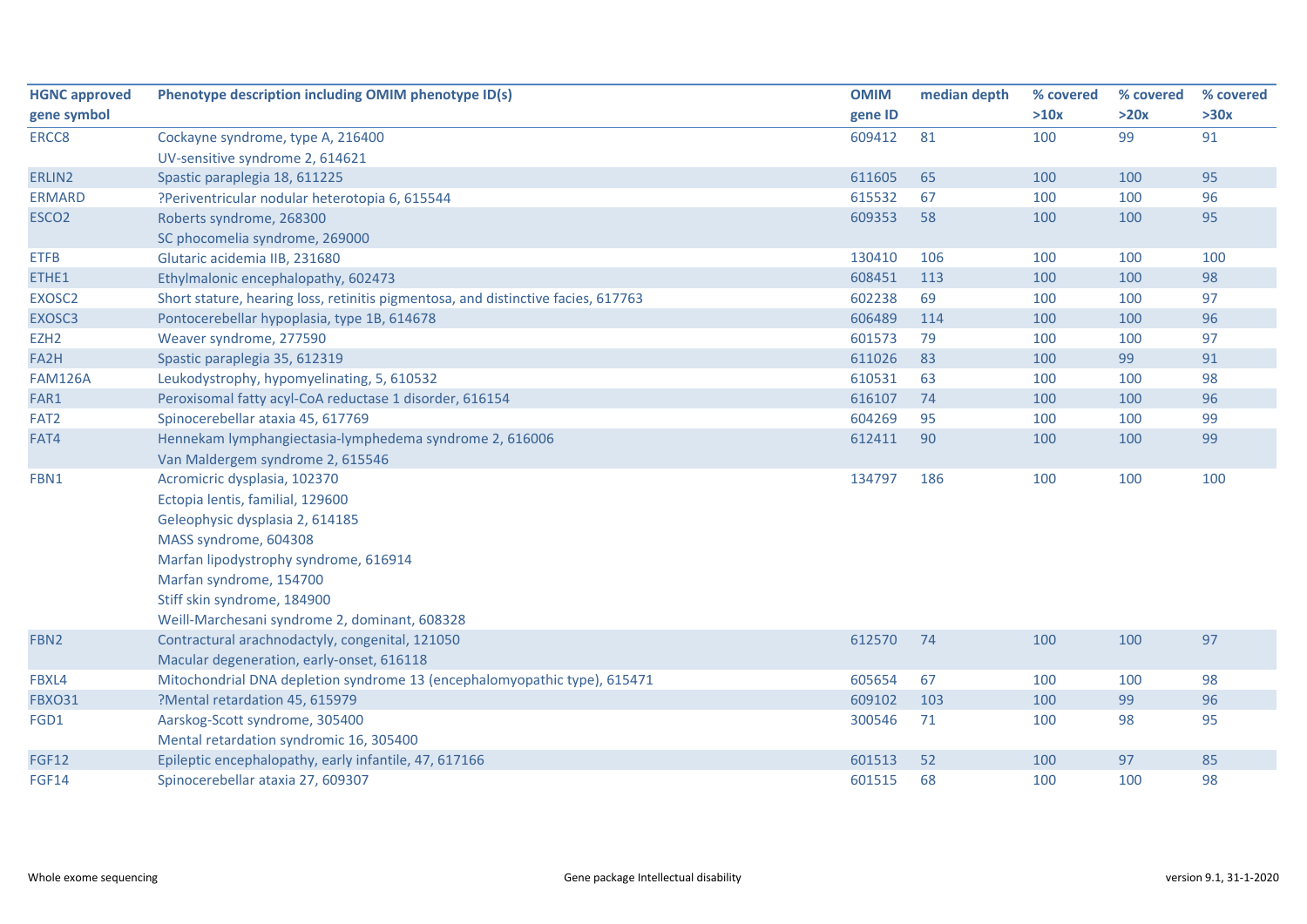| HGNC approved gene symbol | Phenotype description including OMIM phenotype ID(s) | OMIM gene ID | median depth | % covered >10x | % covered >20x | % covered >30x |
|---|---|---|---|---|---|---|
| ERCC8 | Cockayne syndrome, type A, 216400<br>UV-sensitive syndrome 2, 614621 | 609412 | 81 | 100 | 99 | 91 |
| ERLIN2 | Spastic paraplegia 18, 611225 | 611605 | 65 | 100 | 100 | 95 |
| ERMARD | ?Periventricular nodular heterotopia 6, 615544 | 615532 | 67 | 100 | 100 | 96 |
| ESCO2 | Roberts syndrome, 268300<br>SC phocomelia syndrome, 269000 | 609353 | 58 | 100 | 100 | 95 |
| ETFB | Glutaric acidemia IIB, 231680 | 130410 | 106 | 100 | 100 | 100 |
| ETHE1 | Ethylmalonic encephalopathy, 602473 | 608451 | 113 | 100 | 100 | 98 |
| EXOSC2 | Short stature, hearing loss, retinitis pigmentosa, and distinctive facies, 617763 | 602238 | 69 | 100 | 100 | 97 |
| EXOSC3 | Pontocerebellar hypoplasia, type 1B, 614678 | 606489 | 114 | 100 | 100 | 96 |
| EZH2 | Weaver syndrome, 277590 | 601573 | 79 | 100 | 100 | 97 |
| FA2H | Spastic paraplegia 35, 612319 | 611026 | 83 | 100 | 99 | 91 |
| FAM126A | Leukodystrophy, hypomyelinating, 5, 610532 | 610531 | 63 | 100 | 100 | 98 |
| FAR1 | Peroxisomal fatty acyl-CoA reductase 1 disorder, 616154 | 616107 | 74 | 100 | 100 | 96 |
| FAT2 | Spinocerebellar ataxia 45, 617769 | 604269 | 95 | 100 | 100 | 99 |
| FAT4 | Hennekam lymphangiectasia-lymphedema syndrome 2, 616006<br>Van Maldergem syndrome 2, 615546 | 612411 | 90 | 100 | 100 | 99 |
| FBN1 | Acromicric dysplasia, 102370<br>Ectopia lentis, familial, 129600<br>Geleophysic dysplasia 2, 614185<br>MASS syndrome, 604308<br>Marfan lipodystrophy syndrome, 616914<br>Marfan syndrome, 154700<br>Stiff skin syndrome, 184900<br>Weill-Marchesani syndrome 2, dominant, 608328 | 134797 | 186 | 100 | 100 | 100 |
| FBN2 | Contractural arachnodactyly, congenital, 121050<br>Macular degeneration, early-onset, 616118 | 612570 | 74 | 100 | 100 | 97 |
| FBXL4 | Mitochondrial DNA depletion syndrome 13 (encephalomyopathic type), 615471 | 605654 | 67 | 100 | 100 | 98 |
| FBXO31 | ?Mental retardation 45, 615979 | 609102 | 103 | 100 | 99 | 96 |
| FGD1 | Aarskog-Scott syndrome, 305400<br>Mental retardation syndromic 16, 305400 | 300546 | 71 | 100 | 98 | 95 |
| FGF12 | Epileptic encephalopathy, early infantile, 47, 617166 | 601513 | 52 | 100 | 97 | 85 |
| FGF14 | Spinocerebellar ataxia 27, 609307 | 601515 | 68 | 100 | 100 | 98 |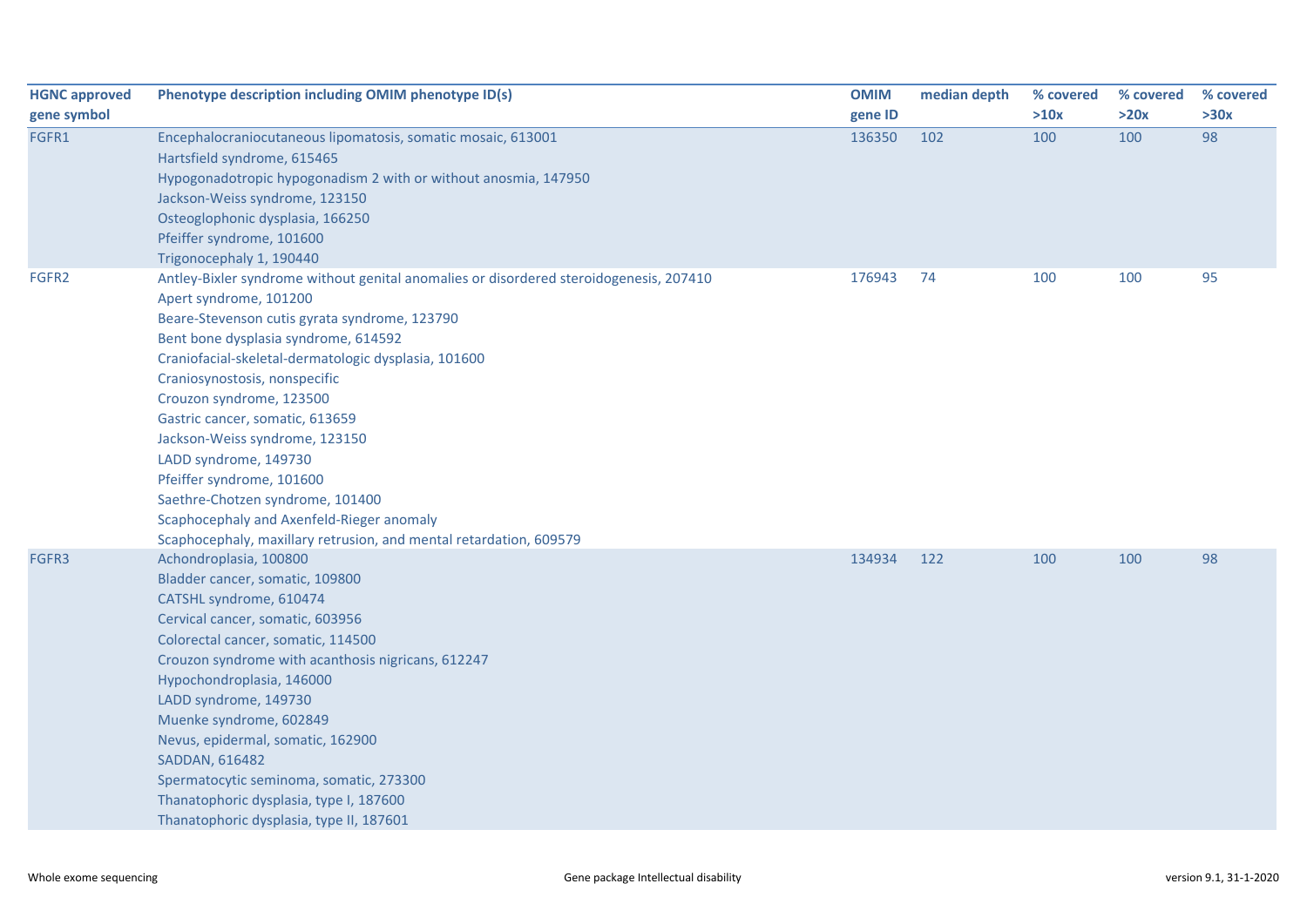| HGNC approved gene symbol | Phenotype description including OMIM phenotype ID(s) | OMIM gene ID | median depth | % covered >10x | % covered >20x | % covered >30x |
|---|---|---|---|---|---|---|
| FGFR1 | Encephalocraniocutaneous lipomatosis, somatic mosaic, 613001<br>Hartsfield syndrome, 615465<br>Hypogonadotropic hypogonadism 2 with or without anosmia, 147950<br>Jackson-Weiss syndrome, 123150<br>Osteoglophonic dysplasia, 166250<br>Pfeiffer syndrome, 101600<br>Trigonocephaly 1, 190440 | 136350 | 102 | 100 | 100 | 98 |
| FGFR2 | Antley-Bixler syndrome without genital anomalies or disordered steroidogenesis, 207410<br>Apert syndrome, 101200<br>Beare-Stevenson cutis gyrata syndrome, 123790<br>Bent bone dysplasia syndrome, 614592<br>Craniofacial-skeletal-dermatologic dysplasia, 101600<br>Craniosynostosis, nonspecific<br>Crouzon syndrome, 123500<br>Gastric cancer, somatic, 613659<br>Jackson-Weiss syndrome, 123150<br>LADD syndrome, 149730<br>Pfeiffer syndrome, 101600<br>Saethre-Chotzen syndrome, 101400<br>Scaphocephaly and Axenfeld-Rieger anomaly<br>Scaphocephaly, maxillary retrusion, and mental retardation, 609579 | 176943 | 74 | 100 | 100 | 95 |
| FGFR3 | Achondroplasia, 100800<br>Bladder cancer, somatic, 109800<br>CATSHL syndrome, 610474<br>Cervical cancer, somatic, 603956<br>Colorectal cancer, somatic, 114500<br>Crouzon syndrome with acanthosis nigricans, 612247<br>Hypochondroplasia, 146000<br>LADD syndrome, 149730<br>Muenke syndrome, 602849<br>Nevus, epidermal, somatic, 162900<br>SADDAN, 616482<br>Spermatocytic seminoma, somatic, 273300<br>Thanatophoric dysplasia, type I, 187600<br>Thanatophoric dysplasia, type II, 187601 | 134934 | 122 | 100 | 100 | 98 |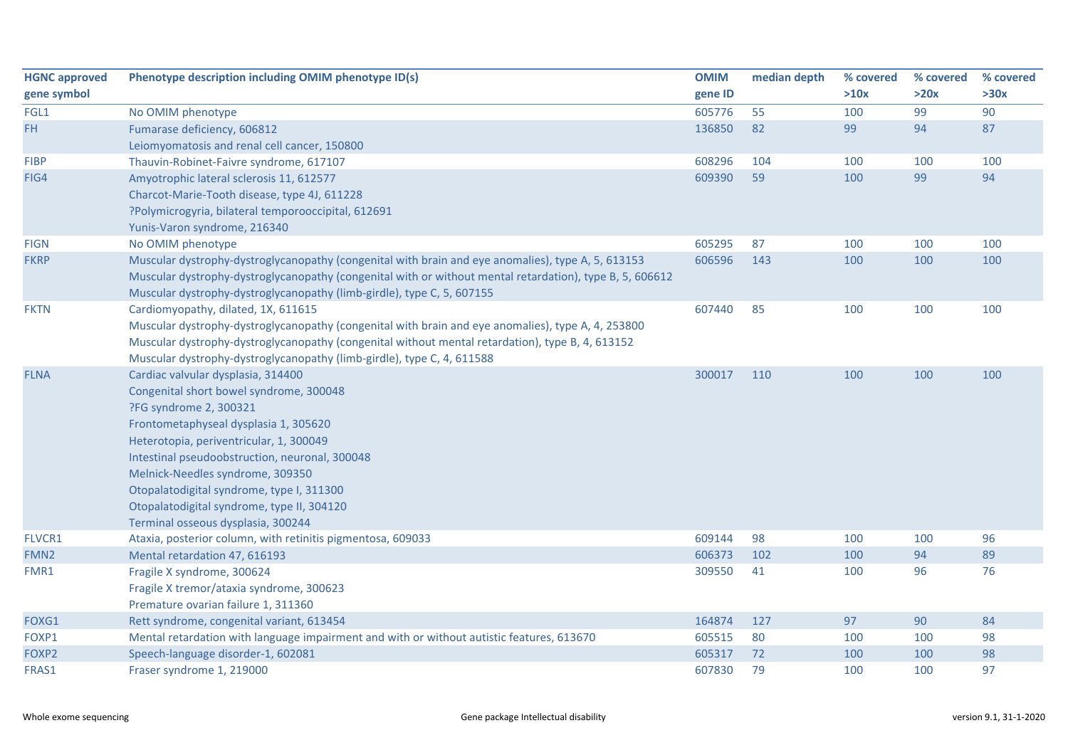| HGNC approved gene symbol | Phenotype description including OMIM phenotype ID(s) | OMIM gene ID | median depth | % covered >10x | % covered >20x | % covered >30x |
|---|---|---|---|---|---|---|
| FGL1 | No OMIM phenotype | 605776 | 55 | 100 | 99 | 90 |
| FH | Fumarase deficiency, 606812<br>Leiomyomatosis and renal cell cancer, 150800 | 136850 | 82 | 99 | 94 | 87 |
| FIBP | Thauvin-Robinet-Faivre syndrome, 617107 | 608296 | 104 | 100 | 100 | 100 |
| FIG4 | Amyotrophic lateral sclerosis 11, 612577<br>Charcot-Marie-Tooth disease, type 4J, 611228<br>?Polymicrogyria, bilateral temporooccipital, 612691<br>Yunis-Varon syndrome, 216340 | 609390 | 59 | 100 | 99 | 94 |
| FIGN | No OMIM phenotype | 605295 | 87 | 100 | 100 | 100 |
| FKRP | Muscular dystrophy-dystroglycanopathy (congenital with brain and eye anomalies), type A, 5, 613153<br>Muscular dystrophy-dystroglycanopathy (congenital with or without mental retardation), type B, 5, 606612<br>Muscular dystrophy-dystroglycanopathy (limb-girdle), type C, 5, 607155 | 606596 | 143 | 100 | 100 | 100 |
| FKTN | Cardiomyopathy, dilated, 1X, 611615<br>Muscular dystrophy-dystroglycanopathy (congenital with brain and eye anomalies), type A, 4, 253800<br>Muscular dystrophy-dystroglycanopathy (congenital without mental retardation), type B, 4, 613152<br>Muscular dystrophy-dystroglycanopathy (limb-girdle), type C, 4, 611588 | 607440 | 85 | 100 | 100 | 100 |
| FLNA | Cardiac valvular dysplasia, 314400<br>Congenital short bowel syndrome, 300048<br>?FG syndrome 2, 300321<br>Frontometaphyseal dysplasia 1, 305620<br>Heterotopia, periventricular, 1, 300049<br>Intestinal pseudoobstruction, neuronal, 300048<br>Melnick-Needles syndrome, 309350<br>Otopalatodigital syndrome, type I, 311300<br>Otopalatodigital syndrome, type II, 304120<br>Terminal osseous dysplasia, 300244 | 300017 | 110 | 100 | 100 | 100 |
| FLVCR1 | Ataxia, posterior column, with retinitis pigmentosa, 609033 | 609144 | 98 | 100 | 100 | 96 |
| FMN2 | Mental retardation 47, 616193 | 606373 | 102 | 100 | 94 | 89 |
| FMR1 | Fragile X syndrome, 300624<br>Fragile X tremor/ataxia syndrome, 300623<br>Premature ovarian failure 1, 311360 | 309550 | 41 | 100 | 96 | 76 |
| FOXG1 | Rett syndrome, congenital variant, 613454 | 164874 | 127 | 97 | 90 | 84 |
| FOXP1 | Mental retardation with language impairment and with or without autistic features, 613670 | 605515 | 80 | 100 | 100 | 98 |
| FOXP2 | Speech-language disorder-1, 602081 | 605317 | 72 | 100 | 100 | 98 |
| FRAS1 | Fraser syndrome 1, 219000 | 607830 | 79 | 100 | 100 | 97 |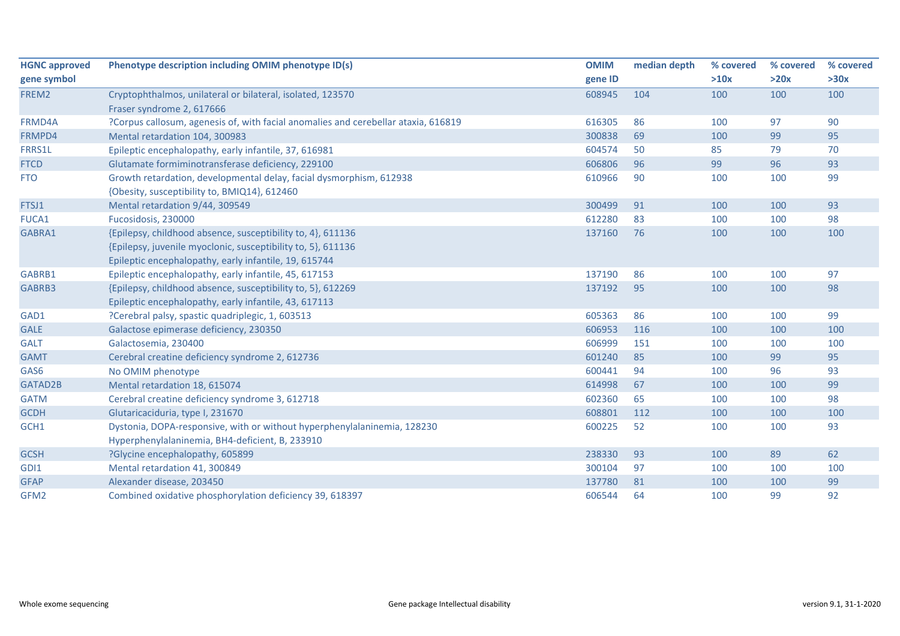| HGNC approved gene symbol | Phenotype description including OMIM phenotype ID(s) | OMIM gene ID | median depth | % covered >10x | % covered >20x | % covered >30x |
|---|---|---|---|---|---|---|
| FREM2 | Cryptophthalmos, unilateral or bilateral, isolated, 123570<br>Fraser syndrome 2, 617666 | 608945 | 104 | 100 | 100 | 100 |
| FRMD4A | ?Corpus callosum, agenesis of, with facial anomalies and cerebellar ataxia, 616819 | 616305 | 86 | 100 | 97 | 90 |
| FRMPD4 | Mental retardation 104, 300983 | 300838 | 69 | 100 | 99 | 95 |
| FRRS1L | Epileptic encephalopathy, early infantile, 37, 616981 | 604574 | 50 | 85 | 79 | 70 |
| FTCD | Glutamate formiminotransferase deficiency, 229100 | 606806 | 96 | 99 | 96 | 93 |
| FTO | Growth retardation, developmental delay, facial dysmorphism, 612938<br>{Obesity, susceptibility to, BMIQ14}, 612460 | 610966 | 90 | 100 | 100 | 99 |
| FTSJ1 | Mental retardation 9/44, 309549 | 300499 | 91 | 100 | 100 | 93 |
| FUCA1 | Fucosidosis, 230000 | 612280 | 83 | 100 | 100 | 98 |
| GABRA1 | {Epilepsy, childhood absence, susceptibility to, 4}, 611136<br>{Epilepsy, juvenile myoclonic, susceptibility to, 5}, 611136<br>Epileptic encephalopathy, early infantile, 19, 615744 | 137160 | 76 | 100 | 100 | 100 |
| GABRB1 | Epileptic encephalopathy, early infantile, 45, 617153 | 137190 | 86 | 100 | 100 | 97 |
| GABRB3 | {Epilepsy, childhood absence, susceptibility to, 5}, 612269<br>Epileptic encephalopathy, early infantile, 43, 617113 | 137192 | 95 | 100 | 100 | 98 |
| GAD1 | ?Cerebral palsy, spastic quadriplegic, 1, 603513 | 605363 | 86 | 100 | 100 | 99 |
| GALE | Galactose epimerase deficiency, 230350 | 606953 | 116 | 100 | 100 | 100 |
| GALT | Galactosemia, 230400 | 606999 | 151 | 100 | 100 | 100 |
| GAMT | Cerebral creatine deficiency syndrome 2, 612736 | 601240 | 85 | 100 | 99 | 95 |
| GAS6 | No OMIM phenotype | 600441 | 94 | 100 | 96 | 93 |
| GATAD2B | Mental retardation 18, 615074 | 614998 | 67 | 100 | 100 | 99 |
| GATM | Cerebral creatine deficiency syndrome 3, 612718 | 602360 | 65 | 100 | 100 | 98 |
| GCDH | Glutaricaciduria, type I, 231670 | 608801 | 112 | 100 | 100 | 100 |
| GCH1 | Dystonia, DOPA-responsive, with or without hyperphenylalaninemia, 128230<br>Hyperphenylalaninemia, BH4-deficient, B, 233910 | 600225 | 52 | 100 | 100 | 93 |
| GCSH | ?Glycine encephalopathy, 605899 | 238330 | 93 | 100 | 89 | 62 |
| GDI1 | Mental retardation 41, 300849 | 300104 | 97 | 100 | 100 | 100 |
| GFAP | Alexander disease, 203450 | 137780 | 81 | 100 | 100 | 99 |
| GFM2 | Combined oxidative phosphorylation deficiency 39, 618397 | 606544 | 64 | 100 | 99 | 92 |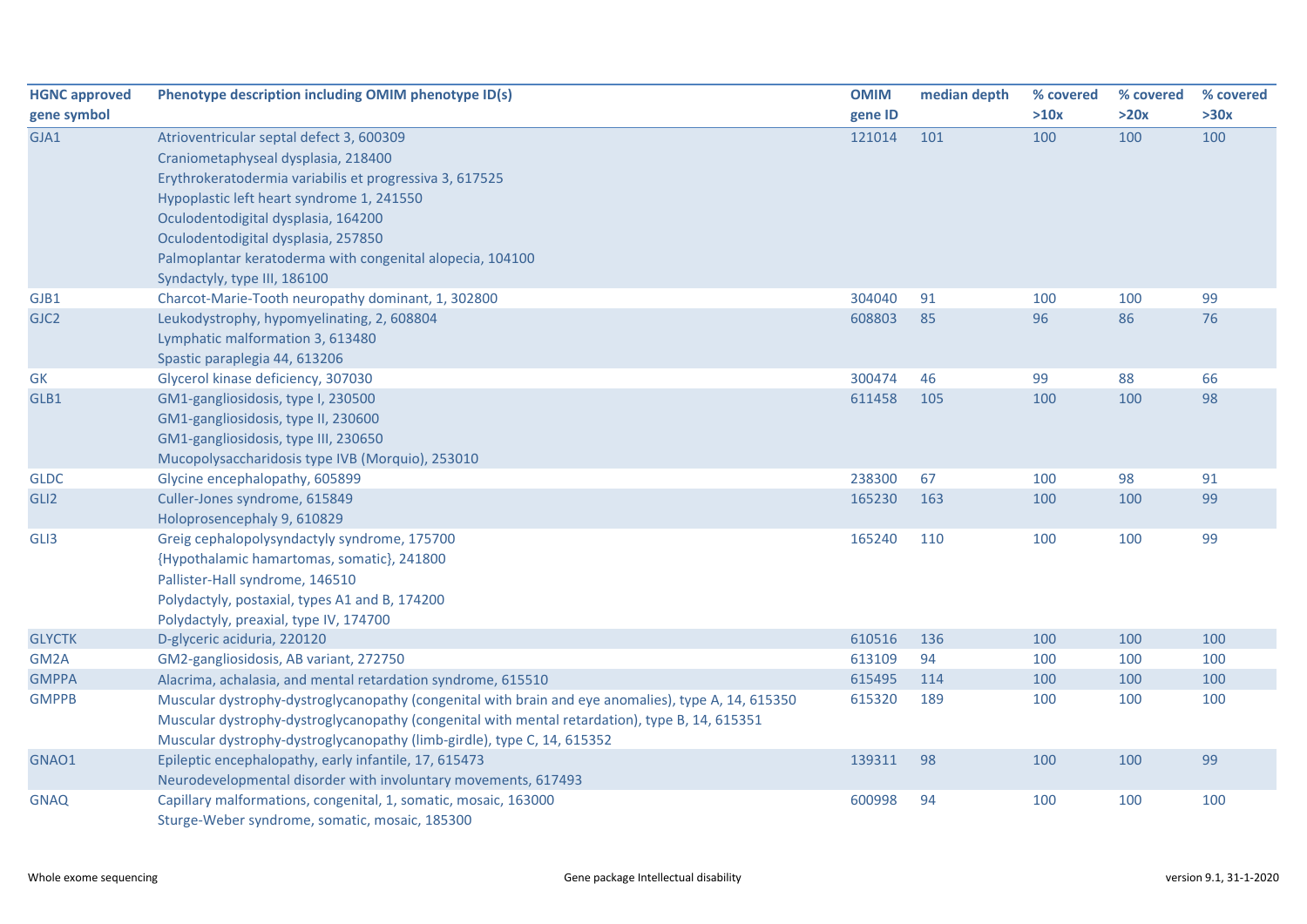| HGNC approved gene symbol | Phenotype description including OMIM phenotype ID(s) | OMIM gene ID | median depth | % covered >10x | % covered >20x | % covered >30x |
|---|---|---|---|---|---|---|
| GJA1 | Atrioventricular septal defect 3, 600309<br>Craniometaphyseal dysplasia, 218400<br>Erythrokeratodermia variabilis et progressiva 3, 617525<br>Hypoplastic left heart syndrome 1, 241550<br>Oculodentodigital dysplasia, 164200<br>Oculodentodigital dysplasia, 257850<br>Palmoplantar keratoderma with congenital alopecia, 104100<br>Syndactyly, type III, 186100 | 121014 | 101 | 100 | 100 | 100 |
| GJB1 | Charcot-Marie-Tooth neuropathy dominant, 1, 302800 | 304040 | 91 | 100 | 100 | 99 |
| GJC2 | Leukodystrophy, hypomyelinating, 2, 608804<br>Lymphatic malformation 3, 613480<br>Spastic paraplegia 44, 613206 | 608803 | 85 | 96 | 86 | 76 |
| GK | Glycerol kinase deficiency, 307030 | 300474 | 46 | 99 | 88 | 66 |
| GLB1 | GM1-gangliosidosis, type I, 230500<br>GM1-gangliosidosis, type II, 230600<br>GM1-gangliosidosis, type III, 230650<br>Mucopolysaccharidosis type IVB (Morquio), 253010 | 611458 | 105 | 100 | 100 | 98 |
| GLDC | Glycine encephalopathy, 605899 | 238300 | 67 | 100 | 98 | 91 |
| GLI2 | Culler-Jones syndrome, 615849<br>Holoprosencephaly 9, 610829 | 165230 | 163 | 100 | 100 | 99 |
| GLI3 | Greig cephalopolysyndactyly syndrome, 175700<br>{Hypothalamic hamartomas, somatic}, 241800<br>Pallister-Hall syndrome, 146510<br>Polydactyly, postaxial, types A1 and B, 174200<br>Polydactyly, preaxial, type IV, 174700 | 165240 | 110 | 100 | 100 | 99 |
| GLYCTK | D-glyceric aciduria, 220120 | 610516 | 136 | 100 | 100 | 100 |
| GM2A | GM2-gangliosidosis, AB variant, 272750 | 613109 | 94 | 100 | 100 | 100 |
| GMPPA | Alacrima, achalasia, and mental retardation syndrome, 615510 | 615495 | 114 | 100 | 100 | 100 |
| GMPPB | Muscular dystrophy-dystroglycanopathy (congenital with brain and eye anomalies), type A, 14, 615350<br>Muscular dystrophy-dystroglycanopathy (congenital with mental retardation), type B, 14, 615351<br>Muscular dystrophy-dystroglycanopathy (limb-girdle), type C, 14, 615352 | 615320 | 189 | 100 | 100 | 100 |
| GNAO1 | Epileptic encephalopathy, early infantile, 17, 615473<br>Neurodevelopmental disorder with involuntary movements, 617493 | 139311 | 98 | 100 | 100 | 99 |
| GNAQ | Capillary malformations, congenital, 1, somatic, mosaic, 163000<br>Sturge-Weber syndrome, somatic, mosaic, 185300 | 600998 | 94 | 100 | 100 | 100 |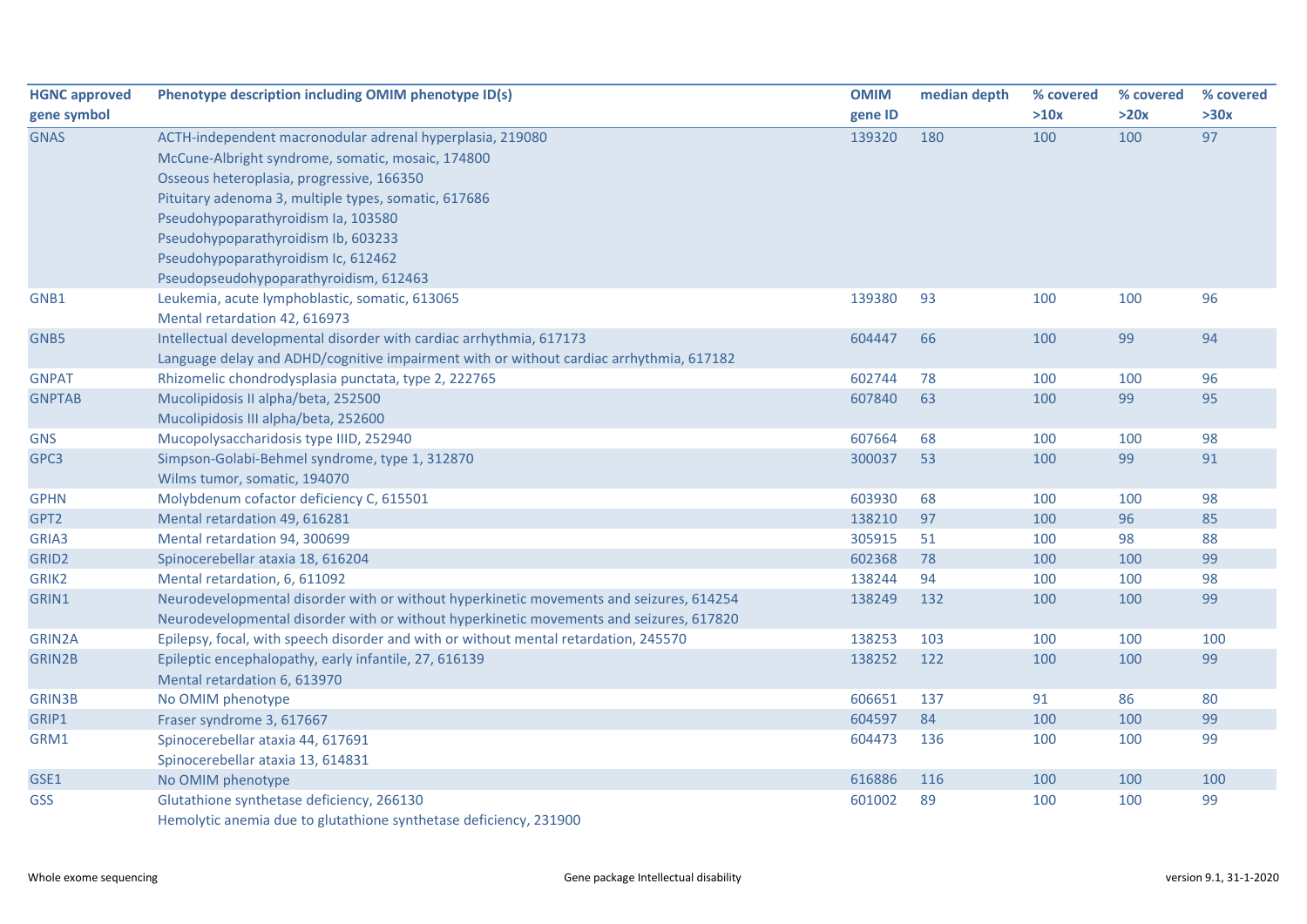| HGNC approved gene symbol | Phenotype description including OMIM phenotype ID(s) | OMIM gene ID | median depth | % covered >10x | % covered >20x | % covered >30x |
|---|---|---|---|---|---|---|
| GNAS | ACTH-independent macronodular adrenal hyperplasia, 219080<br>McCune-Albright syndrome, somatic, mosaic, 174800<br>Osseous heteroplasia, progressive, 166350<br>Pituitary adenoma 3, multiple types, somatic, 617686<br>Pseudohypoparathyroidism Ia, 103580<br>Pseudohypoparathyroidism Ib, 603233<br>Pseudohypoparathyroidism Ic, 612462<br>Pseudopseudohypoparathyroidism, 612463 | 139320 | 180 | 100 | 100 | 97 |
| GNB1 | Leukemia, acute lymphoblastic, somatic, 613065<br>Mental retardation 42, 616973 | 139380 | 93 | 100 | 100 | 96 |
| GNB5 | Intellectual developmental disorder with cardiac arrhythmia, 617173<br>Language delay and ADHD/cognitive impairment with or without cardiac arrhythmia, 617182 | 604447 | 66 | 100 | 99 | 94 |
| GNPAT | Rhizomelic chondrodysplasia punctata, type 2, 222765 | 602744 | 78 | 100 | 100 | 96 |
| GNPTAB | Mucolipidosis II alpha/beta, 252500<br>Mucolipidosis III alpha/beta, 252600 | 607840 | 63 | 100 | 99 | 95 |
| GNS | Mucopolysaccharidosis type IIID, 252940 | 607664 | 68 | 100 | 100 | 98 |
| GPC3 | Simpson-Golabi-Behmel syndrome, type 1, 312870<br>Wilms tumor, somatic, 194070 | 300037 | 53 | 100 | 99 | 91 |
| GPHN | Molybdenum cofactor deficiency C, 615501 | 603930 | 68 | 100 | 100 | 98 |
| GPT2 | Mental retardation 49, 616281 | 138210 | 97 | 100 | 96 | 85 |
| GRIA3 | Mental retardation 94, 300699 | 305915 | 51 | 100 | 98 | 88 |
| GRID2 | Spinocerebellar ataxia 18, 616204 | 602368 | 78 | 100 | 100 | 99 |
| GRIK2 | Mental retardation, 6, 611092 | 138244 | 94 | 100 | 100 | 98 |
| GRIN1 | Neurodevelopmental disorder with or without hyperkinetic movements and seizures, 614254<br>Neurodevelopmental disorder with or without hyperkinetic movements and seizures, 617820 | 138249 | 132 | 100 | 100 | 99 |
| GRIN2A | Epilepsy, focal, with speech disorder and with or without mental retardation, 245570 | 138253 | 103 | 100 | 100 | 100 |
| GRIN2B | Epileptic encephalopathy, early infantile, 27, 616139<br>Mental retardation 6, 613970 | 138252 | 122 | 100 | 100 | 99 |
| GRIN3B | No OMIM phenotype | 606651 | 137 | 91 | 86 | 80 |
| GRIP1 | Fraser syndrome 3, 617667 | 604597 | 84 | 100 | 100 | 99 |
| GRM1 | Spinocerebellar ataxia 44, 617691<br>Spinocerebellar ataxia 13, 614831 | 604473 | 136 | 100 | 100 | 99 |
| GSE1 | No OMIM phenotype | 616886 | 116 | 100 | 100 | 100 |
| GSS | Glutathione synthetase deficiency, 266130<br>Hemolytic anemia due to glutathione synthetase deficiency, 231900 | 601002 | 89 | 100 | 100 | 99 |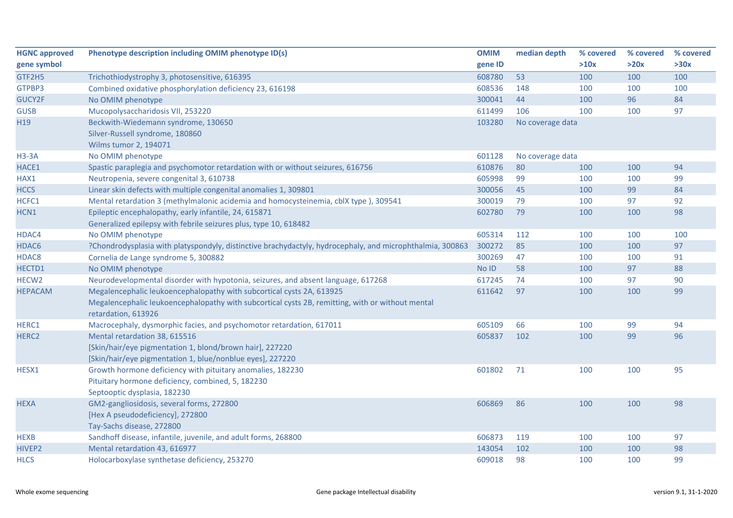| HGNC approved gene symbol | Phenotype description including OMIM phenotype ID(s) | OMIM gene ID | median depth | % covered >10x | % covered >20x | % covered >30x |
|---|---|---|---|---|---|---|
| GTF2H5 | Trichothiodystrophy 3, photosensitive, 616395 | 608780 | 53 | 100 | 100 | 100 |
| GTPBP3 | Combined oxidative phosphorylation deficiency 23, 616198 | 608536 | 148 | 100 | 100 | 100 |
| GUCY2F | No OMIM phenotype | 300041 | 44 | 100 | 96 | 84 |
| GUSB | Mucopolysaccharidosis VII, 253220 | 611499 | 106 | 100 | 100 | 97 |
| H19 | Beckwith-Wiedemann syndrome, 130650<br>Silver-Russell syndrome, 180860<br>Wilms tumor 2, 194071 | 103280 | No coverage data | | | |
| H3-3A | No OMIM phenotype | 601128 | No coverage data | | | |
| HACE1 | Spastic paraplegia and psychomotor retardation with or without seizures, 616756 | 610876 | 80 | 100 | 100 | 94 |
| HAX1 | Neutropenia, severe congenital 3, 610738 | 605998 | 99 | 100 | 100 | 99 |
| HCCS | Linear skin defects with multiple congenital anomalies 1, 309801 | 300056 | 45 | 100 | 99 | 84 |
| HCFC1 | Mental retardation 3 (methylmalonic acidemia and homocysteinemia, cblX type ), 309541 | 300019 | 79 | 100 | 97 | 92 |
| HCN1 | Epileptic encephalopathy, early infantile, 24, 615871<br>Generalized epilepsy with febrile seizures plus, type 10, 618482 | 602780 | 79 | 100 | 100 | 98 |
| HDAC4 | No OMIM phenotype | 605314 | 112 | 100 | 100 | 100 |
| HDAC6 | ?Chondrodysplasia with platyspondyly, distinctive brachydactyly, hydrocephaly, and microphthalmia, 300863 | 300272 | 85 | 100 | 100 | 97 |
| HDAC8 | Cornelia de Lange syndrome 5, 300882 | 300269 | 47 | 100 | 100 | 91 |
| HECTD1 | No OMIM phenotype | No ID | 58 | 100 | 97 | 88 |
| HECW2 | Neurodevelopmental disorder with hypotonia, seizures, and absent language, 617268 | 617245 | 74 | 100 | 97 | 90 |
| HEPACAM | Megalencephalic leukoencephalopathy with subcortical cysts 2A, 613925<br>Megalencephalic leukoencephalopathy with subcortical cysts 2B, remitting, with or without mental retardation, 613926 | 611642 | 97 | 100 | 100 | 99 |
| HERC1 | Macrocephaly, dysmorphic facies, and psychomotor retardation, 617011 | 605109 | 66 | 100 | 99 | 94 |
| HERC2 | Mental retardation 38, 615516<br>[Skin/hair/eye pigmentation 1, blond/brown hair], 227220<br>[Skin/hair/eye pigmentation 1, blue/nonblue eyes], 227220 | 605837 | 102 | 100 | 99 | 96 |
| HESX1 | Growth hormone deficiency with pituitary anomalies, 182230<br>Pituitary hormone deficiency, combined, 5, 182230<br>Septooptic dysplasia, 182230 | 601802 | 71 | 100 | 100 | 95 |
| HEXA | GM2-gangliosidosis, several forms, 272800<br>[Hex A pseudodeficiency], 272800<br>Tay-Sachs disease, 272800 | 606869 | 86 | 100 | 100 | 98 |
| HEXB | Sandhoff disease, infantile, juvenile, and adult forms, 268800 | 606873 | 119 | 100 | 100 | 97 |
| HIVEP2 | Mental retardation 43, 616977 | 143054 | 102 | 100 | 100 | 98 |
| HLCS | Holocarboxylase synthetase deficiency, 253270 | 609018 | 98 | 100 | 100 | 99 |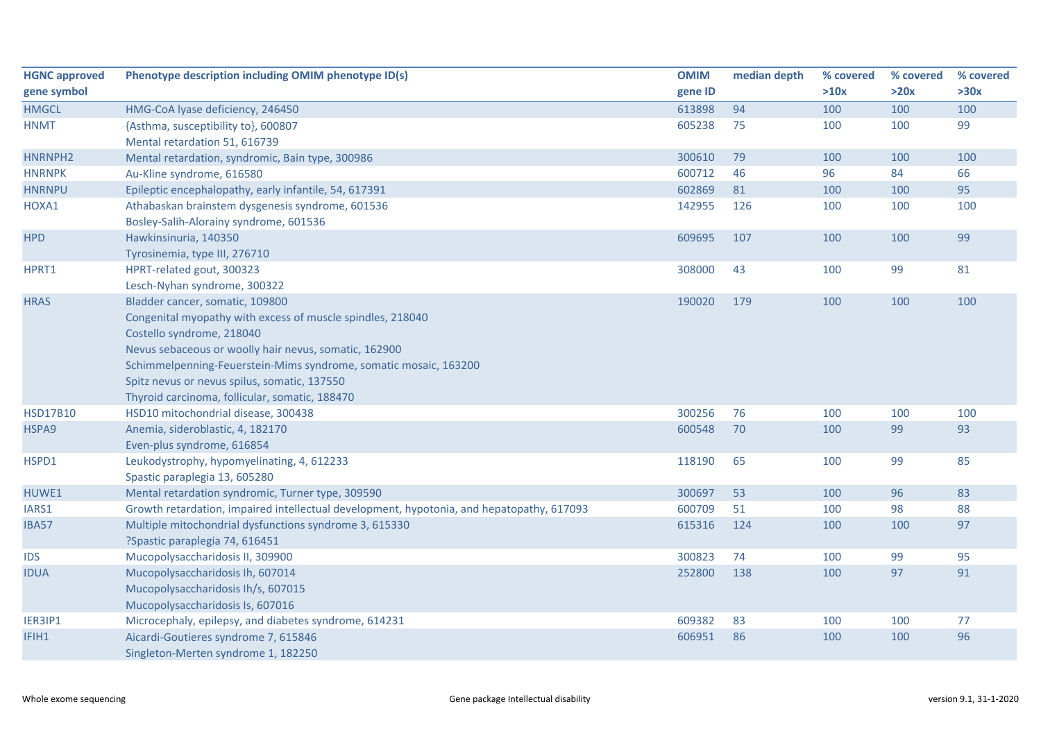| HGNC approved gene symbol | Phenotype description including OMIM phenotype ID(s) | OMIM gene ID | median depth | % covered >10x | % covered >20x | % covered >30x |
|---|---|---|---|---|---|---|
| HMGCL | HMG-CoA lyase deficiency, 246450 | 613898 | 94 | 100 | 100 | 100 |
| HNMT | {Asthma, susceptibility to}, 600807<br>Mental retardation 51, 616739 | 605238 | 75 | 100 | 100 | 99 |
| HNRNPH2 | Mental retardation, syndromic, Bain type, 300986 | 300610 | 79 | 100 | 100 | 100 |
| HNRNPK | Au-Kline syndrome, 616580 | 600712 | 46 | 96 | 84 | 66 |
| HNRNPU | Epileptic encephalopathy, early infantile, 54, 617391 | 602869 | 81 | 100 | 100 | 95 |
| HOXA1 | Athabaskan brainstem dysgenesis syndrome, 601536<br>Bosley-Salih-Alorainy syndrome, 601536 | 142955 | 126 | 100 | 100 | 100 |
| HPD | Hawkinsinuria, 140350<br>Tyrosinemia, type III, 276710 | 609695 | 107 | 100 | 100 | 99 |
| HPRT1 | HPRT-related gout, 300323<br>Lesch-Nyhan syndrome, 300322 | 308000 | 43 | 100 | 99 | 81 |
| HRAS | Bladder cancer, somatic, 109800<br>Congenital myopathy with excess of muscle spindles, 218040<br>Costello syndrome, 218040<br>Nevus sebaceous or woolly hair nevus, somatic, 162900<br>Schimmelpenning-Feuerstein-Mims syndrome, somatic mosaic, 163200<br>Spitz nevus or nevus spilus, somatic, 137550<br>Thyroid carcinoma, follicular, somatic, 188470 | 190020 | 179 | 100 | 100 | 100 |
| HSD17B10 | HSD10 mitochondrial disease, 300438 | 300256 | 76 | 100 | 100 | 100 |
| HSPA9 | Anemia, sideroblastic, 4, 182170<br>Even-plus syndrome, 616854 | 600548 | 70 | 100 | 99 | 93 |
| HSPD1 | Leukodystrophy, hypomyelinating, 4, 612233<br>Spastic paraplegia 13, 605280 | 118190 | 65 | 100 | 99 | 85 |
| HUWE1 | Mental retardation syndromic, Turner type, 309590 | 300697 | 53 | 100 | 96 | 83 |
| IARS1 | Growth retardation, impaired intellectual development, hypotonia, and hepatopathy, 617093 | 600709 | 51 | 100 | 98 | 88 |
| IBA57 | Multiple mitochondrial dysfunctions syndrome 3, 615330<br>?Spastic paraplegia 74, 616451 | 615316 | 124 | 100 | 100 | 97 |
| IDS | Mucopolysaccharidosis II, 309900 | 300823 | 74 | 100 | 99 | 95 |
| IDUA | Mucopolysaccharidosis Ih, 607014<br>Mucopolysaccharidosis Ih/s, 607015<br>Mucopolysaccharidosis Is, 607016 | 252800 | 138 | 100 | 97 | 91 |
| IER3IP1 | Microcephaly, epilepsy, and diabetes syndrome, 614231 | 609382 | 83 | 100 | 100 | 77 |
| IFIH1 | Aicardi-Goutieres syndrome 7, 615846<br>Singleton-Merten syndrome 1, 182250 | 606951 | 86 | 100 | 100 | 96 |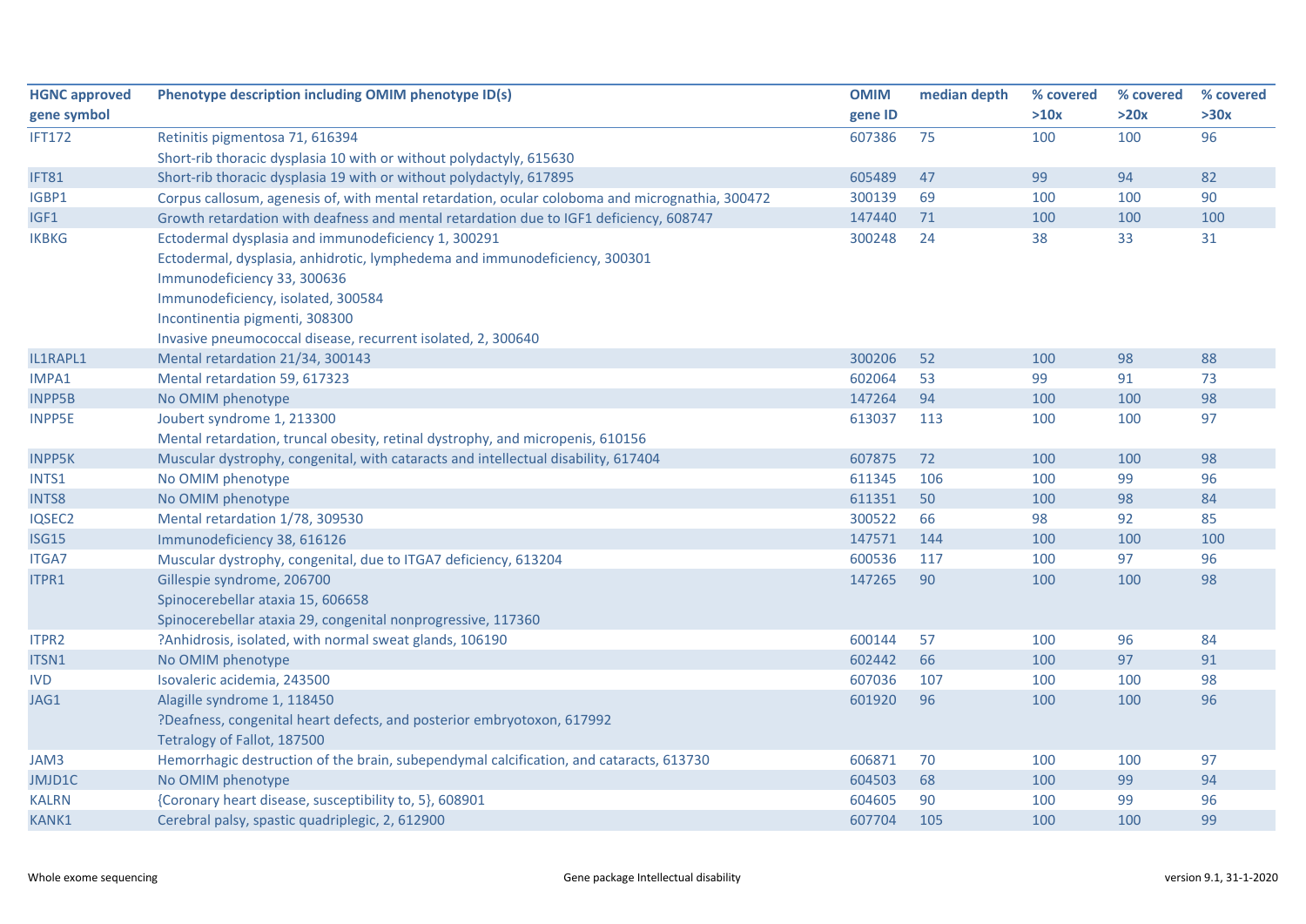| HGNC approved gene symbol | Phenotype description including OMIM phenotype ID(s) | OMIM gene ID | median depth | % covered >10x | % covered >20x | % covered >30x |
|---|---|---|---|---|---|---|
| IFT172 | Retinitis pigmentosa 71, 616394<br>Short-rib thoracic dysplasia 10 with or without polydactyly, 615630 | 607386 | 75 | 100 | 100 | 96 |
| IFT81 | Short-rib thoracic dysplasia 19 with or without polydactyly, 617895 | 605489 | 47 | 99 | 94 | 82 |
| IGBP1 | Corpus callosum, agenesis of, with mental retardation, ocular coloboma and micrognathia, 300472 | 300139 | 69 | 100 | 100 | 90 |
| IGF1 | Growth retardation with deafness and mental retardation due to IGF1 deficiency, 608747 | 147440 | 71 | 100 | 100 | 100 |
| IKBKG | Ectodermal dysplasia and immunodeficiency 1, 300291<br>Ectodermal, dysplasia, anhidrotic, lymphedema and immunodeficiency, 300301<br>Immunodeficiency 33, 300636<br>Immunodeficiency, isolated, 300584<br>Incontinentia pigmenti, 308300<br>Invasive pneumococcal disease, recurrent isolated, 2, 300640 | 300248 | 24 | 38 | 33 | 31 |
| IL1RAPL1 | Mental retardation 21/34, 300143 | 300206 | 52 | 100 | 98 | 88 |
| IMPA1 | Mental retardation 59, 617323 | 602064 | 53 | 99 | 91 | 73 |
| INPP5B | No OMIM phenotype | 147264 | 94 | 100 | 100 | 98 |
| INPP5E | Joubert syndrome 1, 213300<br>Mental retardation, truncal obesity, retinal dystrophy, and micropenis, 610156 | 613037 | 113 | 100 | 100 | 97 |
| INPP5K | Muscular dystrophy, congenital, with cataracts and intellectual disability, 617404 | 607875 | 72 | 100 | 100 | 98 |
| INTS1 | No OMIM phenotype | 611345 | 106 | 100 | 99 | 96 |
| INTS8 | No OMIM phenotype | 611351 | 50 | 100 | 98 | 84 |
| IQSEC2 | Mental retardation 1/78, 309530 | 300522 | 66 | 98 | 92 | 85 |
| ISG15 | Immunodeficiency 38, 616126 | 147571 | 144 | 100 | 100 | 100 |
| ITGA7 | Muscular dystrophy, congenital, due to ITGA7 deficiency, 613204 | 600536 | 117 | 100 | 97 | 96 |
| ITPR1 | Gillespie syndrome, 206700<br>Spinocerebellar ataxia 15, 606658<br>Spinocerebellar ataxia 29, congenital nonprogressive, 117360 | 147265 | 90 | 100 | 100 | 98 |
| ITPR2 | ?Anhidrosis, isolated, with normal sweat glands, 106190 | 600144 | 57 | 100 | 96 | 84 |
| ITSN1 | No OMIM phenotype | 602442 | 66 | 100 | 97 | 91 |
| IVD | Isovaleric acidemia, 243500 | 607036 | 107 | 100 | 100 | 98 |
| JAG1 | Alagille syndrome 1, 118450<br>?Deafness, congenital heart defects, and posterior embryotoxon, 617992<br>Tetralogy of Fallot, 187500 | 601920 | 96 | 100 | 100 | 96 |
| JAM3 | Hemorrhagic destruction of the brain, subependymal calcification, and cataracts, 613730 | 606871 | 70 | 100 | 100 | 97 |
| JMJD1C | No OMIM phenotype | 604503 | 68 | 100 | 99 | 94 |
| KALRN | {Coronary heart disease, susceptibility to, 5}, 608901 | 604605 | 90 | 100 | 99 | 96 |
| KANK1 | Cerebral palsy, spastic quadriplegic, 2, 612900 | 607704 | 105 | 100 | 100 | 99 |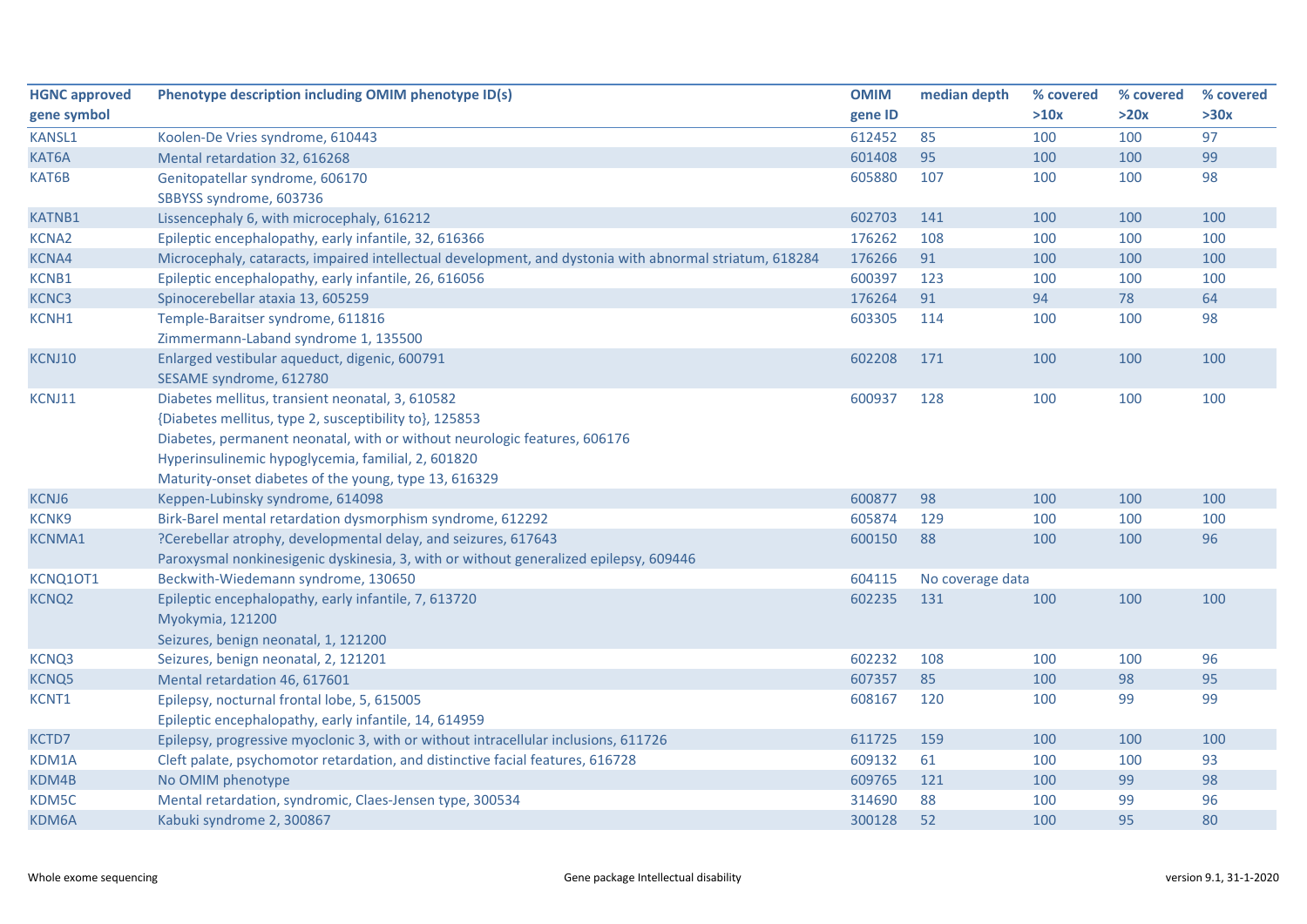| HGNC approved gene symbol | Phenotype description including OMIM phenotype ID(s) | OMIM gene ID | median depth | % covered >10x | % covered >20x | % covered >30x |
|---|---|---|---|---|---|---|
| KANSL1 | Koolen-De Vries syndrome, 610443 | 612452 | 85 | 100 | 100 | 97 |
| KAT6A | Mental retardation 32, 616268 | 601408 | 95 | 100 | 100 | 99 |
| KAT6B | Genitopatellar syndrome, 606170<br>SBBYSS syndrome, 603736 | 605880 | 107 | 100 | 100 | 98 |
| KATNB1 | Lissencephaly 6, with microcephaly, 616212 | 602703 | 141 | 100 | 100 | 100 |
| KCNA2 | Epileptic encephalopathy, early infantile, 32, 616366 | 176262 | 108 | 100 | 100 | 100 |
| KCNA4 | Microcephaly, cataracts, impaired intellectual development, and dystonia with abnormal striatum, 618284 | 176266 | 91 | 100 | 100 | 100 |
| KCNB1 | Epileptic encephalopathy, early infantile, 26, 616056 | 600397 | 123 | 100 | 100 | 100 |
| KCNC3 | Spinocerebellar ataxia 13, 605259 | 176264 | 91 | 94 | 78 | 64 |
| KCNH1 | Temple-Baraitser syndrome, 611816<br>Zimmermann-Laband syndrome 1, 135500 | 603305 | 114 | 100 | 100 | 98 |
| KCNJ10 | Enlarged vestibular aqueduct, digenic, 600791<br>SESAME syndrome, 612780 | 602208 | 171 | 100 | 100 | 100 |
| KCNJ11 | Diabetes mellitus, transient neonatal, 3, 610582<br>{Diabetes mellitus, type 2, susceptibility to}, 125853<br>Diabetes, permanent neonatal, with or without neurologic features, 606176<br>Hyperinsulinemic hypoglycemia, familial, 2, 601820<br>Maturity-onset diabetes of the young, type 13, 616329 | 600937 | 128 | 100 | 100 | 100 |
| KCNJ6 | Keppen-Lubinsky syndrome, 614098 | 600877 | 98 | 100 | 100 | 100 |
| KCNK9 | Birk-Barel mental retardation dysmorphism syndrome, 612292 | 605874 | 129 | 100 | 100 | 100 |
| KCNMA1 | ?Cerebellar atrophy, developmental delay, and seizures, 617643<br>Paroxysmal nonkinesigenic dyskinesia, 3, with or without generalized epilepsy, 609446 | 600150 | 88 | 100 | 100 | 96 |
| KCNQ1OT1 | Beckwith-Wiedemann syndrome, 130650 | 604115 | No coverage data | | | |
| KCNQ2 | Epileptic encephalopathy, early infantile, 7, 613720<br>Myokymia, 121200<br>Seizures, benign neonatal, 1, 121200 | 602235 | 131 | 100 | 100 | 100 |
| KCNQ3 | Seizures, benign neonatal, 2, 121201 | 602232 | 108 | 100 | 100 | 96 |
| KCNQ5 | Mental retardation 46, 617601 | 607357 | 85 | 100 | 98 | 95 |
| KCNT1 | Epilepsy, nocturnal frontal lobe, 5, 615005<br>Epileptic encephalopathy, early infantile, 14, 614959 | 608167 | 120 | 100 | 99 | 99 |
| KCTD7 | Epilepsy, progressive myoclonic 3, with or without intracellular inclusions, 611726 | 611725 | 159 | 100 | 100 | 100 |
| KDM1A | Cleft palate, psychomotor retardation, and distinctive facial features, 616728 | 609132 | 61 | 100 | 100 | 93 |
| KDM4B | No OMIM phenotype | 609765 | 121 | 100 | 99 | 98 |
| KDM5C | Mental retardation, syndromic, Claes-Jensen type, 300534 | 314690 | 88 | 100 | 99 | 96 |
| KDM6A | Kabuki syndrome 2, 300867 | 300128 | 52 | 100 | 95 | 80 |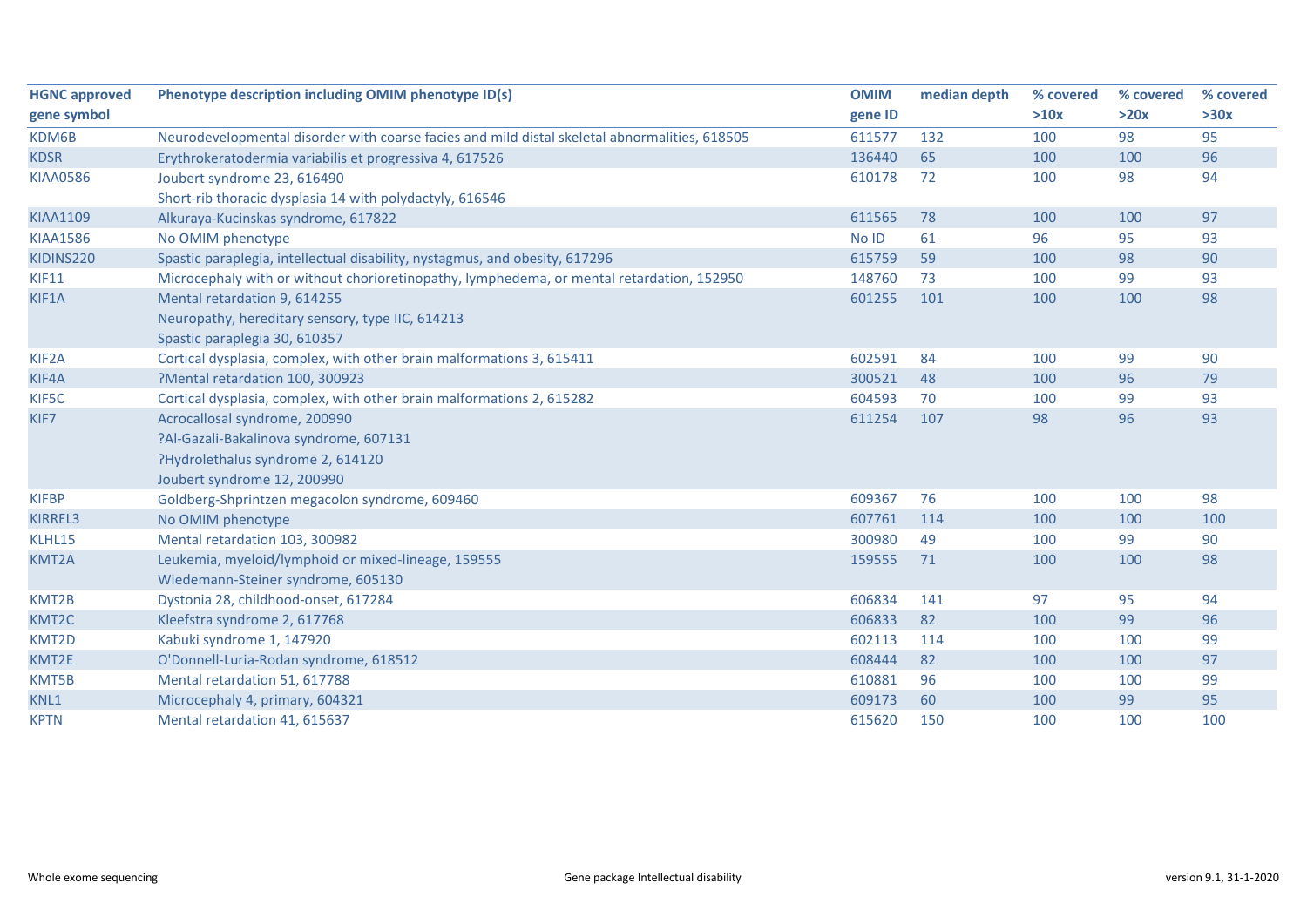| HGNC approved gene symbol | Phenotype description including OMIM phenotype ID(s) | OMIM gene ID | median depth | % covered >10x | % covered >20x | % covered >30x |
|---|---|---|---|---|---|---|
| KDM6B | Neurodevelopmental disorder with coarse facies and mild distal skeletal abnormalities, 618505 | 611577 | 132 | 100 | 98 | 95 |
| KDSR | Erythrokeratodermia variabilis et progressiva 4, 617526 | 136440 | 65 | 100 | 100 | 96 |
| KIAA0586 | Joubert syndrome 23, 616490<br>Short-rib thoracic dysplasia 14 with polydactyly, 616546 | 610178 | 72 | 100 | 98 | 94 |
| KIAA1109 | Alkuraya-Kucinskas syndrome, 617822 | 611565 | 78 | 100 | 100 | 97 |
| KIAA1586 | No OMIM phenotype | No ID | 61 | 96 | 95 | 93 |
| KIDINS220 | Spastic paraplegia, intellectual disability, nystagmus, and obesity, 617296 | 615759 | 59 | 100 | 98 | 90 |
| KIF11 | Microcephaly with or without chorioretinopathy, lymphedema, or mental retardation, 152950 | 148760 | 73 | 100 | 99 | 93 |
| KIF1A | Mental retardation 9, 614255<br>Neuropathy, hereditary sensory, type IIC, 614213<br>Spastic paraplegia 30, 610357 | 601255 | 101 | 100 | 100 | 98 |
| KIF2A | Cortical dysplasia, complex, with other brain malformations 3, 615411 | 602591 | 84 | 100 | 99 | 90 |
| KIF4A | ?Mental retardation 100, 300923 | 300521 | 48 | 100 | 96 | 79 |
| KIF5C | Cortical dysplasia, complex, with other brain malformations 2, 615282 | 604593 | 70 | 100 | 99 | 93 |
| KIF7 | Acrocallosal syndrome, 200990<br>?Al-Gazali-Bakalinova syndrome, 607131<br>?Hydrolethalus syndrome 2, 614120<br>Joubert syndrome 12, 200990 | 611254 | 107 | 98 | 96 | 93 |
| KIFBP | Goldberg-Shprintzen megacolon syndrome, 609460 | 609367 | 76 | 100 | 100 | 98 |
| KIRREL3 | No OMIM phenotype | 607761 | 114 | 100 | 100 | 100 |
| KLHL15 | Mental retardation 103, 300982 | 300980 | 49 | 100 | 99 | 90 |
| KMT2A | Leukemia, myeloid/lymphoid or mixed-lineage, 159555<br>Wiedemann-Steiner syndrome, 605130 | 159555 | 71 | 100 | 100 | 98 |
| KMT2B | Dystonia 28, childhood-onset, 617284 | 606834 | 141 | 97 | 95 | 94 |
| KMT2C | Kleefstra syndrome 2, 617768 | 606833 | 82 | 100 | 99 | 96 |
| KMT2D | Kabuki syndrome 1, 147920 | 602113 | 114 | 100 | 100 | 99 |
| KMT2E | O'Donnell-Luria-Rodan syndrome, 618512 | 608444 | 82 | 100 | 100 | 97 |
| KMT5B | Mental retardation 51, 617788 | 610881 | 96 | 100 | 100 | 99 |
| KNL1 | Microcephaly 4, primary, 604321 | 609173 | 60 | 100 | 99 | 95 |
| KPTN | Mental retardation 41, 615637 | 615620 | 150 | 100 | 100 | 100 |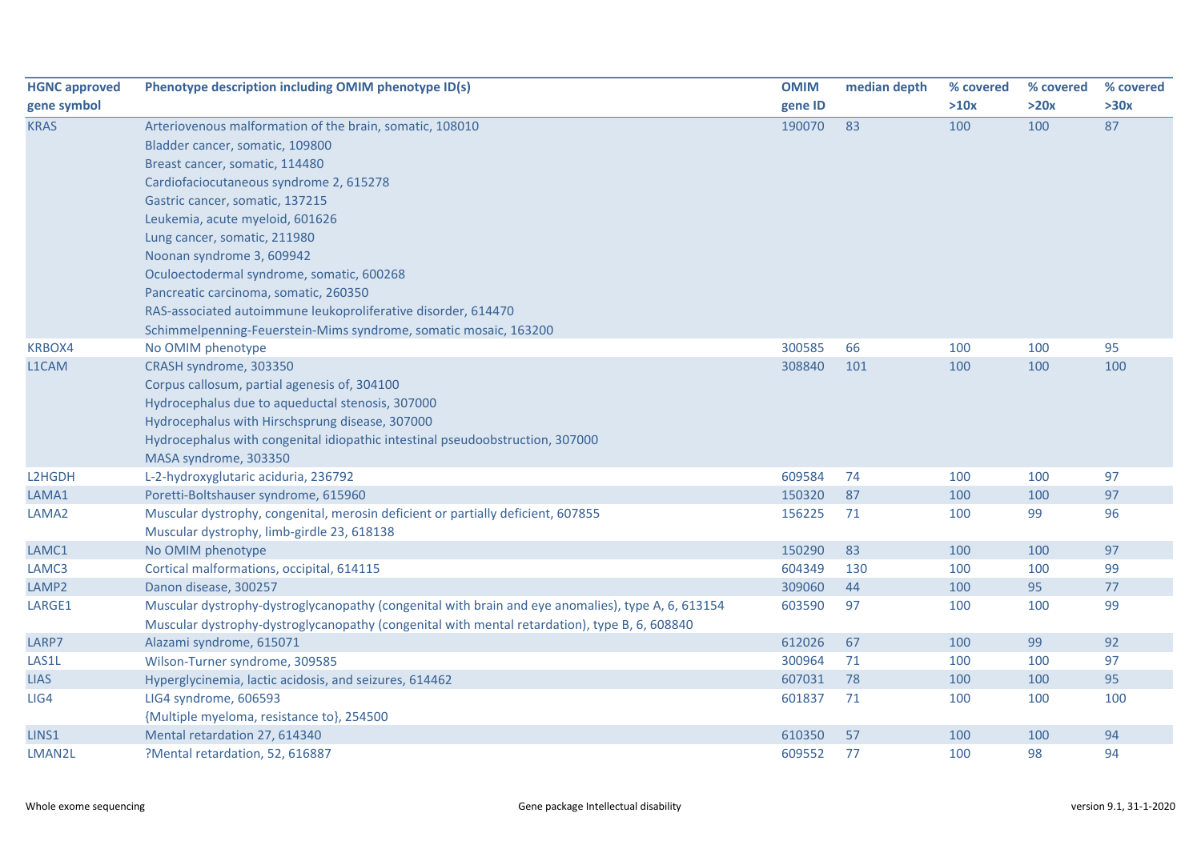| HGNC approved gene symbol | Phenotype description including OMIM phenotype ID(s) | OMIM gene ID | median depth | % covered >10x | % covered >20x | % covered >30x |
|---|---|---|---|---|---|---|
| KRAS | Arteriovenous malformation of the brain, somatic, 108010<br>Bladder cancer, somatic, 109800<br>Breast cancer, somatic, 114480<br>Cardiofaciocutaneous syndrome 2, 615278<br>Gastric cancer, somatic, 137215<br>Leukemia, acute myeloid, 601626<br>Lung cancer, somatic, 211980<br>Noonan syndrome 3, 609942<br>Oculoectodermal syndrome, somatic, 600268<br>Pancreatic carcinoma, somatic, 260350<br>RAS-associated autoimmune leukoproliferative disorder, 614470<br>Schimmelpenning-Feuerstein-Mims syndrome, somatic mosaic, 163200 | 190070 | 83 | 100 | 100 | 87 |
| KRBOX4 | No OMIM phenotype | 300585 | 66 | 100 | 100 | 95 |
| L1CAM | CRASH syndrome, 303350<br>Corpus callosum, partial agenesis of, 304100<br>Hydrocephalus due to aqueductal stenosis, 307000<br>Hydrocephalus with Hirschsprung disease, 307000<br>Hydrocephalus with congenital idiopathic intestinal pseudoobstruction, 307000<br>MASA syndrome, 303350 | 308840 | 101 | 100 | 100 | 100 |
| L2HGDH | L-2-hydroxyglutaric aciduria, 236792 | 609584 | 74 | 100 | 100 | 97 |
| LAMA1 | Poretti-Boltshauser syndrome, 615960 | 150320 | 87 | 100 | 100 | 97 |
| LAMA2 | Muscular dystrophy, congenital, merosin deficient or partially deficient, 607855<br>Muscular dystrophy, limb-girdle 23, 618138 | 156225 | 71 | 100 | 99 | 96 |
| LAMC1 | No OMIM phenotype | 150290 | 83 | 100 | 100 | 97 |
| LAMC3 | Cortical malformations, occipital, 614115 | 604349 | 130 | 100 | 100 | 99 |
| LAMP2 | Danon disease, 300257 | 309060 | 44 | 100 | 95 | 77 |
| LARGE1 | Muscular dystrophy-dystroglycanopathy (congenital with brain and eye anomalies), type A, 6, 613154<br>Muscular dystrophy-dystroglycanopathy (congenital with mental retardation), type B, 6, 608840 | 603590 | 97 | 100 | 100 | 99 |
| LARP7 | Alazami syndrome, 615071 | 612026 | 67 | 100 | 99 | 92 |
| LAS1L | Wilson-Turner syndrome, 309585 | 300964 | 71 | 100 | 100 | 97 |
| LIAS | Hyperglycinemia, lactic acidosis, and seizures, 614462 | 607031 | 78 | 100 | 100 | 95 |
| LIG4 | LIG4 syndrome, 606593<br>{Multiple myeloma, resistance to}, 254500 | 601837 | 71 | 100 | 100 | 100 |
| LINS1 | Mental retardation 27, 614340 | 610350 | 57 | 100 | 100 | 94 |
| LMAN2L | ?Mental retardation, 52, 616887 | 609552 | 77 | 100 | 98 | 94 |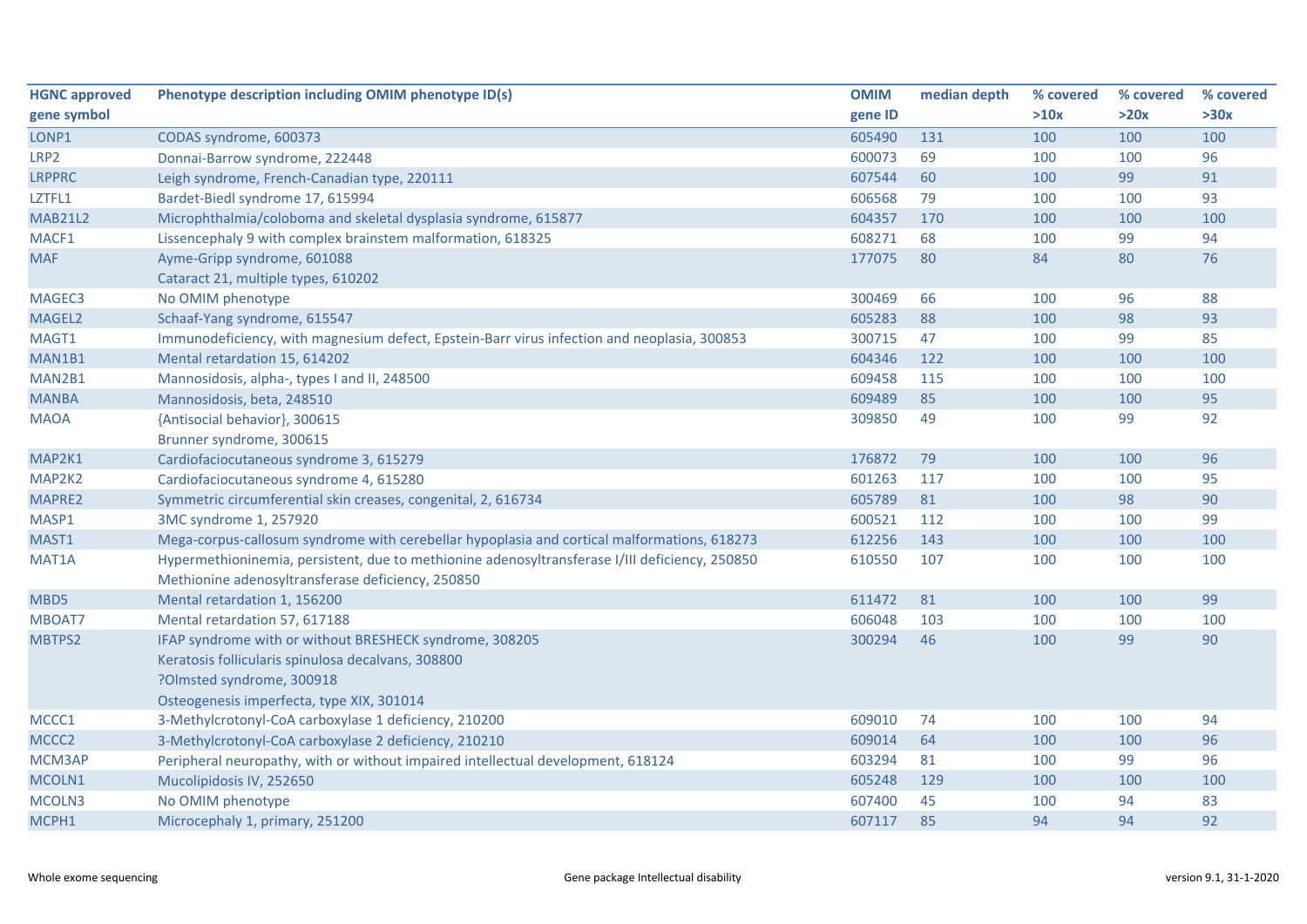| HGNC approved gene symbol | Phenotype description including OMIM phenotype ID(s) | OMIM gene ID | median depth | % covered >10x | % covered >20x | % covered >30x |
|---|---|---|---|---|---|---|
| LONP1 | CODAS syndrome, 600373 | 605490 | 131 | 100 | 100 | 100 |
| LRP2 | Donnai-Barrow syndrome, 222448 | 600073 | 69 | 100 | 100 | 96 |
| LRPPRC | Leigh syndrome, French-Canadian type, 220111 | 607544 | 60 | 100 | 99 | 91 |
| LZTFL1 | Bardet-Biedl syndrome 17, 615994 | 606568 | 79 | 100 | 100 | 93 |
| MAB21L2 | Microphthalmia/coloboma and skeletal dysplasia syndrome, 615877 | 604357 | 170 | 100 | 100 | 100 |
| MACF1 | Lissencephaly 9 with complex brainstem malformation, 618325 | 608271 | 68 | 100 | 99 | 94 |
| MAF | Ayme-Gripp syndrome, 601088<br>Cataract 21, multiple types, 610202 | 177075 | 80 | 84 | 80 | 76 |
| MAGEC3 | No OMIM phenotype | 300469 | 66 | 100 | 96 | 88 |
| MAGEL2 | Schaaf-Yang syndrome, 615547 | 605283 | 88 | 100 | 98 | 93 |
| MAGT1 | Immunodeficiency, with magnesium defect, Epstein-Barr virus infection and neoplasia, 300853 | 300715 | 47 | 100 | 99 | 85 |
| MAN1B1 | Mental retardation 15, 614202 | 604346 | 122 | 100 | 100 | 100 |
| MAN2B1 | Mannosidosis, alpha-, types I and II, 248500 | 609458 | 115 | 100 | 100 | 100 |
| MANBA | Mannosidosis, beta, 248510 | 609489 | 85 | 100 | 100 | 95 |
| MAOA | {Antisocial behavior}, 300615<br>Brunner syndrome, 300615 | 309850 | 49 | 100 | 99 | 92 |
| MAP2K1 | Cardiofaciocutaneous syndrome 3, 615279 | 176872 | 79 | 100 | 100 | 96 |
| MAP2K2 | Cardiofaciocutaneous syndrome 4, 615280 | 601263 | 117 | 100 | 100 | 95 |
| MAPRE2 | Symmetric circumferential skin creases, congenital, 2, 616734 | 605789 | 81 | 100 | 98 | 90 |
| MASP1 | 3MC syndrome 1, 257920 | 600521 | 112 | 100 | 100 | 99 |
| MAST1 | Mega-corpus-callosum syndrome with cerebellar hypoplasia and cortical malformations, 618273 | 612256 | 143 | 100 | 100 | 100 |
| MAT1A | Hypermethioninemia, persistent, due to methionine adenosyltransferase I/III deficiency, 250850<br>Methionine adenosyltransferase deficiency, 250850 | 610550 | 107 | 100 | 100 | 100 |
| MBD5 | Mental retardation 1, 156200 | 611472 | 81 | 100 | 100 | 99 |
| MBOAT7 | Mental retardation 57, 617188 | 606048 | 103 | 100 | 100 | 100 |
| MBTPS2 | IFAP syndrome with or without BRESHECK syndrome, 308205<br>Keratosis follicularis spinulosa decalvans, 308800<br>?Olmsted syndrome, 300918<br>Osteogenesis imperfecta, type XIX, 301014 | 300294 | 46 | 100 | 99 | 90 |
| MCCC1 | 3-Methylcrotonyl-CoA carboxylase 1 deficiency, 210200 | 609010 | 74 | 100 | 100 | 94 |
| MCCC2 | 3-Methylcrotonyl-CoA carboxylase 2 deficiency, 210210 | 609014 | 64 | 100 | 100 | 96 |
| MCM3AP | Peripheral neuropathy, with or without impaired intellectual development, 618124 | 603294 | 81 | 100 | 99 | 96 |
| MCOLN1 | Mucolipidosis IV, 252650 | 605248 | 129 | 100 | 100 | 100 |
| MCOLN3 | No OMIM phenotype | 607400 | 45 | 100 | 94 | 83 |
| MCPH1 | Microcephaly 1, primary, 251200 | 607117 | 85 | 94 | 94 | 92 |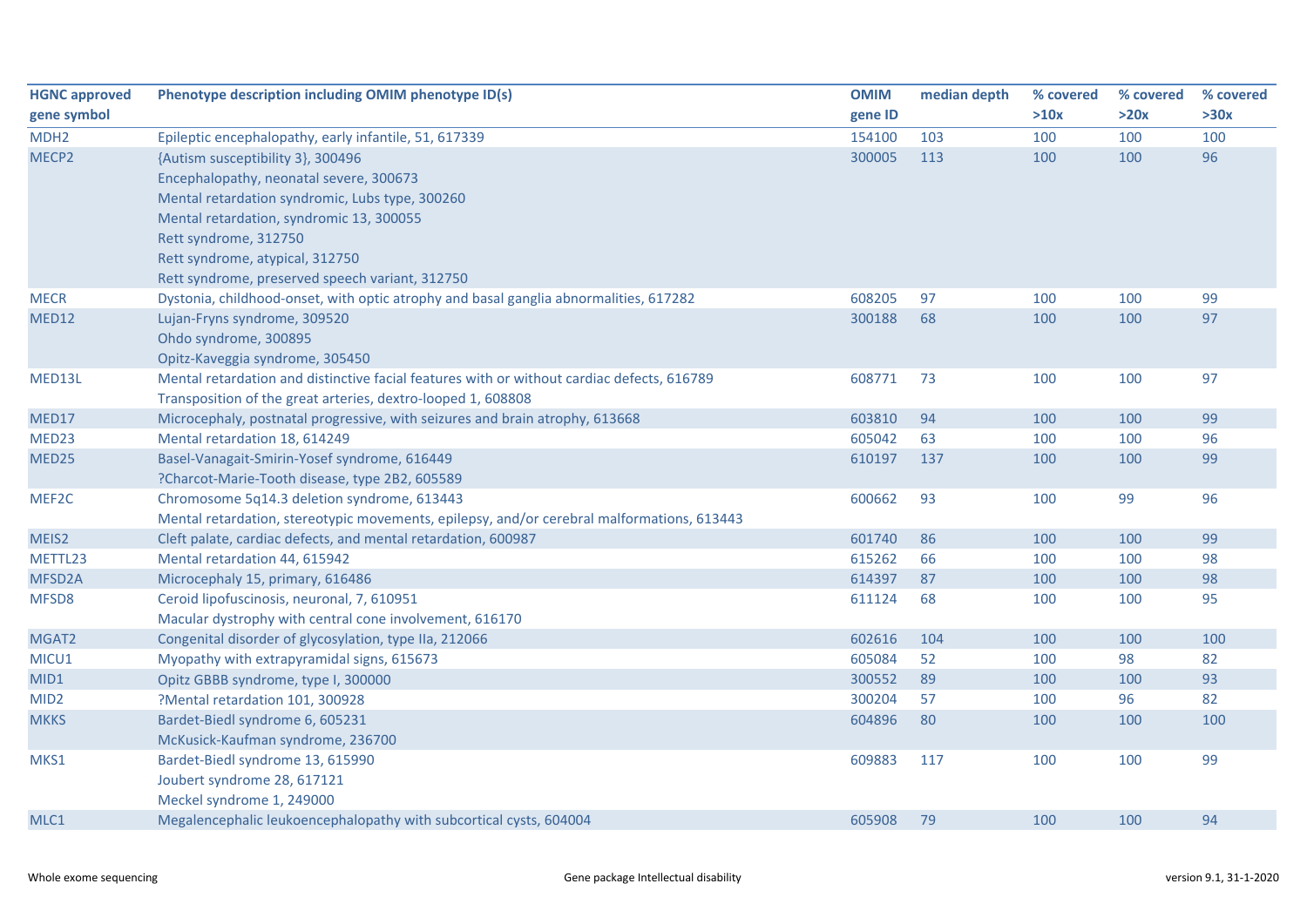| HGNC approved gene symbol | Phenotype description including OMIM phenotype ID(s) | OMIM gene ID | median depth | % covered >10x | % covered >20x | % covered >30x |
|---|---|---|---|---|---|---|
| MDH2 | Epileptic encephalopathy, early infantile, 51, 617339 | 154100 | 103 | 100 | 100 | 100 |
| MECP2 | {Autism susceptibility 3}, 300496<br>Encephalopathy, neonatal severe, 300673<br>Mental retardation syndromic, Lubs type, 300260<br>Mental retardation, syndromic 13, 300055<br>Rett syndrome, 312750<br>Rett syndrome, atypical, 312750<br>Rett syndrome, preserved speech variant, 312750 | 300005 | 113 | 100 | 100 | 96 |
| MECR | Dystonia, childhood-onset, with optic atrophy and basal ganglia abnormalities, 617282 | 608205 | 97 | 100 | 100 | 99 |
| MED12 | Lujan-Fryns syndrome, 309520<br>Ohdo syndrome, 300895<br>Opitz-Kaveggia syndrome, 305450 | 300188 | 68 | 100 | 100 | 97 |
| MED13L | Mental retardation and distinctive facial features with or without cardiac defects, 616789<br>Transposition of the great arteries, dextro-looped 1, 608808 | 608771 | 73 | 100 | 100 | 97 |
| MED17 | Microcephaly, postnatal progressive, with seizures and brain atrophy, 613668 | 603810 | 94 | 100 | 100 | 99 |
| MED23 | Mental retardation 18, 614249 | 605042 | 63 | 100 | 100 | 96 |
| MED25 | Basel-Vanagait-Smirin-Yosef syndrome, 616449<br>?Charcot-Marie-Tooth disease, type 2B2, 605589 | 610197 | 137 | 100 | 100 | 99 |
| MEF2C | Chromosome 5q14.3 deletion syndrome, 613443<br>Mental retardation, stereotypic movements, epilepsy, and/or cerebral malformations, 613443 | 600662 | 93 | 100 | 99 | 96 |
| MEIS2 | Cleft palate, cardiac defects, and mental retardation, 600987 | 601740 | 86 | 100 | 100 | 99 |
| METTL23 | Mental retardation 44, 615942 | 615262 | 66 | 100 | 100 | 98 |
| MFSD2A | Microcephaly 15, primary, 616486 | 614397 | 87 | 100 | 100 | 98 |
| MFSD8 | Ceroid lipofuscinosis, neuronal, 7, 610951<br>Macular dystrophy with central cone involvement, 616170 | 611124 | 68 | 100 | 100 | 95 |
| MGAT2 | Congenital disorder of glycosylation, type IIa, 212066 | 602616 | 104 | 100 | 100 | 100 |
| MICU1 | Myopathy with extrapyramidal signs, 615673 | 605084 | 52 | 100 | 98 | 82 |
| MID1 | Opitz GBBB syndrome, type I, 300000 | 300552 | 89 | 100 | 100 | 93 |
| MID2 | ?Mental retardation 101, 300928 | 300204 | 57 | 100 | 96 | 82 |
| MKKS | Bardet-Biedl syndrome 6, 605231<br>McKusick-Kaufman syndrome, 236700 | 604896 | 80 | 100 | 100 | 100 |
| MKS1 | Bardet-Biedl syndrome 13, 615990<br>Joubert syndrome 28, 617121<br>Meckel syndrome 1, 249000 | 609883 | 117 | 100 | 100 | 99 |
| MLC1 | Megalencephalic leukoencephalopathy with subcortical cysts, 604004 | 605908 | 79 | 100 | 100 | 94 |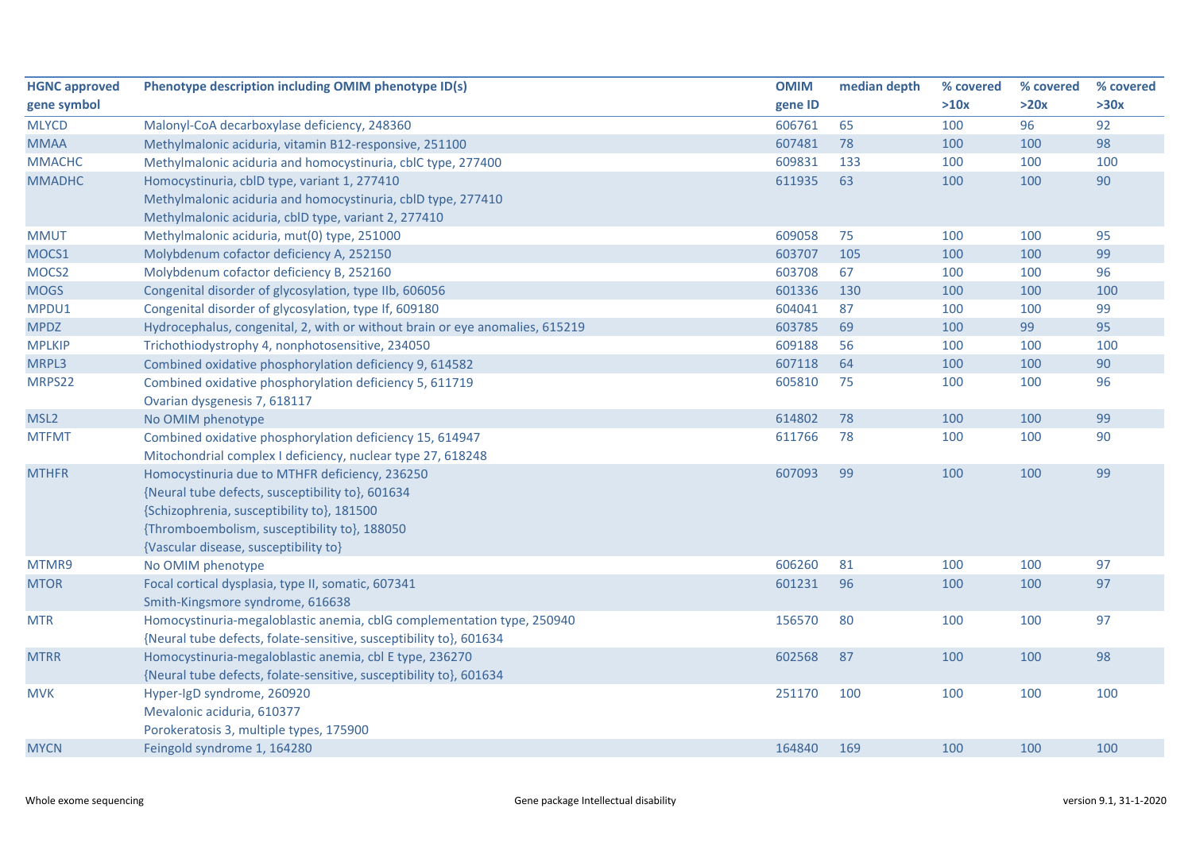| HGNC approved gene symbol | Phenotype description including OMIM phenotype ID(s) | OMIM gene ID | median depth | % covered >10x | % covered >20x | % covered >30x |
|---|---|---|---|---|---|---|
| MLYCD | Malonyl-CoA decarboxylase deficiency, 248360 | 606761 | 65 | 100 | 96 | 92 |
| MMAA | Methylmalonic aciduria, vitamin B12-responsive, 251100 | 607481 | 78 | 100 | 100 | 98 |
| MMACHC | Methylmalonic aciduria and homocystinuria, cblC type, 277400 | 609831 | 133 | 100 | 100 | 100 |
| MMADHC | Homocystinuria, cblD type, variant 1, 277410<br>Methylmalonic aciduria and homocystinuria, cblD type, 277410<br>Methylmalonic aciduria, cblD type, variant 2, 277410 | 611935 | 63 | 100 | 100 | 90 |
| MMUT | Methylmalonic aciduria, mut(0) type, 251000 | 609058 | 75 | 100 | 100 | 95 |
| MOCS1 | Molybdenum cofactor deficiency A, 252150 | 603707 | 105 | 100 | 100 | 99 |
| MOCS2 | Molybdenum cofactor deficiency B, 252160 | 603708 | 67 | 100 | 100 | 96 |
| MOGS | Congenital disorder of glycosylation, type IIb, 606056 | 601336 | 130 | 100 | 100 | 100 |
| MPDU1 | Congenital disorder of glycosylation, type If, 609180 | 604041 | 87 | 100 | 100 | 99 |
| MPDZ | Hydrocephalus, congenital, 2, with or without brain or eye anomalies, 615219 | 603785 | 69 | 100 | 99 | 95 |
| MPLKIP | Trichothiodystrophy 4, nonphotosensitive, 234050 | 609188 | 56 | 100 | 100 | 100 |
| MRPL3 | Combined oxidative phosphorylation deficiency 9, 614582 | 607118 | 64 | 100 | 100 | 90 |
| MRPS22 | Combined oxidative phosphorylation deficiency 5, 611719<br>Ovarian dysgenesis 7, 618117 | 605810 | 75 | 100 | 100 | 96 |
| MSL2 | No OMIM phenotype | 614802 | 78 | 100 | 100 | 99 |
| MTFMT | Combined oxidative phosphorylation deficiency 15, 614947<br>Mitochondrial complex I deficiency, nuclear type 27, 618248 | 611766 | 78 | 100 | 100 | 90 |
| MTHFR | Homocystinuria due to MTHFR deficiency, 236250<br>{Neural tube defects, susceptibility to}, 601634<br>{Schizophrenia, susceptibility to}, 181500<br>{Thromboembolism, susceptibility to}, 188050<br>{Vascular disease, susceptibility to} | 607093 | 99 | 100 | 100 | 99 |
| MTMR9 | No OMIM phenotype | 606260 | 81 | 100 | 100 | 97 |
| MTOR | Focal cortical dysplasia, type II, somatic, 607341<br>Smith-Kingsmore syndrome, 616638 | 601231 | 96 | 100 | 100 | 97 |
| MTR | Homocystinuria-megaloblastic anemia, cblG complementation type, 250940<br>{Neural tube defects, folate-sensitive, susceptibility to}, 601634 | 156570 | 80 | 100 | 100 | 97 |
| MTRR | Homocystinuria-megaloblastic anemia, cbl E type, 236270<br>{Neural tube defects, folate-sensitive, susceptibility to}, 601634 | 602568 | 87 | 100 | 100 | 98 |
| MVK | Hyper-IgD syndrome, 260920<br>Mevalonic aciduria, 610377<br>Porokeratosis 3, multiple types, 175900 | 251170 | 100 | 100 | 100 | 100 |
| MYCN | Feingold syndrome 1, 164280 | 164840 | 169 | 100 | 100 | 100 |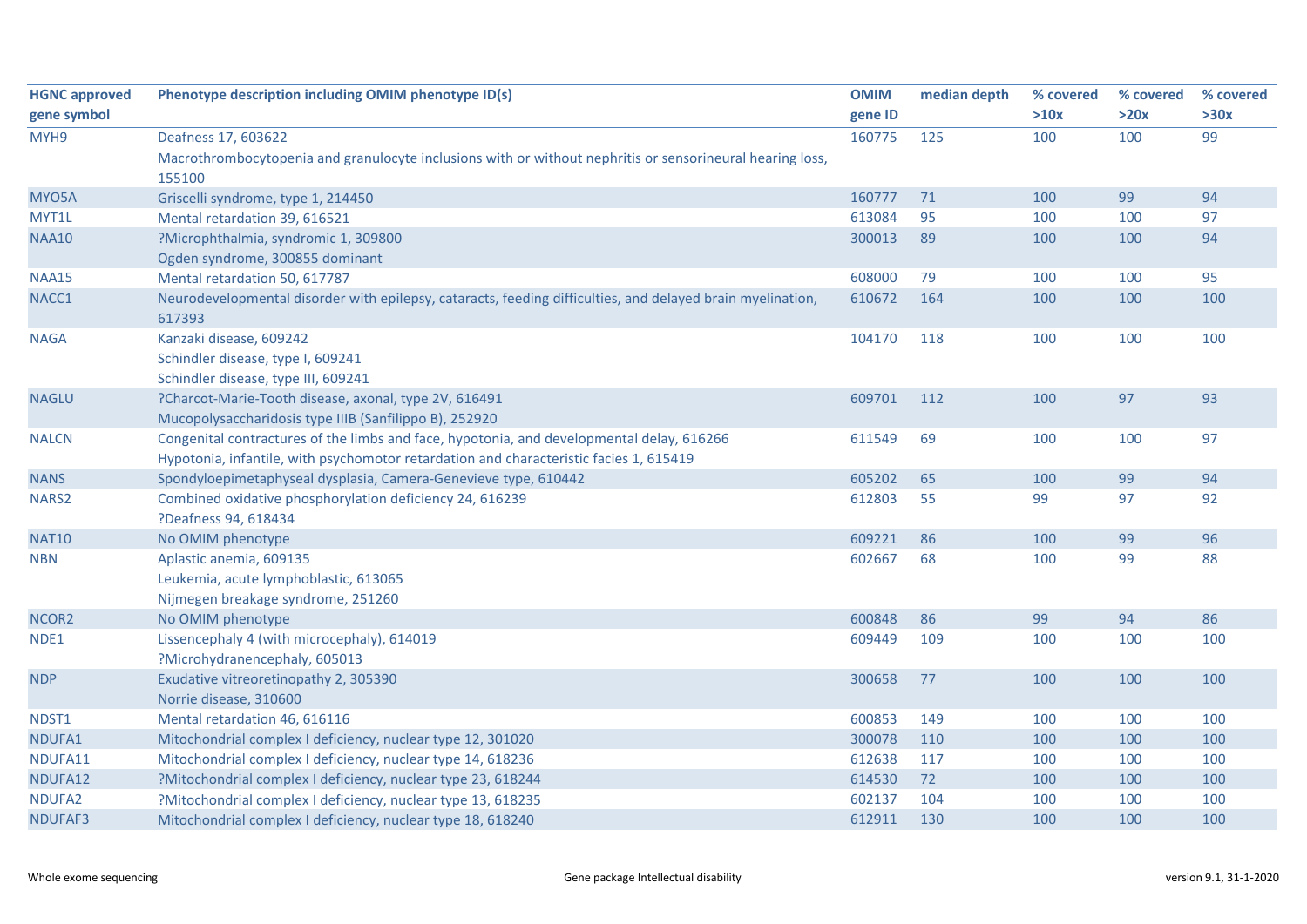| HGNC approved gene symbol | Phenotype description including OMIM phenotype ID(s) | OMIM gene ID | median depth | % covered >10x | % covered >20x | % covered >30x |
|---|---|---|---|---|---|---|
| MYH9 | Deafness 17, 603622<br>Macrothrombocytopenia and granulocyte inclusions with or without nephritis or sensorineural hearing loss, 155100 | 160775 | 125 | 100 | 100 | 99 |
| MYO5A | Griscelli syndrome, type 1, 214450 | 160777 | 71 | 100 | 99 | 94 |
| MYT1L | Mental retardation 39, 616521 | 613084 | 95 | 100 | 100 | 97 |
| NAA10 | ?Microphthalmia, syndromic 1, 309800<br>Ogden syndrome, 300855 dominant | 300013 | 89 | 100 | 100 | 94 |
| NAA15 | Mental retardation 50, 617787 | 608000 | 79 | 100 | 100 | 95 |
| NACC1 | Neurodevelopmental disorder with epilepsy, cataracts, feeding difficulties, and delayed brain myelination, 617393 | 610672 | 164 | 100 | 100 | 100 |
| NAGA | Kanzaki disease, 609242<br>Schindler disease, type I, 609241<br>Schindler disease, type III, 609241 | 104170 | 118 | 100 | 100 | 100 |
| NAGLU | ?Charcot-Marie-Tooth disease, axonal, type 2V, 616491<br>Mucopolysaccharidosis type IIIB (Sanfilippo B), 252920 | 609701 | 112 | 100 | 97 | 93 |
| NALCN | Congenital contractures of the limbs and face, hypotonia, and developmental delay, 616266<br>Hypotonia, infantile, with psychomotor retardation and characteristic facies 1, 615419 | 611549 | 69 | 100 | 100 | 97 |
| NANS | Spondyloepimetaphyseal dysplasia, Camera-Genevieve type, 610442 | 605202 | 65 | 100 | 99 | 94 |
| NARS2 | Combined oxidative phosphorylation deficiency 24, 616239<br>?Deafness 94, 618434 | 612803 | 55 | 99 | 97 | 92 |
| NAT10 | No OMIM phenotype | 609221 | 86 | 100 | 99 | 96 |
| NBN | Aplastic anemia, 609135<br>Leukemia, acute lymphoblastic, 613065<br>Nijmegen breakage syndrome, 251260 | 602667 | 68 | 100 | 99 | 88 |
| NCOR2 | No OMIM phenotype | 600848 | 86 | 99 | 94 | 86 |
| NDE1 | Lissencephaly 4 (with microcephaly), 614019<br>?Microhydranencephaly, 605013 | 609449 | 109 | 100 | 100 | 100 |
| NDP | Exudative vitreoretinopathy 2, 305390<br>Norrie disease, 310600 | 300658 | 77 | 100 | 100 | 100 |
| NDST1 | Mental retardation 46, 616116 | 600853 | 149 | 100 | 100 | 100 |
| NDUFA1 | Mitochondrial complex I deficiency, nuclear type 12, 301020 | 300078 | 110 | 100 | 100 | 100 |
| NDUFA11 | Mitochondrial complex I deficiency, nuclear type 14, 618236 | 612638 | 117 | 100 | 100 | 100 |
| NDUFA12 | ?Mitochondrial complex I deficiency, nuclear type 23, 618244 | 614530 | 72 | 100 | 100 | 100 |
| NDUFA2 | ?Mitochondrial complex I deficiency, nuclear type 13, 618235 | 602137 | 104 | 100 | 100 | 100 |
| NDUFAF3 | Mitochondrial complex I deficiency, nuclear type 18, 618240 | 612911 | 130 | 100 | 100 | 100 |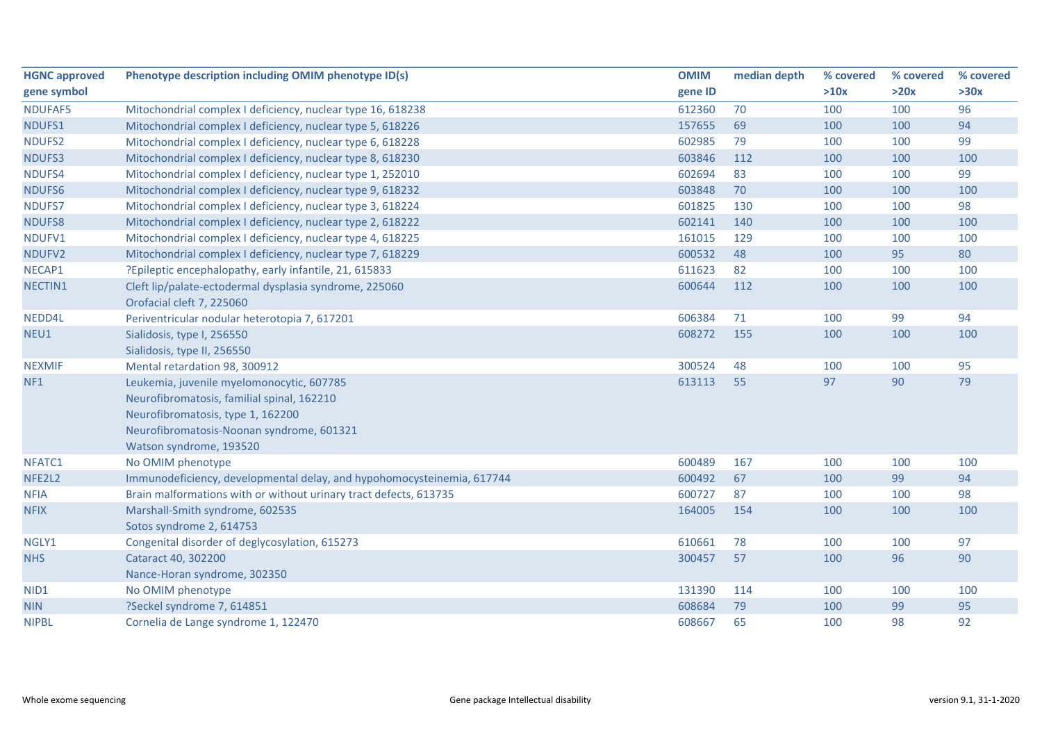| HGNC approved gene symbol | Phenotype description including OMIM phenotype ID(s) | OMIM gene ID | median depth | % covered >10x | % covered >20x | % covered >30x |
|---|---|---|---|---|---|---|
| NDUFAF5 | Mitochondrial complex I deficiency, nuclear type 16, 618238 | 612360 | 70 | 100 | 100 | 96 |
| NDUFS1 | Mitochondrial complex I deficiency, nuclear type 5, 618226 | 157655 | 69 | 100 | 100 | 94 |
| NDUFS2 | Mitochondrial complex I deficiency, nuclear type 6, 618228 | 602985 | 79 | 100 | 100 | 99 |
| NDUFS3 | Mitochondrial complex I deficiency, nuclear type 8, 618230 | 603846 | 112 | 100 | 100 | 100 |
| NDUFS4 | Mitochondrial complex I deficiency, nuclear type 1, 252010 | 602694 | 83 | 100 | 100 | 99 |
| NDUFS6 | Mitochondrial complex I deficiency, nuclear type 9, 618232 | 603848 | 70 | 100 | 100 | 100 |
| NDUFS7 | Mitochondrial complex I deficiency, nuclear type 3, 618224 | 601825 | 130 | 100 | 100 | 98 |
| NDUFS8 | Mitochondrial complex I deficiency, nuclear type 2, 618222 | 602141 | 140 | 100 | 100 | 100 |
| NDUFV1 | Mitochondrial complex I deficiency, nuclear type 4, 618225 | 161015 | 129 | 100 | 100 | 100 |
| NDUFV2 | Mitochondrial complex I deficiency, nuclear type 7, 618229 | 600532 | 48 | 100 | 95 | 80 |
| NECAP1 | ?Epileptic encephalopathy, early infantile, 21, 615833 | 611623 | 82 | 100 | 100 | 100 |
| NECTIN1 | Cleft lip/palate-ectodermal dysplasia syndrome, 225060<br>Orofacial cleft 7, 225060 | 600644 | 112 | 100 | 100 | 100 |
| NEDD4L | Periventricular nodular heterotopia 7, 617201 | 606384 | 71 | 100 | 99 | 94 |
| NEU1 | Sialidosis, type I, 256550<br>Sialidosis, type II, 256550 | 608272 | 155 | 100 | 100 | 100 |
| NEXMIF | Mental retardation 98, 300912 | 300524 | 48 | 100 | 100 | 95 |
| NF1 | Leukemia, juvenile myelomonocytic, 607785<br>Neurofibromatosis, familial spinal, 162210<br>Neurofibromatosis, type 1, 162200<br>Neurofibromatosis-Noonan syndrome, 601321<br>Watson syndrome, 193520 | 613113 | 55 | 97 | 90 | 79 |
| NFATC1 | No OMIM phenotype | 600489 | 167 | 100 | 100 | 100 |
| NFE2L2 | Immunodeficiency, developmental delay, and hypohomocysteinemia, 617744 | 600492 | 67 | 100 | 99 | 94 |
| NFIA | Brain malformations with or without urinary tract defects, 613735 | 600727 | 87 | 100 | 100 | 98 |
| NFIX | Marshall-Smith syndrome, 602535<br>Sotos syndrome 2, 614753 | 164005 | 154 | 100 | 100 | 100 |
| NGLY1 | Congenital disorder of deglycosylation, 615273 | 610661 | 78 | 100 | 100 | 97 |
| NHS | Cataract 40, 302200<br>Nance-Horan syndrome, 302350 | 300457 | 57 | 100 | 96 | 90 |
| NID1 | No OMIM phenotype | 131390 | 114 | 100 | 100 | 100 |
| NIN | ?Seckel syndrome 7, 614851 | 608684 | 79 | 100 | 99 | 95 |
| NIPBL | Cornelia de Lange syndrome 1, 122470 | 608667 | 65 | 100 | 98 | 92 |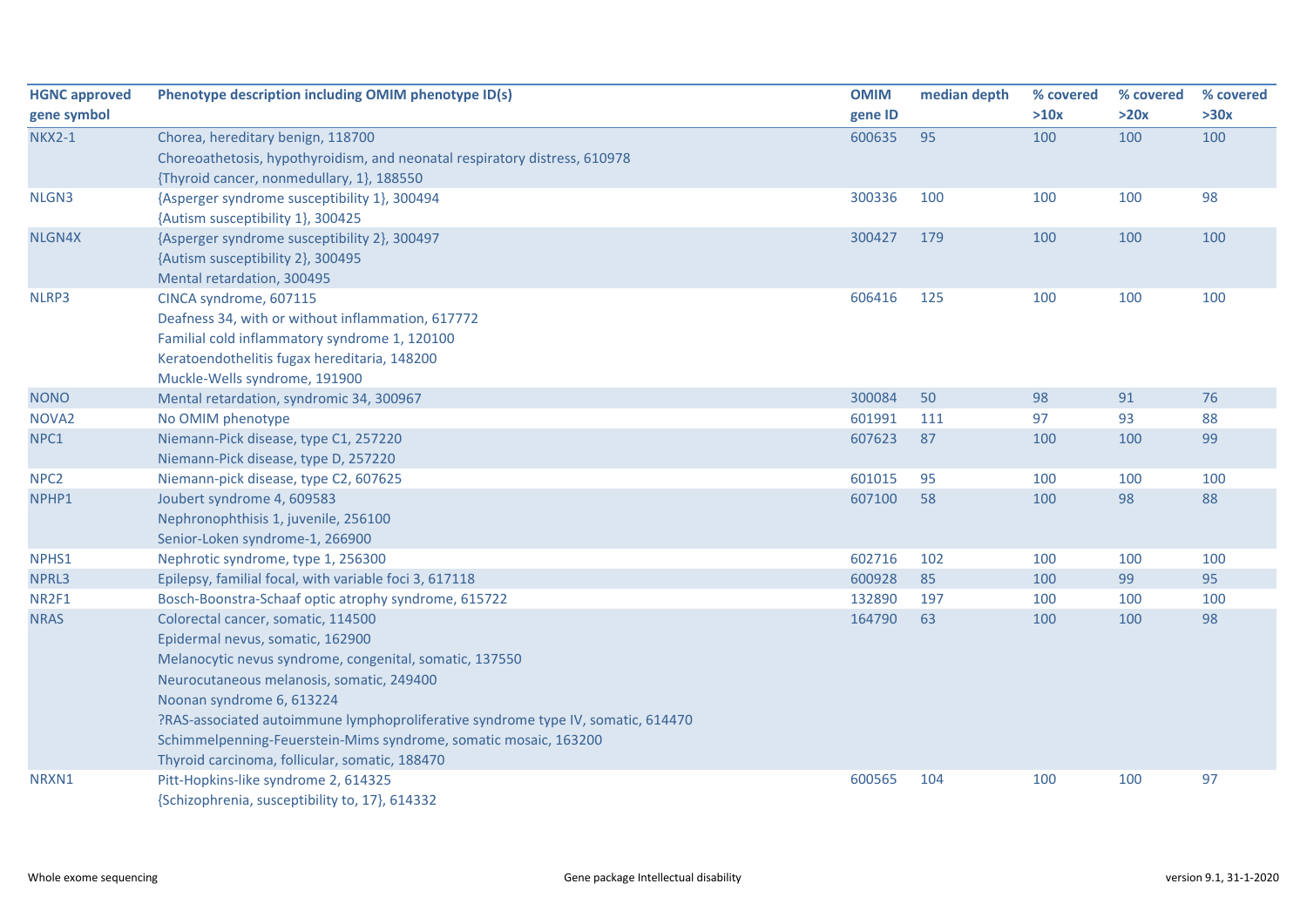| HGNC approved gene symbol | Phenotype description including OMIM phenotype ID(s) | OMIM gene ID | median depth | % covered >10x | % covered >20x | % covered >30x |
|---|---|---|---|---|---|---|
| NKX2-1 | Chorea, hereditary benign, 118700<br>Choreoathetosis, hypothyroidism, and neonatal respiratory distress, 610978<br>{Thyroid cancer, nonmedullary, 1}, 188550 | 600635 | 95 | 100 | 100 | 100 |
| NLGN3 | {Asperger syndrome susceptibility 1}, 300494<br>{Autism susceptibility 1}, 300425 | 300336 | 100 | 100 | 100 | 98 |
| NLGN4X | {Asperger syndrome susceptibility 2}, 300497<br>{Autism susceptibility 2}, 300495<br>Mental retardation, 300495 | 300427 | 179 | 100 | 100 | 100 |
| NLRP3 | CINCA syndrome, 607115<br>Deafness 34, with or without inflammation, 617772<br>Familial cold inflammatory syndrome 1, 120100<br>Keratoendothelitis fugax hereditaria, 148200<br>Muckle-Wells syndrome, 191900 | 606416 | 125 | 100 | 100 | 100 |
| NONO | Mental retardation, syndromic 34, 300967 | 300084 | 50 | 98 | 91 | 76 |
| NOVA2 | No OMIM phenotype | 601991 | 111 | 97 | 93 | 88 |
| NPC1 | Niemann-Pick disease, type C1, 257220<br>Niemann-Pick disease, type D, 257220 | 607623 | 87 | 100 | 100 | 99 |
| NPC2 | Niemann-pick disease, type C2, 607625 | 601015 | 95 | 100 | 100 | 100 |
| NPHP1 | Joubert syndrome 4, 609583<br>Nephronophthisis 1, juvenile, 256100<br>Senior-Loken syndrome-1, 266900 | 607100 | 58 | 100 | 98 | 88 |
| NPHS1 | Nephrotic syndrome, type 1, 256300 | 602716 | 102 | 100 | 100 | 100 |
| NPRL3 | Epilepsy, familial focal, with variable foci 3, 617118 | 600928 | 85 | 100 | 99 | 95 |
| NR2F1 | Bosch-Boonstra-Schaaf optic atrophy syndrome, 615722 | 132890 | 197 | 100 | 100 | 100 |
| NRAS | Colorectal cancer, somatic, 114500<br>Epidermal nevus, somatic, 162900<br>Melanocytic nevus syndrome, congenital, somatic, 137550<br>Neurocutaneous melanosis, somatic, 249400<br>Noonan syndrome 6, 613224<br>?RAS-associated autoimmune lymphoproliferative syndrome type IV, somatic, 614470<br>Schimmelpenning-Feuerstein-Mims syndrome, somatic mosaic, 163200<br>Thyroid carcinoma, follicular, somatic, 188470 | 164790 | 63 | 100 | 100 | 98 |
| NRXN1 | Pitt-Hopkins-like syndrome 2, 614325<br>{Schizophrenia, susceptibility to, 17}, 614332 | 600565 | 104 | 100 | 100 | 97 |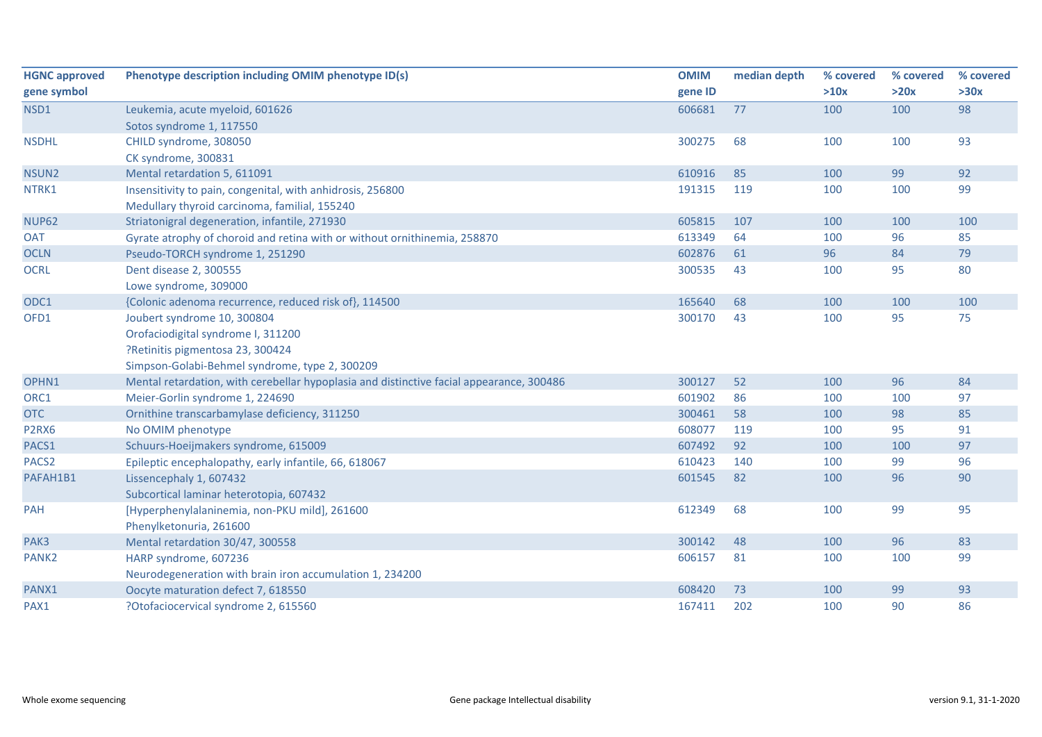| HGNC approved gene symbol | Phenotype description including OMIM phenotype ID(s) | OMIM gene ID | median depth | % covered >10x | % covered >20x | % covered >30x |
|---|---|---|---|---|---|---|
| NSD1 | Leukemia, acute myeloid, 601626<br>Sotos syndrome 1, 117550 | 606681 | 77 | 100 | 100 | 98 |
| NSDHL | CHILD syndrome, 308050<br>CK syndrome, 300831 | 300275 | 68 | 100 | 100 | 93 |
| NSUN2 | Mental retardation 5, 611091 | 610916 | 85 | 100 | 99 | 92 |
| NTRK1 | Insensitivity to pain, congenital, with anhidrosis, 256800<br>Medullary thyroid carcinoma, familial, 155240 | 191315 | 119 | 100 | 100 | 99 |
| NUP62 | Striatonigral degeneration, infantile, 271930 | 605815 | 107 | 100 | 100 | 100 |
| OAT | Gyrate atrophy of choroid and retina with or without ornithinemia, 258870 | 613349 | 64 | 100 | 96 | 85 |
| OCLN | Pseudo-TORCH syndrome 1, 251290 | 602876 | 61 | 96 | 84 | 79 |
| OCRL | Dent disease 2, 300555<br>Lowe syndrome, 309000 | 300535 | 43 | 100 | 95 | 80 |
| ODC1 | {Colonic adenoma recurrence, reduced risk of}, 114500 | 165640 | 68 | 100 | 100 | 100 |
| OFD1 | Joubert syndrome 10, 300804<br>Orofaciodigital syndrome I, 311200<br>?Retinitis pigmentosa 23, 300424<br>Simpson-Golabi-Behmel syndrome, type 2, 300209 | 300170 | 43 | 100 | 95 | 75 |
| OPHN1 | Mental retardation, with cerebellar hypoplasia and distinctive facial appearance, 300486 | 300127 | 52 | 100 | 96 | 84 |
| ORC1 | Meier-Gorlin syndrome 1, 224690 | 601902 | 86 | 100 | 100 | 97 |
| OTC | Ornithine transcarbamylase deficiency, 311250 | 300461 | 58 | 100 | 98 | 85 |
| P2RX6 | No OMIM phenotype | 608077 | 119 | 100 | 95 | 91 |
| PACS1 | Schuurs-Hoeijmakers syndrome, 615009 | 607492 | 92 | 100 | 100 | 97 |
| PACS2 | Epileptic encephalopathy, early infantile, 66, 618067 | 610423 | 140 | 100 | 99 | 96 |
| PAFAH1B1 | Lissencephaly 1, 607432<br>Subcortical laminar heterotopia, 607432 | 601545 | 82 | 100 | 96 | 90 |
| PAH | [Hyperphenylalaninemia, non-PKU mild], 261600<br>Phenylketonuria, 261600 | 612349 | 68 | 100 | 99 | 95 |
| PAK3 | Mental retardation 30/47, 300558 | 300142 | 48 | 100 | 96 | 83 |
| PANK2 | HARP syndrome, 607236<br>Neurodegeneration with brain iron accumulation 1, 234200 | 606157 | 81 | 100 | 100 | 99 |
| PANX1 | Oocyte maturation defect 7, 618550 | 608420 | 73 | 100 | 99 | 93 |
| PAX1 | ?Otofaciocervical syndrome 2, 615560 | 167411 | 202 | 100 | 90 | 86 |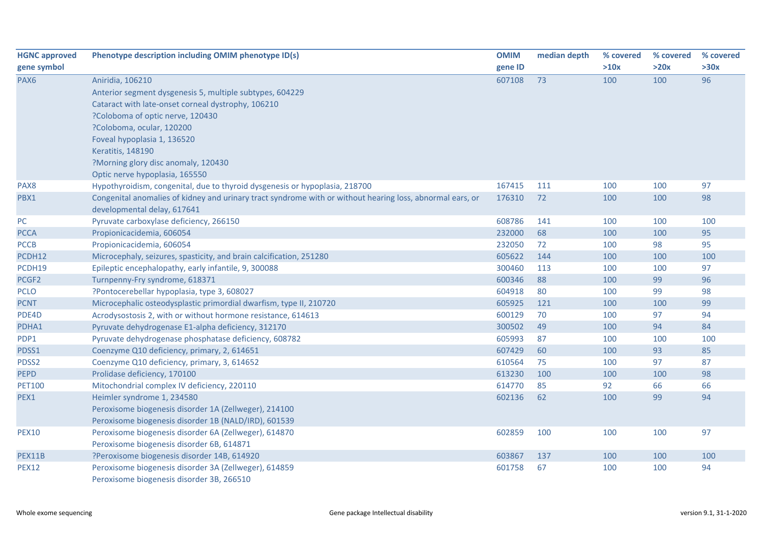| HGNC approved gene symbol | Phenotype description including OMIM phenotype ID(s) | OMIM gene ID | median depth | % covered >10x | % covered >20x | % covered >30x |
|---|---|---|---|---|---|---|
| PAX6 | Aniridia, 106210<br>Anterior segment dysgenesis 5, multiple subtypes, 604229<br>Cataract with late-onset corneal dystrophy, 106210<br>?Coloboma of optic nerve, 120430<br>?Coloboma, ocular, 120200<br>Foveal hypoplasia 1, 136520<br>Keratitis, 148190<br>?Morning glory disc anomaly, 120430<br>Optic nerve hypoplasia, 165550 | 607108 | 73 | 100 | 100 | 96 |
| PAX8 | Hypothyroidism, congenital, due to thyroid dysgenesis or hypoplasia, 218700 | 167415 | 111 | 100 | 100 | 97 |
| PBX1 | Congenital anomalies of kidney and urinary tract syndrome with or without hearing loss, abnormal ears, or developmental delay, 617641 | 176310 | 72 | 100 | 100 | 98 |
| PC | Pyruvate carboxylase deficiency, 266150 | 608786 | 141 | 100 | 100 | 100 |
| PCCA | Propionicacidemia, 606054 | 232000 | 68 | 100 | 100 | 95 |
| PCCB | Propionicacidemia, 606054 | 232050 | 72 | 100 | 98 | 95 |
| PCDH12 | Microcephaly, seizures, spasticity, and brain calcification, 251280 | 605622 | 144 | 100 | 100 | 100 |
| PCDH19 | Epileptic encephalopathy, early infantile, 9, 300088 | 300460 | 113 | 100 | 100 | 97 |
| PCGF2 | Turnpenny-Fry syndrome, 618371 | 600346 | 88 | 100 | 99 | 96 |
| PCLO | ?Pontocerebellar hypoplasia, type 3, 608027 | 604918 | 80 | 100 | 99 | 98 |
| PCNT | Microcephalic osteodysplastic primordial dwarfism, type II, 210720 | 605925 | 121 | 100 | 100 | 99 |
| PDE4D | Acrodysostosis 2, with or without hormone resistance, 614613 | 600129 | 70 | 100 | 97 | 94 |
| PDHA1 | Pyruvate dehydrogenase E1-alpha deficiency, 312170 | 300502 | 49 | 100 | 94 | 84 |
| PDP1 | Pyruvate dehydrogenase phosphatase deficiency, 608782 | 605993 | 87 | 100 | 100 | 100 |
| PDSS1 | Coenzyme Q10 deficiency, primary, 2, 614651 | 607429 | 60 | 100 | 93 | 85 |
| PDSS2 | Coenzyme Q10 deficiency, primary, 3, 614652 | 610564 | 75 | 100 | 97 | 87 |
| PEPD | Prolidase deficiency, 170100 | 613230 | 100 | 100 | 100 | 98 |
| PET100 | Mitochondrial complex IV deficiency, 220110 | 614770 | 85 | 92 | 66 | 66 |
| PEX1 | Heimler syndrome 1, 234580<br>Peroxisome biogenesis disorder 1A (Zellweger), 214100<br>Peroxisome biogenesis disorder 1B (NALD/IRD), 601539 | 602136 | 62 | 100 | 99 | 94 |
| PEX10 | Peroxisome biogenesis disorder 6A (Zellweger), 614870<br>Peroxisome biogenesis disorder 6B, 614871 | 602859 | 100 | 100 | 100 | 97 |
| PEX11B | ?Peroxisome biogenesis disorder 14B, 614920 | 603867 | 137 | 100 | 100 | 100 |
| PEX12 | Peroxisome biogenesis disorder 3A (Zellweger), 614859<br>Peroxisome biogenesis disorder 3B, 266510 | 601758 | 67 | 100 | 100 | 94 |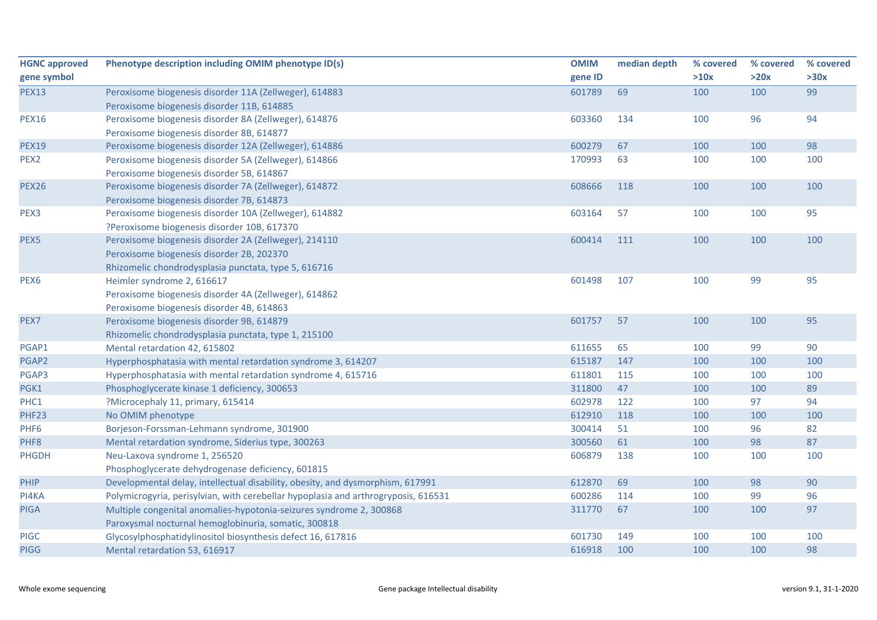| HGNC approved gene symbol | Phenotype description including OMIM phenotype ID(s) | OMIM gene ID | median depth | % covered >10x | % covered >20x | % covered >30x |
|---|---|---|---|---|---|---|
| PEX13 | Peroxisome biogenesis disorder 11A (Zellweger), 614883<br>Peroxisome biogenesis disorder 11B, 614885 | 601789 | 69 | 100 | 100 | 99 |
| PEX16 | Peroxisome biogenesis disorder 8A (Zellweger), 614876<br>Peroxisome biogenesis disorder 8B, 614877 | 603360 | 134 | 100 | 96 | 94 |
| PEX19 | Peroxisome biogenesis disorder 12A (Zellweger), 614886 | 600279 | 67 | 100 | 100 | 98 |
| PEX2 | Peroxisome biogenesis disorder 5A (Zellweger), 614866<br>Peroxisome biogenesis disorder 5B, 614867 | 170993 | 63 | 100 | 100 | 100 |
| PEX26 | Peroxisome biogenesis disorder 7A (Zellweger), 614872<br>Peroxisome biogenesis disorder 7B, 614873 | 608666 | 118 | 100 | 100 | 100 |
| PEX3 | Peroxisome biogenesis disorder 10A (Zellweger), 614882<br>?Peroxisome biogenesis disorder 10B, 617370 | 603164 | 57 | 100 | 100 | 95 |
| PEX5 | Peroxisome biogenesis disorder 2A (Zellweger), 214110<br>Peroxisome biogenesis disorder 2B, 202370<br>Rhizomelic chondrodysplasia punctata, type 5, 616716 | 600414 | 111 | 100 | 100 | 100 |
| PEX6 | Heimler syndrome 2, 616617<br>Peroxisome biogenesis disorder 4A (Zellweger), 614862<br>Peroxisome biogenesis disorder 4B, 614863 | 601498 | 107 | 100 | 99 | 95 |
| PEX7 | Peroxisome biogenesis disorder 9B, 614879<br>Rhizomelic chondrodysplasia punctata, type 1, 215100 | 601757 | 57 | 100 | 100 | 95 |
| PGAP1 | Mental retardation 42, 615802 | 611655 | 65 | 100 | 99 | 90 |
| PGAP2 | Hyperphosphatasia with mental retardation syndrome 3, 614207 | 615187 | 147 | 100 | 100 | 100 |
| PGAP3 | Hyperphosphatasia with mental retardation syndrome 4, 615716 | 611801 | 115 | 100 | 100 | 100 |
| PGK1 | Phosphoglycerate kinase 1 deficiency, 300653 | 311800 | 47 | 100 | 100 | 89 |
| PHC1 | ?Microcephaly 11, primary, 615414 | 602978 | 122 | 100 | 97 | 94 |
| PHF23 | No OMIM phenotype | 612910 | 118 | 100 | 100 | 100 |
| PHF6 | Borjeson-Forssman-Lehmann syndrome, 301900 | 300414 | 51 | 100 | 96 | 82 |
| PHF8 | Mental retardation syndrome, Siderius type, 300263 | 300560 | 61 | 100 | 98 | 87 |
| PHGDH | Neu-Laxova syndrome 1, 256520<br>Phosphoglycerate dehydrogenase deficiency, 601815 | 606879 | 138 | 100 | 100 | 100 |
| PHIP | Developmental delay, intellectual disability, obesity, and dysmorphism, 617991 | 612870 | 69 | 100 | 98 | 90 |
| PI4KA | Polymicrogyria, perisylvian, with cerebellar hypoplasia and arthrogryposis, 616531 | 600286 | 114 | 100 | 99 | 96 |
| PIGA | Multiple congenital anomalies-hypotonia-seizures syndrome 2, 300868<br>Paroxysmal nocturnal hemoglobinuria, somatic, 300818 | 311770 | 67 | 100 | 100 | 97 |
| PIGC | Glycosylphosphatidylinositol biosynthesis defect 16, 617816 | 601730 | 149 | 100 | 100 | 100 |
| PIGG | Mental retardation 53, 616917 | 616918 | 100 | 100 | 100 | 98 |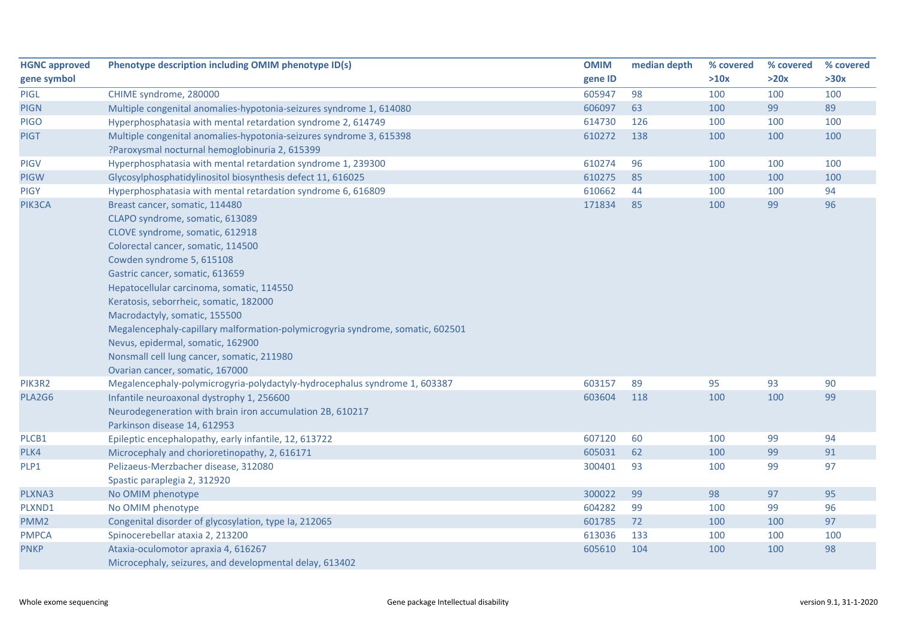| HGNC approved gene symbol | Phenotype description including OMIM phenotype ID(s) | OMIM gene ID | median depth | % covered >10x | % covered >20x | % covered >30x |
|---|---|---|---|---|---|---|
| PIGL | CHIME syndrome, 280000 | 605947 | 98 | 100 | 100 | 100 |
| PIGN | Multiple congenital anomalies-hypotonia-seizures syndrome 1, 614080 | 606097 | 63 | 100 | 99 | 89 |
| PIGO | Hyperphosphatasia with mental retardation syndrome 2, 614749 | 614730 | 126 | 100 | 100 | 100 |
| PIGT | Multiple congenital anomalies-hypotonia-seizures syndrome 3, 615398<br>?Paroxysmal nocturnal hemoglobinuria 2, 615399 | 610272 | 138 | 100 | 100 | 100 |
| PIGV | Hyperphosphatasia with mental retardation syndrome 1, 239300 | 610274 | 96 | 100 | 100 | 100 |
| PIGW | Glycosylphosphatidylinositol biosynthesis defect 11, 616025 | 610275 | 85 | 100 | 100 | 100 |
| PIGY | Hyperphosphatasia with mental retardation syndrome 6, 616809 | 610662 | 44 | 100 | 100 | 94 |
| PIK3CA | Breast cancer, somatic, 114480<br>CLAPO syndrome, somatic, 613089<br>CLOVE syndrome, somatic, 612918<br>Colorectal cancer, somatic, 114500<br>Cowden syndrome 5, 615108<br>Gastric cancer, somatic, 613659<br>Hepatocellular carcinoma, somatic, 114550<br>Keratosis, seborrheic, somatic, 182000<br>Macrodactyly, somatic, 155500<br>Megalencephaly-capillary malformation-polymicrogyria syndrome, somatic, 602501<br>Nevus, epidermal, somatic, 162900<br>Nonsmall cell lung cancer, somatic, 211980<br>Ovarian cancer, somatic, 167000 | 171834 | 85 | 100 | 99 | 96 |
| PIK3R2 | Megalencephaly-polymicrogyria-polydactyly-hydrocephalus syndrome 1, 603387 | 603157 | 89 | 95 | 93 | 90 |
| PLA2G6 | Infantile neuroaxonal dystrophy 1, 256600<br>Neurodegeneration with brain iron accumulation 2B, 610217<br>Parkinson disease 14, 612953 | 603604 | 118 | 100 | 100 | 99 |
| PLCB1 | Epileptic encephalopathy, early infantile, 12, 613722 | 607120 | 60 | 100 | 99 | 94 |
| PLK4 | Microcephaly and chorioretinopathy, 2, 616171 | 605031 | 62 | 100 | 99 | 91 |
| PLP1 | Pelizaeus-Merzbacher disease, 312080<br>Spastic paraplegia 2, 312920 | 300401 | 93 | 100 | 99 | 97 |
| PLXNA3 | No OMIM phenotype | 300022 | 99 | 98 | 97 | 95 |
| PLXND1 | No OMIM phenotype | 604282 | 99 | 100 | 99 | 96 |
| PMM2 | Congenital disorder of glycosylation, type Ia, 212065 | 601785 | 72 | 100 | 100 | 97 |
| PMPCA | Spinocerebellar ataxia 2, 213200 | 613036 | 133 | 100 | 100 | 100 |
| PNKP | Ataxia-oculomotor apraxia 4, 616267<br>Microcephaly, seizures, and developmental delay, 613402 | 605610 | 104 | 100 | 100 | 98 |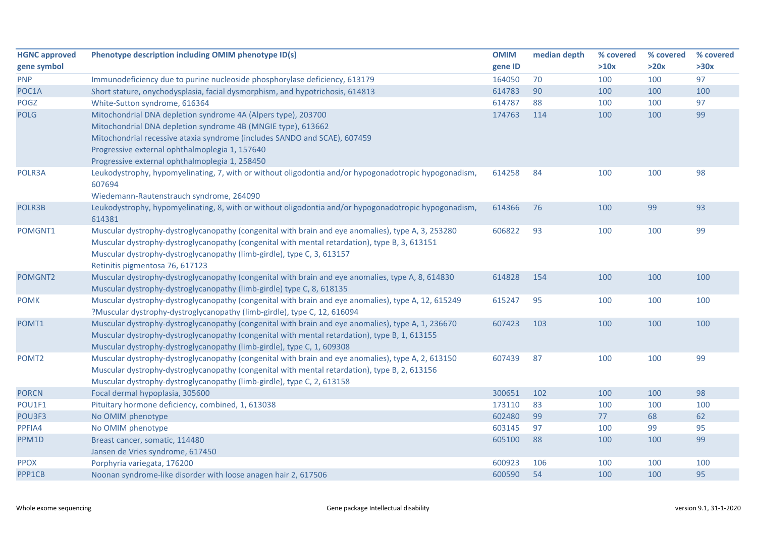| HGNC approved gene symbol | Phenotype description including OMIM phenotype ID(s) | OMIM gene ID | median depth | % covered >10x | % covered >20x | % covered >30x |
|---|---|---|---|---|---|---|
| PNP | Immunodeficiency due to purine nucleoside phosphorylase deficiency, 613179 | 164050 | 70 | 100 | 100 | 97 |
| POC1A | Short stature, onychodysplasia, facial dysmorphism, and hypotrichosis, 614813 | 614783 | 90 | 100 | 100 | 100 |
| POGZ | White-Sutton syndrome, 616364 | 614787 | 88 | 100 | 100 | 97 |
| POLG | Mitochondrial DNA depletion syndrome 4A (Alpers type), 203700<br>Mitochondrial DNA depletion syndrome 4B (MNGIE type), 613662<br>Mitochondrial recessive ataxia syndrome (includes SANDO and SCAE), 607459<br>Progressive external ophthalmoplegia 1, 157640<br>Progressive external ophthalmoplegia 1, 258450 | 174763 | 114 | 100 | 100 | 99 |
| POLR3A | Leukodystrophy, hypomyelinating, 7, with or without oligodontia and/or hypogonadotropic hypogonadism, 607694<br>Wiedemann-Rautenstrauch syndrome, 264090 | 614258 | 84 | 100 | 100 | 98 |
| POLR3B | Leukodystrophy, hypomyelinating, 8, with or without oligodontia and/or hypogonadotropic hypogonadism, 614381 | 614366 | 76 | 100 | 99 | 93 |
| POMGNT1 | Muscular dystrophy-dystroglycanopathy (congenital with brain and eye anomalies), type A, 3, 253280<br>Muscular dystrophy-dystroglycanopathy (congenital with mental retardation), type B, 3, 613151<br>Muscular dystrophy-dystroglycanopathy (limb-girdle), type C, 3, 613157<br>Retinitis pigmentosa 76, 617123 | 606822 | 93 | 100 | 100 | 99 |
| POMGNT2 | Muscular dystrophy-dystroglycanopathy (congenital with brain and eye anomalies, type A, 8, 614830<br>Muscular dystrophy-dystroglycanopathy (limb-girdle) type C, 8, 618135 | 614828 | 154 | 100 | 100 | 100 |
| POMK | Muscular dystrophy-dystroglycanopathy (congenital with brain and eye anomalies), type A, 12, 615249<br>?Muscular dystrophy-dystroglycanopathy (limb-girdle), type C, 12, 616094 | 615247 | 95 | 100 | 100 | 100 |
| POMT1 | Muscular dystrophy-dystroglycanopathy (congenital with brain and eye anomalies), type A, 1, 236670<br>Muscular dystrophy-dystroglycanopathy (congenital with mental retardation), type B, 1, 613155<br>Muscular dystrophy-dystroglycanopathy (limb-girdle), type C, 1, 609308 | 607423 | 103 | 100 | 100 | 100 |
| POMT2 | Muscular dystrophy-dystroglycanopathy (congenital with brain and eye anomalies), type A, 2, 613150<br>Muscular dystrophy-dystroglycanopathy (congenital with mental retardation), type B, 2, 613156<br>Muscular dystrophy-dystroglycanopathy (limb-girdle), type C, 2, 613158 | 607439 | 87 | 100 | 100 | 99 |
| PORCN | Focal dermal hypoplasia, 305600 | 300651 | 102 | 100 | 100 | 98 |
| POU1F1 | Pituitary hormone deficiency, combined, 1, 613038 | 173110 | 83 | 100 | 100 | 100 |
| POU3F3 | No OMIM phenotype | 602480 | 99 | 77 | 68 | 62 |
| PPFIA4 | No OMIM phenotype | 603145 | 97 | 100 | 99 | 95 |
| PPM1D | Breast cancer, somatic, 114480<br>Jansen de Vries syndrome, 617450 | 605100 | 88 | 100 | 100 | 99 |
| PPOX | Porphyria variegata, 176200 | 600923 | 106 | 100 | 100 | 100 |
| PPP1CB | Noonan syndrome-like disorder with loose anagen hair 2, 617506 | 600590 | 54 | 100 | 100 | 95 |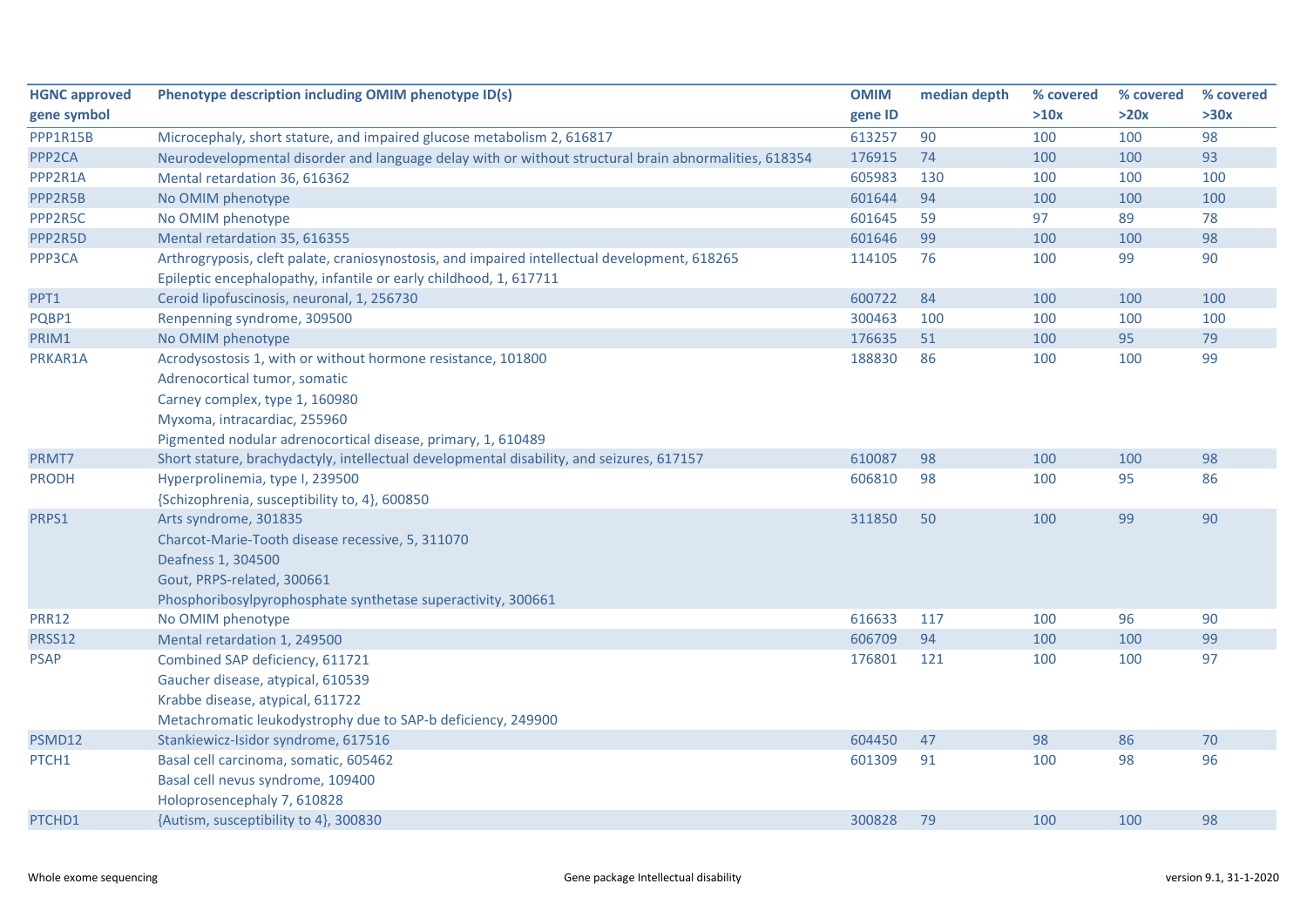| HGNC approved gene symbol | Phenotype description including OMIM phenotype ID(s) | OMIM gene ID | median depth | % covered >10x | % covered >20x | % covered >30x |
|---|---|---|---|---|---|---|
| PPP1R15B | Microcephaly, short stature, and impaired glucose metabolism 2, 616817 | 613257 | 90 | 100 | 100 | 98 |
| PPP2CA | Neurodevelopmental disorder and language delay with or without structural brain abnormalities, 618354 | 176915 | 74 | 100 | 100 | 93 |
| PPP2R1A | Mental retardation 36, 616362 | 605983 | 130 | 100 | 100 | 100 |
| PPP2R5B | No OMIM phenotype | 601644 | 94 | 100 | 100 | 100 |
| PPP2R5C | No OMIM phenotype | 601645 | 59 | 97 | 89 | 78 |
| PPP2R5D | Mental retardation 35, 616355 | 601646 | 99 | 100 | 100 | 98 |
| PPP3CA | Arthrogryposis, cleft palate, craniosynostosis, and impaired intellectual development, 618265<br>Epileptic encephalopathy, infantile or early childhood, 1, 617711 | 114105 | 76 | 100 | 99 | 90 |
| PPT1 | Ceroid lipofuscinosis, neuronal, 1, 256730 | 600722 | 84 | 100 | 100 | 100 |
| PQBP1 | Renpenning syndrome, 309500 | 300463 | 100 | 100 | 100 | 100 |
| PRIM1 | No OMIM phenotype | 176635 | 51 | 100 | 95 | 79 |
| PRKAR1A | Acrodysostosis 1, with or without hormone resistance, 101800<br>Adrenocortical tumor, somatic<br>Carney complex, type 1, 160980<br>Myxoma, intracardiac, 255960<br>Pigmented nodular adrenocortical disease, primary, 1, 610489 | 188830 | 86 | 100 | 100 | 99 |
| PRMT7 | Short stature, brachydactyly, intellectual developmental disability, and seizures, 617157 | 610087 | 98 | 100 | 100 | 98 |
| PRODH | Hyperprolinemia, type I, 239500<br>{Schizophrenia, susceptibility to, 4}, 600850 | 606810 | 98 | 100 | 95 | 86 |
| PRPS1 | Arts syndrome, 301835<br>Charcot-Marie-Tooth disease recessive, 5, 311070<br>Deafness 1, 304500<br>Gout, PRPS-related, 300661<br>Phosphoribosylpyrophosphate synthetase superactivity, 300661 | 311850 | 50 | 100 | 99 | 90 |
| PRR12 | No OMIM phenotype | 616633 | 117 | 100 | 96 | 90 |
| PRSS12 | Mental retardation 1, 249500 | 606709 | 94 | 100 | 100 | 99 |
| PSAP | Combined SAP deficiency, 611721<br>Gaucher disease, atypical, 610539<br>Krabbe disease, atypical, 611722<br>Metachromatic leukodystrophy due to SAP-b deficiency, 249900 | 176801 | 121 | 100 | 100 | 97 |
| PSMD12 | Stankiewicz-Isidor syndrome, 617516 | 604450 | 47 | 98 | 86 | 70 |
| PTCH1 | Basal cell carcinoma, somatic, 605462<br>Basal cell nevus syndrome, 109400<br>Holoprosencephaly 7, 610828 | 601309 | 91 | 100 | 98 | 96 |
| PTCHD1 | {Autism, susceptibility to 4}, 300830 | 300828 | 79 | 100 | 100 | 98 |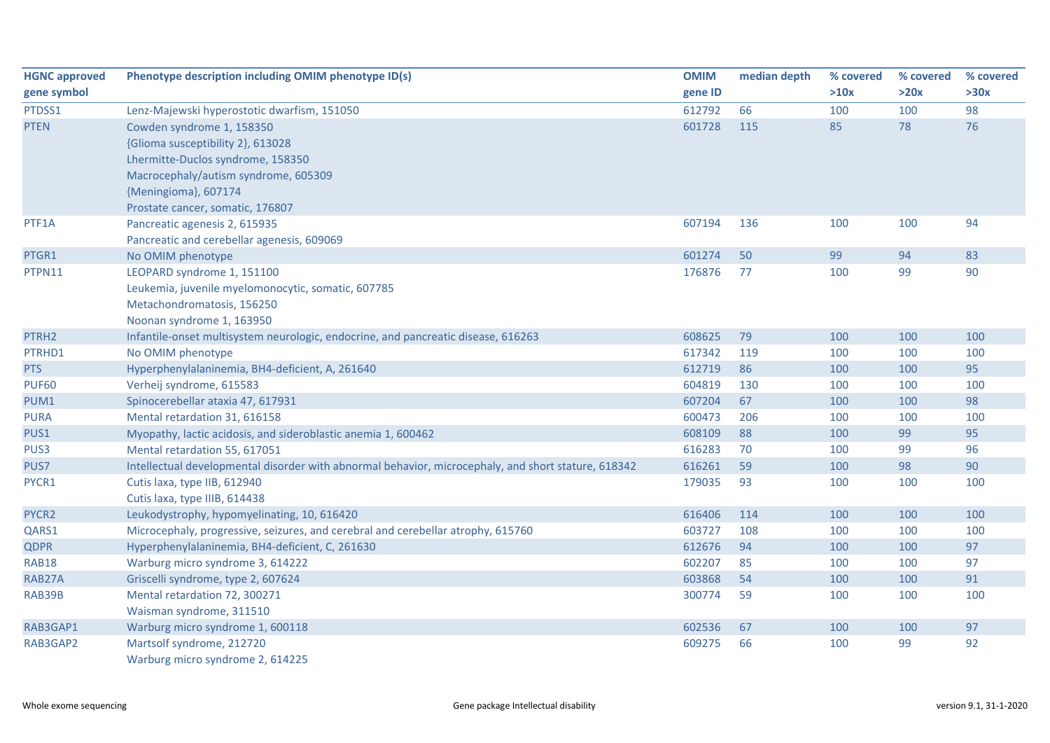| HGNC approved gene symbol | Phenotype description including OMIM phenotype ID(s) | OMIM gene ID | median depth | % covered >10x | % covered >20x | % covered >30x |
|---|---|---|---|---|---|---|
| PTDSS1 | Lenz-Majewski hyperostotic dwarfism, 151050 | 612792 | 66 | 100 | 100 | 98 |
| PTEN | Cowden syndrome 1, 158350<br>{Glioma susceptibility 2}, 613028<br>Lhermitte-Duclos syndrome, 158350<br>Macrocephaly/autism syndrome, 605309<br>{Meningioma}, 607174<br>Prostate cancer, somatic, 176807 | 601728 | 115 | 85 | 78 | 76 |
| PTF1A | Pancreatic agenesis 2, 615935<br>Pancreatic and cerebellar agenesis, 609069 | 607194 | 136 | 100 | 100 | 94 |
| PTGR1 | No OMIM phenotype | 601274 | 50 | 99 | 94 | 83 |
| PTPN11 | LEOPARD syndrome 1, 151100<br>Leukemia, juvenile myelomonocytic, somatic, 607785<br>Metachondromatosis, 156250<br>Noonan syndrome 1, 163950 | 176876 | 77 | 100 | 99 | 90 |
| PTRH2 | Infantile-onset multisystem neurologic, endocrine, and pancreatic disease, 616263 | 608625 | 79 | 100 | 100 | 100 |
| PTRHD1 | No OMIM phenotype | 617342 | 119 | 100 | 100 | 100 |
| PTS | Hyperphenylalaninemia, BH4-deficient, A, 261640 | 612719 | 86 | 100 | 100 | 95 |
| PUF60 | Verheij syndrome, 615583 | 604819 | 130 | 100 | 100 | 100 |
| PUM1 | Spinocerebellar ataxia 47, 617931 | 607204 | 67 | 100 | 100 | 98 |
| PURA | Mental retardation 31, 616158 | 600473 | 206 | 100 | 100 | 100 |
| PUS1 | Myopathy, lactic acidosis, and sideroblastic anemia 1, 600462 | 608109 | 88 | 100 | 99 | 95 |
| PUS3 | Mental retardation 55, 617051 | 616283 | 70 | 100 | 99 | 96 |
| PUS7 | Intellectual developmental disorder with abnormal behavior, microcephaly, and short stature, 618342 | 616261 | 59 | 100 | 98 | 90 |
| PYCR1 | Cutis laxa, type IIB, 612940<br>Cutis laxa, type IIIB, 614438 | 179035 | 93 | 100 | 100 | 100 |
| PYCR2 | Leukodystrophy, hypomyelinating, 10, 616420 | 616406 | 114 | 100 | 100 | 100 |
| QARS1 | Microcephaly, progressive, seizures, and cerebral and cerebellar atrophy, 615760 | 603727 | 108 | 100 | 100 | 100 |
| QDPR | Hyperphenylalaninemia, BH4-deficient, C, 261630 | 612676 | 94 | 100 | 100 | 97 |
| RAB18 | Warburg micro syndrome 3, 614222 | 602207 | 85 | 100 | 100 | 97 |
| RAB27A | Griscelli syndrome, type 2, 607624 | 603868 | 54 | 100 | 100 | 91 |
| RAB39B | Mental retardation 72, 300271<br>Waisman syndrome, 311510 | 300774 | 59 | 100 | 100 | 100 |
| RAB3GAP1 | Warburg micro syndrome 1, 600118 | 602536 | 67 | 100 | 100 | 97 |
| RAB3GAP2 | Martsolf syndrome, 212720<br>Warburg micro syndrome 2, 614225 | 609275 | 66 | 100 | 99 | 92 |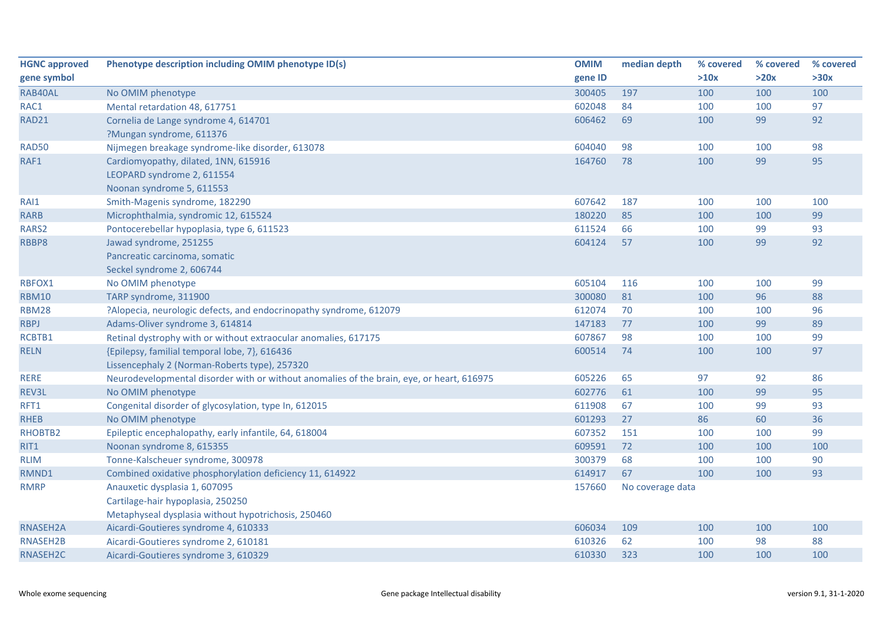| HGNC approved gene symbol | Phenotype description including OMIM phenotype ID(s) | OMIM gene ID | median depth | % covered >10x | % covered >20x | % covered >30x |
|---|---|---|---|---|---|---|
| RAB40AL | No OMIM phenotype | 300405 | 197 | 100 | 100 | 100 |
| RAC1 | Mental retardation 48, 617751 | 602048 | 84 | 100 | 100 | 97 |
| RAD21 | Cornelia de Lange syndrome 4, 614701<br>?Mungan syndrome, 611376 | 606462 | 69 | 100 | 99 | 92 |
| RAD50 | Nijmegen breakage syndrome-like disorder, 613078 | 604040 | 98 | 100 | 100 | 98 |
| RAF1 | Cardiomyopathy, dilated, 1NN, 615916<br>LEOPARD syndrome 2, 611554<br>Noonan syndrome 5, 611553 | 164760 | 78 | 100 | 99 | 95 |
| RAI1 | Smith-Magenis syndrome, 182290 | 607642 | 187 | 100 | 100 | 100 |
| RARB | Microphthalmia, syndromic 12, 615524 | 180220 | 85 | 100 | 100 | 99 |
| RARS2 | Pontocerebellar hypoplasia, type 6, 611523 | 611524 | 66 | 100 | 99 | 93 |
| RBBP8 | Jawad syndrome, 251255<br>Pancreatic carcinoma, somatic<br>Seckel syndrome 2, 606744 | 604124 | 57 | 100 | 99 | 92 |
| RBFOX1 | No OMIM phenotype | 605104 | 116 | 100 | 100 | 99 |
| RBM10 | TARP syndrome, 311900 | 300080 | 81 | 100 | 96 | 88 |
| RBM28 | ?Alopecia, neurologic defects, and endocrinopathy syndrome, 612079 | 612074 | 70 | 100 | 100 | 96 |
| RBPJ | Adams-Oliver syndrome 3, 614814 | 147183 | 77 | 100 | 99 | 89 |
| RCBTB1 | Retinal dystrophy with or without extraocular anomalies, 617175 | 607867 | 98 | 100 | 100 | 99 |
| RELN | {Epilepsy, familial temporal lobe, 7}, 616436<br>Lissencephaly 2 (Norman-Roberts type), 257320 | 600514 | 74 | 100 | 100 | 97 |
| RERE | Neurodevelopmental disorder with or without anomalies of the brain, eye, or heart, 616975 | 605226 | 65 | 97 | 92 | 86 |
| REV3L | No OMIM phenotype | 602776 | 61 | 100 | 99 | 95 |
| RFT1 | Congenital disorder of glycosylation, type In, 612015 | 611908 | 67 | 100 | 99 | 93 |
| RHEB | No OMIM phenotype | 601293 | 27 | 86 | 60 | 36 |
| RHOBTB2 | Epileptic encephalopathy, early infantile, 64, 618004 | 607352 | 151 | 100 | 100 | 99 |
| RIT1 | Noonan syndrome 8, 615355 | 609591 | 72 | 100 | 100 | 100 |
| RLIM | Tonne-Kalscheuer syndrome, 300978 | 300379 | 68 | 100 | 100 | 90 |
| RMND1 | Combined oxidative phosphorylation deficiency 11, 614922 | 614917 | 67 | 100 | 100 | 93 |
| RMRP | Anauxetic dysplasia 1, 607095<br>Cartilage-hair hypoplasia, 250250<br>Metaphyseal dysplasia without hypotrichosis, 250460 | 157660 | No coverage data | | | |
| RNASEH2A | Aicardi-Goutieres syndrome 4, 610333 | 606034 | 109 | 100 | 100 | 100 |
| RNASEH2B | Aicardi-Goutieres syndrome 2, 610181 | 610326 | 62 | 100 | 98 | 88 |
| RNASEH2C | Aicardi-Goutieres syndrome 3, 610329 | 610330 | 323 | 100 | 100 | 100 |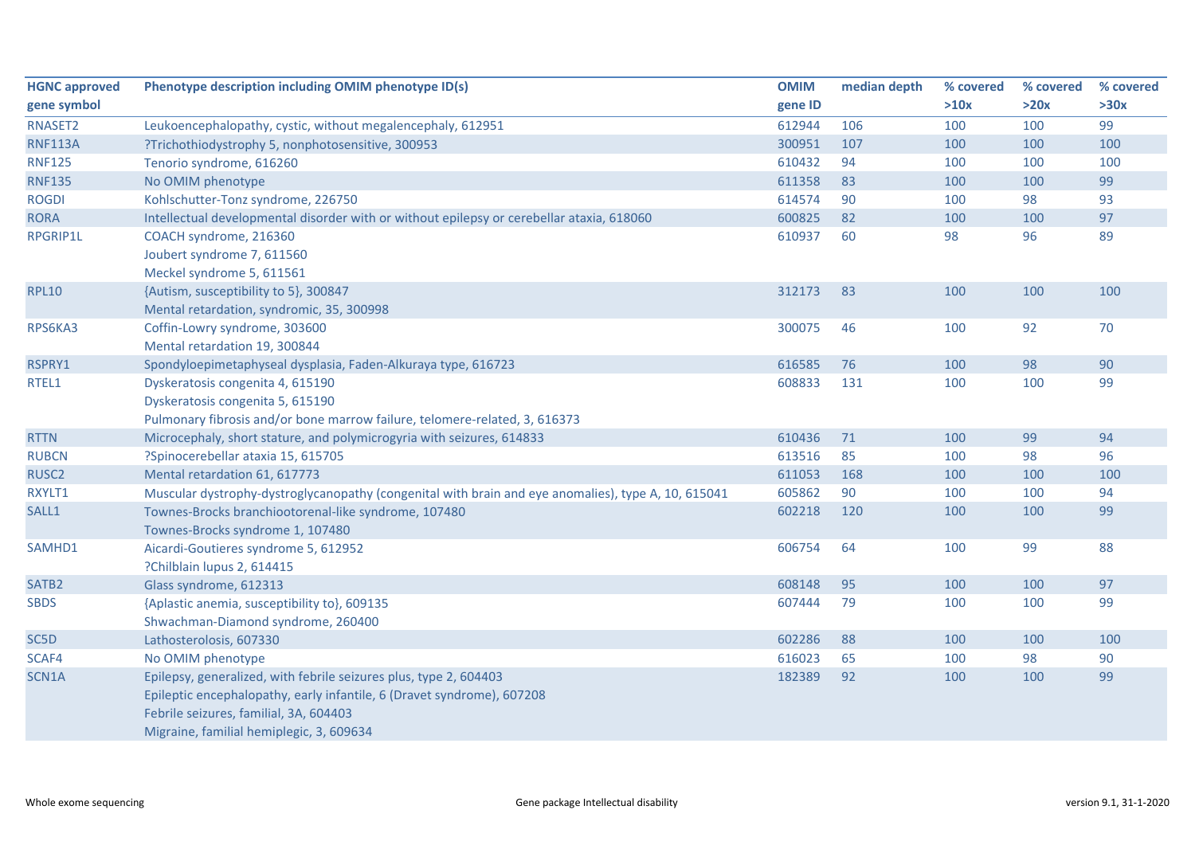| HGNC approved gene symbol | Phenotype description including OMIM phenotype ID(s) | OMIM gene ID | median depth | % covered >10x | % covered >20x | % covered >30x |
|---|---|---|---|---|---|---|
| RNASET2 | Leukoencephalopathy, cystic, without megalencephaly, 612951 | 612944 | 106 | 100 | 100 | 99 |
| RNF113A | ?Trichothiodystrophy 5, nonphotosensitive, 300953 | 300951 | 107 | 100 | 100 | 100 |
| RNF125 | Tenorio syndrome, 616260 | 610432 | 94 | 100 | 100 | 100 |
| RNF135 | No OMIM phenotype | 611358 | 83 | 100 | 100 | 99 |
| ROGDI | Kohlschutter-Tonz syndrome, 226750 | 614574 | 90 | 100 | 98 | 93 |
| RORA | Intellectual developmental disorder with or without epilepsy or cerebellar ataxia, 618060 | 600825 | 82 | 100 | 100 | 97 |
| RPGRIP1L | COACH syndrome, 216360<br>Joubert syndrome 7, 611560<br>Meckel syndrome 5, 611561 | 610937 | 60 | 98 | 96 | 89 |
| RPL10 | {Autism, susceptibility to 5}, 300847<br>Mental retardation, syndromic, 35, 300998 | 312173 | 83 | 100 | 100 | 100 |
| RPS6KA3 | Coffin-Lowry syndrome, 303600<br>Mental retardation 19, 300844 | 300075 | 46 | 100 | 92 | 70 |
| RSPRY1 | Spondyloepimetaphyseal dysplasia, Faden-Alkuraya type, 616723 | 616585 | 76 | 100 | 98 | 90 |
| RTEL1 | Dyskeratosis congenita 4, 615190<br>Dyskeratosis congenita 5, 615190<br>Pulmonary fibrosis and/or bone marrow failure, telomere-related, 3, 616373 | 608833 | 131 | 100 | 100 | 99 |
| RTTN | Microcephaly, short stature, and polymicrogyria with seizures, 614833 | 610436 | 71 | 100 | 99 | 94 |
| RUBCN | ?Spinocerebellar ataxia 15, 615705 | 613516 | 85 | 100 | 98 | 96 |
| RUSC2 | Mental retardation 61, 617773 | 611053 | 168 | 100 | 100 | 100 |
| RXYLT1 | Muscular dystrophy-dystroglycanopathy (congenital with brain and eye anomalies), type A, 10, 615041 | 605862 | 90 | 100 | 100 | 94 |
| SALL1 | Townes-Brocks branchiootorenal-like syndrome, 107480<br>Townes-Brocks syndrome 1, 107480 | 602218 | 120 | 100 | 100 | 99 |
| SAMHD1 | Aicardi-Goutieres syndrome 5, 612952<br>?Chilblain lupus 2, 614415 | 606754 | 64 | 100 | 99 | 88 |
| SATB2 | Glass syndrome, 612313 | 608148 | 95 | 100 | 100 | 97 |
| SBDS | {Aplastic anemia, susceptibility to}, 609135<br>Shwachman-Diamond syndrome, 260400 | 607444 | 79 | 100 | 100 | 99 |
| SC5D | Lathosterolosis, 607330 | 602286 | 88 | 100 | 100 | 100 |
| SCAF4 | No OMIM phenotype | 616023 | 65 | 100 | 98 | 90 |
| SCN1A | Epilepsy, generalized, with febrile seizures plus, type 2, 604403<br>Epileptic encephalopathy, early infantile, 6 (Dravet syndrome), 607208<br>Febrile seizures, familial, 3A, 604403<br>Migraine, familial hemiplegic, 3, 609634 | 182389 | 92 | 100 | 100 | 99 |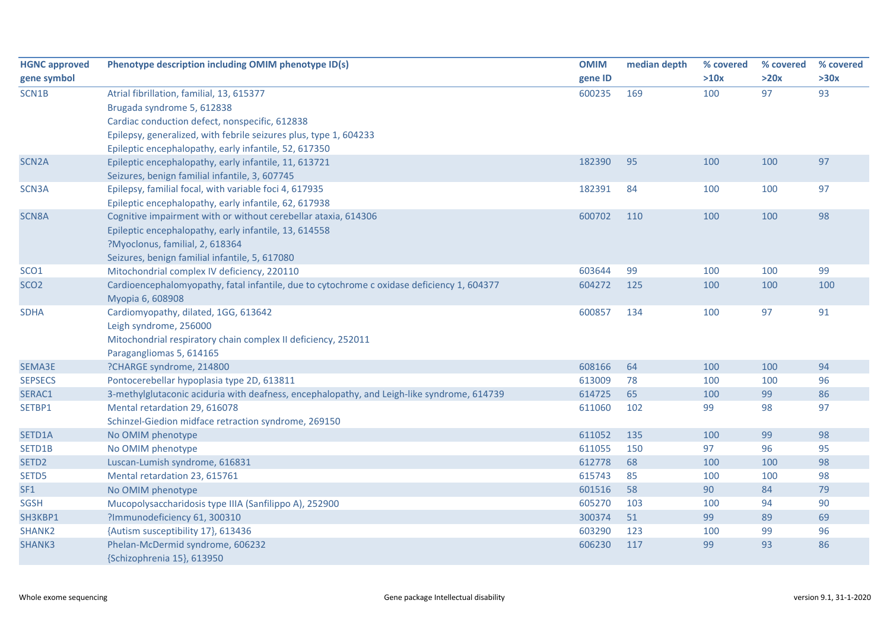| HGNC approved gene symbol | Phenotype description including OMIM phenotype ID(s) | OMIM gene ID | median depth | % covered >10x | % covered >20x | % covered >30x |
|---|---|---|---|---|---|---|
| SCN1B | Atrial fibrillation, familial, 13, 615377<br>Brugada syndrome 5, 612838<br>Cardiac conduction defect, nonspecific, 612838<br>Epilepsy, generalized, with febrile seizures plus, type 1, 604233<br>Epileptic encephalopathy, early infantile, 52, 617350 | 600235 | 169 | 100 | 97 | 93 |
| SCN2A | Epileptic encephalopathy, early infantile, 11, 613721<br>Seizures, benign familial infantile, 3, 607745 | 182390 | 95 | 100 | 100 | 97 |
| SCN3A | Epilepsy, familial focal, with variable foci 4, 617935<br>Epileptic encephalopathy, early infantile, 62, 617938 | 182391 | 84 | 100 | 100 | 97 |
| SCN8A | Cognitive impairment with or without cerebellar ataxia, 614306<br>Epileptic encephalopathy, early infantile, 13, 614558<br>?Myoclonus, familial, 2, 618364<br>Seizures, benign familial infantile, 5, 617080 | 600702 | 110 | 100 | 100 | 98 |
| SCO1 | Mitochondrial complex IV deficiency, 220110 | 603644 | 99 | 100 | 100 | 99 |
| SCO2 | Cardioencephalomyopathy, fatal infantile, due to cytochrome c oxidase deficiency 1, 604377<br>Myopia 6, 608908 | 604272 | 125 | 100 | 100 | 100 |
| SDHA | Cardiomyopathy, dilated, 1GG, 613642<br>Leigh syndrome, 256000<br>Mitochondrial respiratory chain complex II deficiency, 252011<br>Paragangliomas 5, 614165 | 600857 | 134 | 100 | 97 | 91 |
| SEMA3E | ?CHARGE syndrome, 214800 | 608166 | 64 | 100 | 100 | 94 |
| SEPSECS | Pontocerebellar hypoplasia type 2D, 613811 | 613009 | 78 | 100 | 100 | 96 |
| SERAC1 | 3-methylglutaconic aciduria with deafness, encephalopathy, and Leigh-like syndrome, 614739 | 614725 | 65 | 100 | 99 | 86 |
| SETBP1 | Mental retardation 29, 616078<br>Schinzel-Giedion midface retraction syndrome, 269150 | 611060 | 102 | 99 | 98 | 97 |
| SETD1A | No OMIM phenotype | 611052 | 135 | 100 | 99 | 98 |
| SETD1B | No OMIM phenotype | 611055 | 150 | 97 | 96 | 95 |
| SETD2 | Luscan-Lumish syndrome, 616831 | 612778 | 68 | 100 | 100 | 98 |
| SETD5 | Mental retardation 23, 615761 | 615743 | 85 | 100 | 100 | 98 |
| SF1 | No OMIM phenotype | 601516 | 58 | 90 | 84 | 79 |
| SGSH | Mucopolysaccharidosis type IIIA (Sanfilippo A), 252900 | 605270 | 103 | 100 | 94 | 90 |
| SH3KBP1 | ?Immunodeficiency 61, 300310 | 300374 | 51 | 99 | 89 | 69 |
| SHANK2 | {Autism susceptibility 17}, 613436 | 603290 | 123 | 100 | 99 | 96 |
| SHANK3 | Phelan-McDermid syndrome, 606232<br>{Schizophrenia 15}, 613950 | 606230 | 117 | 99 | 93 | 86 |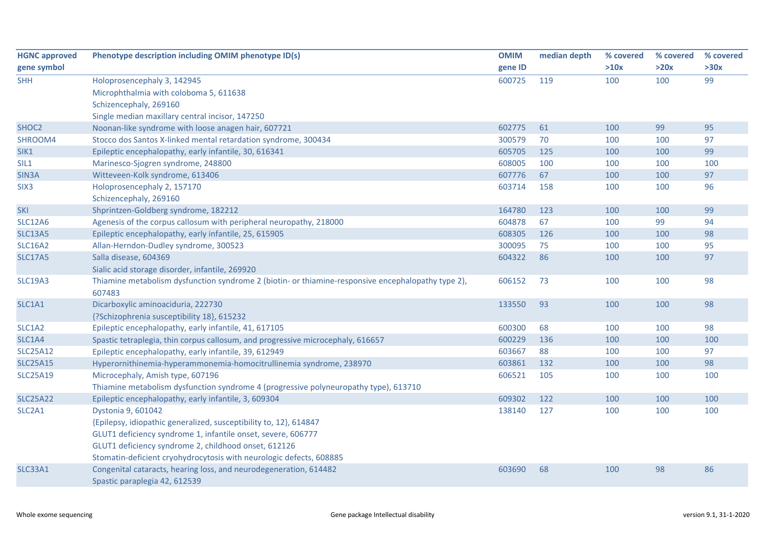| HGNC approved gene symbol | Phenotype description including OMIM phenotype ID(s) | OMIM gene ID | median depth | % covered >10x | % covered >20x | % covered >30x |
|---|---|---|---|---|---|---|
| SHH | Holoprosencephaly 3, 142945<br>Microphthalmia with coloboma 5, 611638<br>Schizencephaly, 269160<br>Single median maxillary central incisor, 147250 | 600725 | 119 | 100 | 100 | 99 |
| SHOC2 | Noonan-like syndrome with loose anagen hair, 607721 | 602775 | 61 | 100 | 99 | 95 |
| SHROOM4 | Stocco dos Santos X-linked mental retardation syndrome, 300434 | 300579 | 70 | 100 | 100 | 97 |
| SIK1 | Epileptic encephalopathy, early infantile, 30, 616341 | 605705 | 125 | 100 | 100 | 99 |
| SIL1 | Marinesco-Sjogren syndrome, 248800 | 608005 | 100 | 100 | 100 | 100 |
| SIN3A | Witteveen-Kolk syndrome, 613406 | 607776 | 67 | 100 | 100 | 97 |
| SIX3 | Holoprosencephaly 2, 157170<br>Schizencephaly, 269160 | 603714 | 158 | 100 | 100 | 96 |
| SKI | Shprintzen-Goldberg syndrome, 182212 | 164780 | 123 | 100 | 100 | 99 |
| SLC12A6 | Agenesis of the corpus callosum with peripheral neuropathy, 218000 | 604878 | 67 | 100 | 99 | 94 |
| SLC13A5 | Epileptic encephalopathy, early infantile, 25, 615905 | 608305 | 126 | 100 | 100 | 98 |
| SLC16A2 | Allan-Herndon-Dudley syndrome, 300523 | 300095 | 75 | 100 | 100 | 95 |
| SLC17A5 | Salla disease, 604369<br>Sialic acid storage disorder, infantile, 269920 | 604322 | 86 | 100 | 100 | 97 |
| SLC19A3 | Thiamine metabolism dysfunction syndrome 2 (biotin- or thiamine-responsive encephalopathy type 2), 607483 | 606152 | 73 | 100 | 100 | 98 |
| SLC1A1 | Dicarboxylic aminoaciduria, 222730<br>{?Schizophrenia susceptibility 18}, 615232 | 133550 | 93 | 100 | 100 | 98 |
| SLC1A2 | Epileptic encephalopathy, early infantile, 41, 617105 | 600300 | 68 | 100 | 100 | 98 |
| SLC1A4 | Spastic tetraplegia, thin corpus callosum, and progressive microcephaly, 616657 | 600229 | 136 | 100 | 100 | 100 |
| SLC25A12 | Epileptic encephalopathy, early infantile, 39, 612949 | 603667 | 88 | 100 | 100 | 97 |
| SLC25A15 | Hyperornithinemia-hyperammonemia-homocitrullinemia syndrome, 238970 | 603861 | 132 | 100 | 100 | 98 |
| SLC25A19 | Microcephaly, Amish type, 607196<br>Thiamine metabolism dysfunction syndrome 4 (progressive polyneuropathy type), 613710 | 606521 | 105 | 100 | 100 | 100 |
| SLC25A22 | Epileptic encephalopathy, early infantile, 3, 609304 | 609302 | 122 | 100 | 100 | 100 |
| SLC2A1 | Dystonia 9, 601042<br>{Epilepsy, idiopathic generalized, susceptibility to, 12}, 614847<br>GLUT1 deficiency syndrome 1, infantile onset, severe, 606777<br>GLUT1 deficiency syndrome 2, childhood onset, 612126<br>Stomatin-deficient cryohydrocytosis with neurologic defects, 608885 | 138140 | 127 | 100 | 100 | 100 |
| SLC33A1 | Congenital cataracts, hearing loss, and neurodegeneration, 614482<br>Spastic paraplegia 42, 612539 | 603690 | 68 | 100 | 98 | 86 |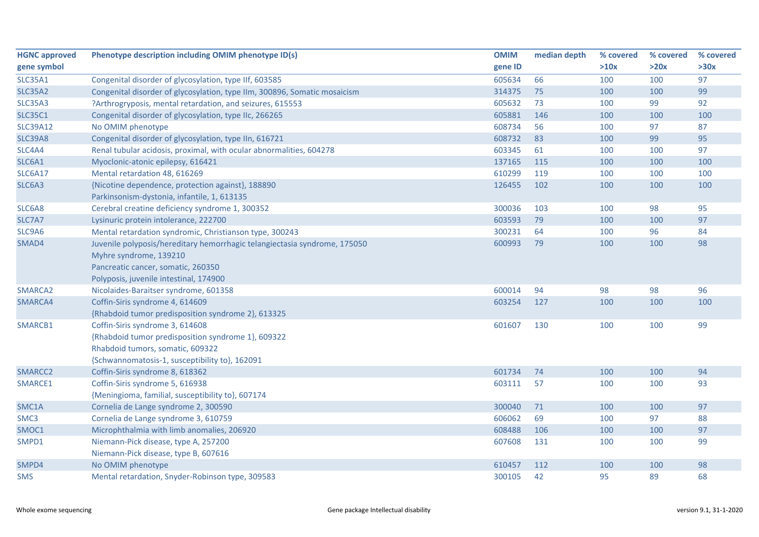| HGNC approved gene symbol | Phenotype description including OMIM phenotype ID(s) | OMIM gene ID | median depth | % covered >10x | % covered >20x | % covered >30x |
|---|---|---|---|---|---|---|
| SLC35A1 | Congenital disorder of glycosylation, type IIf, 603585 | 605634 | 66 | 100 | 100 | 97 |
| SLC35A2 | Congenital disorder of glycosylation, type IIm, 300896, Somatic mosaicism | 314375 | 75 | 100 | 100 | 99 |
| SLC35A3 | ?Arthrogryposis, mental retardation, and seizures, 615553 | 605632 | 73 | 100 | 99 | 92 |
| SLC35C1 | Congenital disorder of glycosylation, type IIc, 266265 | 605881 | 146 | 100 | 100 | 100 |
| SLC39A12 | No OMIM phenotype | 608734 | 56 | 100 | 97 | 87 |
| SLC39A8 | Congenital disorder of glycosylation, type IIn, 616721 | 608732 | 83 | 100 | 99 | 95 |
| SLC4A4 | Renal tubular acidosis, proximal, with ocular abnormalities, 604278 | 603345 | 61 | 100 | 100 | 97 |
| SLC6A1 | Myoclonic-atonic epilepsy, 616421 | 137165 | 115 | 100 | 100 | 100 |
| SLC6A17 | Mental retardation 48, 616269 | 610299 | 119 | 100 | 100 | 100 |
| SLC6A3 | {Nicotine dependence, protection against}, 188890<br>Parkinsonism-dystonia, infantile, 1, 613135 | 126455 | 102 | 100 | 100 | 100 |
| SLC6A8 | Cerebral creatine deficiency syndrome 1, 300352 | 300036 | 103 | 100 | 98 | 95 |
| SLC7A7 | Lysinuric protein intolerance, 222700 | 603593 | 79 | 100 | 100 | 97 |
| SLC9A6 | Mental retardation syndromic, Christianson type, 300243 | 300231 | 64 | 100 | 96 | 84 |
| SMAD4 | Juvenile polyposis/hereditary hemorrhagic telangiectasia syndrome, 175050<br>Myhre syndrome, 139210<br>Pancreatic cancer, somatic, 260350<br>Polyposis, juvenile intestinal, 174900 | 600993 | 79 | 100 | 100 | 98 |
| SMARCA2 | Nicolaides-Baraitser syndrome, 601358 | 600014 | 94 | 98 | 98 | 96 |
| SMARCA4 | Coffin-Siris syndrome 4, 614609<br>{Rhabdoid tumor predisposition syndrome 2}, 613325 | 603254 | 127 | 100 | 100 | 100 |
| SMARCB1 | Coffin-Siris syndrome 3, 614608<br>{Rhabdoid tumor predisposition syndrome 1}, 609322<br>Rhabdoid tumors, somatic, 609322<br>{Schwannomatosis-1, susceptibility to}, 162091 | 601607 | 130 | 100 | 100 | 99 |
| SMARCC2 | Coffin-Siris syndrome 8, 618362 | 601734 | 74 | 100 | 100 | 94 |
| SMARCE1 | Coffin-Siris syndrome 5, 616938<br>{Meningioma, familial, susceptibility to}, 607174 | 603111 | 57 | 100 | 100 | 93 |
| SMC1A | Cornelia de Lange syndrome 2, 300590 | 300040 | 71 | 100 | 100 | 97 |
| SMC3 | Cornelia de Lange syndrome 3, 610759 | 606062 | 69 | 100 | 97 | 88 |
| SMOC1 | Microphthalmia with limb anomalies, 206920 | 608488 | 106 | 100 | 100 | 97 |
| SMPD1 | Niemann-Pick disease, type A, 257200<br>Niemann-Pick disease, type B, 607616 | 607608 | 131 | 100 | 100 | 99 |
| SMPD4 | No OMIM phenotype | 610457 | 112 | 100 | 100 | 98 |
| SMS | Mental retardation, Snyder-Robinson type, 309583 | 300105 | 42 | 95 | 89 | 68 |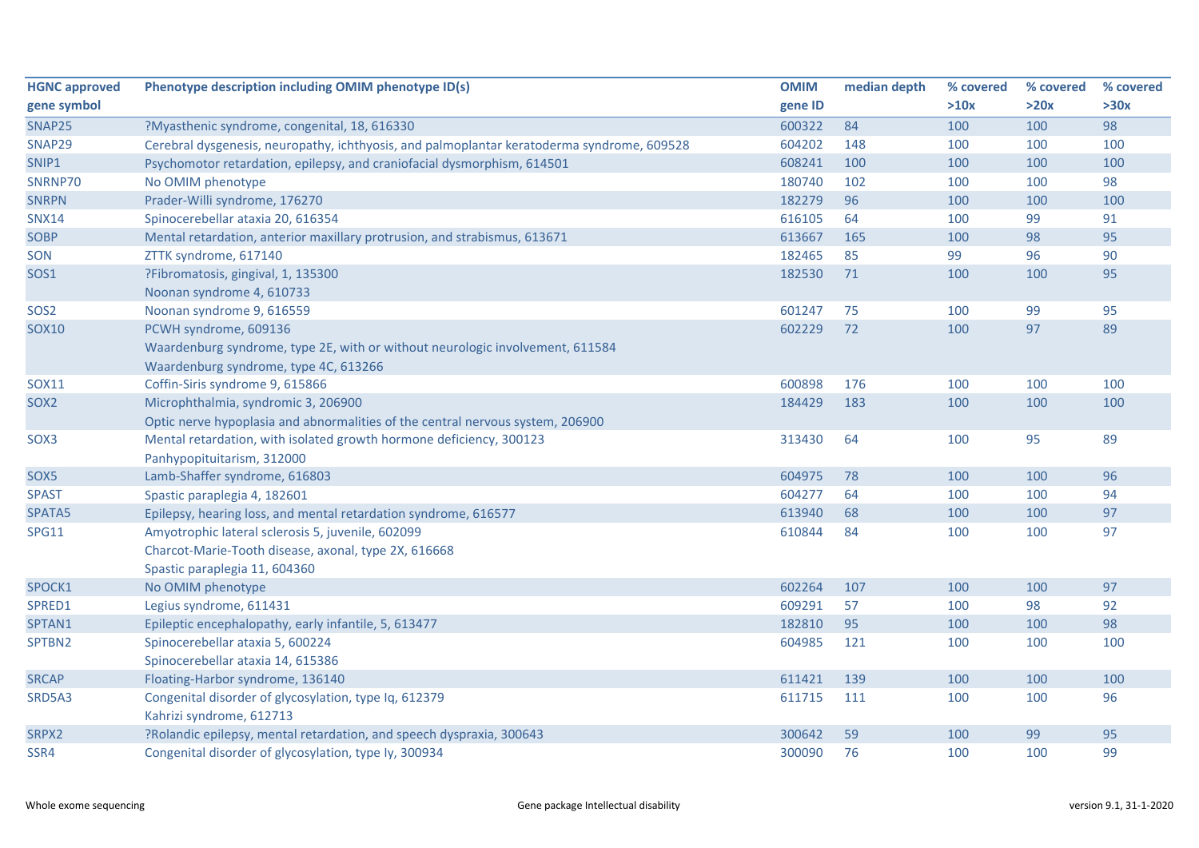| HGNC approved gene symbol | Phenotype description including OMIM phenotype ID(s) | OMIM gene ID | median depth | % covered >10x | % covered >20x | % covered >30x |
|---|---|---|---|---|---|---|
| SNAP25 | ?Myasthenic syndrome, congenital, 18, 616330 | 600322 | 84 | 100 | 100 | 98 |
| SNAP29 | Cerebral dysgenesis, neuropathy, ichthyosis, and palmoplantar keratoderma syndrome, 609528 | 604202 | 148 | 100 | 100 | 100 |
| SNIP1 | Psychomotor retardation, epilepsy, and craniofacial dysmorphism, 614501 | 608241 | 100 | 100 | 100 | 100 |
| SNRNP70 | No OMIM phenotype | 180740 | 102 | 100 | 100 | 98 |
| SNRPN | Prader-Willi syndrome, 176270 | 182279 | 96 | 100 | 100 | 100 |
| SNX14 | Spinocerebellar ataxia 20, 616354 | 616105 | 64 | 100 | 99 | 91 |
| SOBP | Mental retardation, anterior maxillary protrusion, and strabismus, 613671 | 613667 | 165 | 100 | 98 | 95 |
| SON | ZTTK syndrome, 617140 | 182465 | 85 | 99 | 96 | 90 |
| SOS1 | ?Fibromatosis, gingival, 1, 135300<br>Noonan syndrome 4, 610733 | 182530 | 71 | 100 | 100 | 95 |
| SOS2 | Noonan syndrome 9, 616559 | 601247 | 75 | 100 | 99 | 95 |
| SOX10 | PCWH syndrome, 609136<br>Waardenburg syndrome, type 2E, with or without neurologic involvement, 611584<br>Waardenburg syndrome, type 4C, 613266 | 602229 | 72 | 100 | 97 | 89 |
| SOX11 | Coffin-Siris syndrome 9, 615866 | 600898 | 176 | 100 | 100 | 100 |
| SOX2 | Microphthalmia, syndromic 3, 206900<br>Optic nerve hypoplasia and abnormalities of the central nervous system, 206900 | 184429 | 183 | 100 | 100 | 100 |
| SOX3 | Mental retardation, with isolated growth hormone deficiency, 300123<br>Panhypopituitarism, 312000 | 313430 | 64 | 100 | 95 | 89 |
| SOX5 | Lamb-Shaffer syndrome, 616803 | 604975 | 78 | 100 | 100 | 96 |
| SPAST | Spastic paraplegia 4, 182601 | 604277 | 64 | 100 | 100 | 94 |
| SPATA5 | Epilepsy, hearing loss, and mental retardation syndrome, 616577 | 613940 | 68 | 100 | 100 | 97 |
| SPG11 | Amyotrophic lateral sclerosis 5, juvenile, 602099<br>Charcot-Marie-Tooth disease, axonal, type 2X, 616668<br>Spastic paraplegia 11, 604360 | 610844 | 84 | 100 | 100 | 97 |
| SPOCK1 | No OMIM phenotype | 602264 | 107 | 100 | 100 | 97 |
| SPRED1 | Legius syndrome, 611431 | 609291 | 57 | 100 | 98 | 92 |
| SPTAN1 | Epileptic encephalopathy, early infantile, 5, 613477 | 182810 | 95 | 100 | 100 | 98 |
| SPTBN2 | Spinocerebellar ataxia 5, 600224<br>Spinocerebellar ataxia 14, 615386 | 604985 | 121 | 100 | 100 | 100 |
| SRCAP | Floating-Harbor syndrome, 136140 | 611421 | 139 | 100 | 100 | 100 |
| SRD5A3 | Congenital disorder of glycosylation, type Iq, 612379<br>Kahrizi syndrome, 612713 | 611715 | 111 | 100 | 100 | 96 |
| SRPX2 | ?Rolandic epilepsy, mental retardation, and speech dyspraxia, 300643 | 300642 | 59 | 100 | 99 | 95 |
| SSR4 | Congenital disorder of glycosylation, type Iy, 300934 | 300090 | 76 | 100 | 100 | 99 |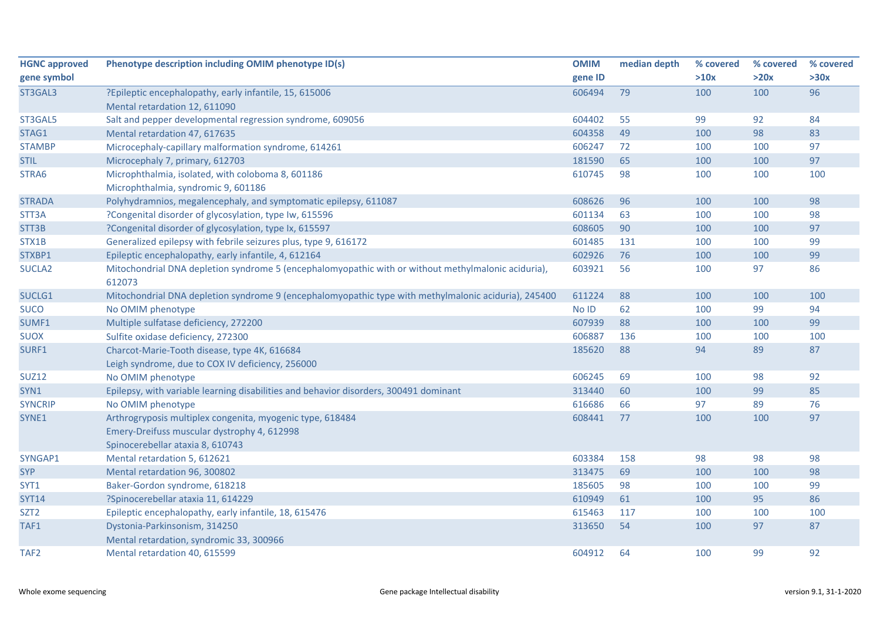| HGNC approved gene symbol | Phenotype description including OMIM phenotype ID(s) | OMIM gene ID | median depth | % covered >10x | % covered >20x | % covered >30x |
|---|---|---|---|---|---|---|
| ST3GAL3 | ?Epileptic encephalopathy, early infantile, 15, 615006<br>Mental retardation 12, 611090 | 606494 | 79 | 100 | 100 | 96 |
| ST3GAL5 | Salt and pepper developmental regression syndrome, 609056 | 604402 | 55 | 99 | 92 | 84 |
| STAG1 | Mental retardation 47, 617635 | 604358 | 49 | 100 | 98 | 83 |
| STAMBP | Microcephaly-capillary malformation syndrome, 614261 | 606247 | 72 | 100 | 100 | 97 |
| STIL | Microcephaly 7, primary, 612703 | 181590 | 65 | 100 | 100 | 97 |
| STRA6 | Microphthalmia, isolated, with coloboma 8, 601186<br>Microphthalmia, syndromic 9, 601186 | 610745 | 98 | 100 | 100 | 100 |
| STRADA | Polyhydramnios, megalencephaly, and symptomatic epilepsy, 611087 | 608626 | 96 | 100 | 100 | 98 |
| STT3A | ?Congenital disorder of glycosylation, type Iw, 615596 | 601134 | 63 | 100 | 100 | 98 |
| STT3B | ?Congenital disorder of glycosylation, type Ix, 615597 | 608605 | 90 | 100 | 100 | 97 |
| STX1B | Generalized epilepsy with febrile seizures plus, type 9, 616172 | 601485 | 131 | 100 | 100 | 99 |
| STXBP1 | Epileptic encephalopathy, early infantile, 4, 612164 | 602926 | 76 | 100 | 100 | 99 |
| SUCLA2 | Mitochondrial DNA depletion syndrome 5 (encephalomyopathic with or without methylmalonic aciduria), 612073 | 603921 | 56 | 100 | 97 | 86 |
| SUCLG1 | Mitochondrial DNA depletion syndrome 9 (encephalomyopathic type with methylmalonic aciduria), 245400 | 611224 | 88 | 100 | 100 | 100 |
| SUCO | No OMIM phenotype | No ID | 62 | 100 | 99 | 94 |
| SUMF1 | Multiple sulfatase deficiency, 272200 | 607939 | 88 | 100 | 100 | 99 |
| SUOX | Sulfite oxidase deficiency, 272300 | 606887 | 136 | 100 | 100 | 100 |
| SURF1 | Charcot-Marie-Tooth disease, type 4K, 616684<br>Leigh syndrome, due to COX IV deficiency, 256000 | 185620 | 88 | 94 | 89 | 87 |
| SUZ12 | No OMIM phenotype | 606245 | 69 | 100 | 98 | 92 |
| SYN1 | Epilepsy, with variable learning disabilities and behavior disorders, 300491 dominant | 313440 | 60 | 100 | 99 | 85 |
| SYNCRIP | No OMIM phenotype | 616686 | 66 | 97 | 89 | 76 |
| SYNE1 | Arthrogryposis multiplex congenita, myogenic type, 618484<br>Emery-Dreifuss muscular dystrophy 4, 612998<br>Spinocerebellar ataxia 8, 610743 | 608441 | 77 | 100 | 100 | 97 |
| SYNGAP1 | Mental retardation 5, 612621 | 603384 | 158 | 98 | 98 | 98 |
| SYP | Mental retardation 96, 300802 | 313475 | 69 | 100 | 100 | 98 |
| SYT1 | Baker-Gordon syndrome, 618218 | 185605 | 98 | 100 | 100 | 99 |
| SYT14 | ?Spinocerebellar ataxia 11, 614229 | 610949 | 61 | 100 | 95 | 86 |
| SZT2 | Epileptic encephalopathy, early infantile, 18, 615476 | 615463 | 117 | 100 | 100 | 100 |
| TAF1 | Dystonia-Parkinsonism, 314250<br>Mental retardation, syndromic 33, 300966 | 313650 | 54 | 100 | 97 | 87 |
| TAF2 | Mental retardation 40, 615599 | 604912 | 64 | 100 | 99 | 92 |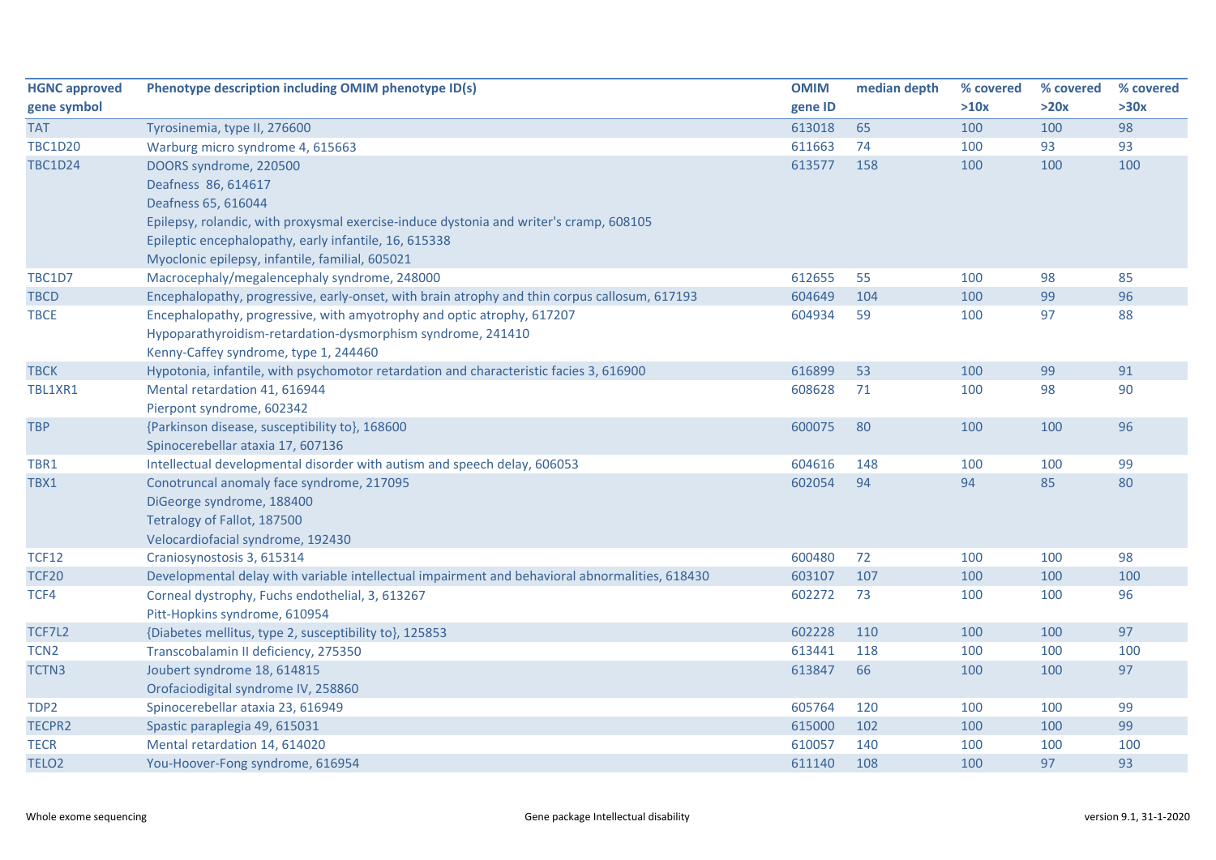| HGNC approved gene symbol | Phenotype description including OMIM phenotype ID(s) | OMIM gene ID | median depth | % covered >10x | % covered >20x | % covered >30x |
|---|---|---|---|---|---|---|
| TAT | Tyrosinemia, type II, 276600 | 613018 | 65 | 100 | 100 | 98 |
| TBC1D20 | Warburg micro syndrome 4, 615663 | 611663 | 74 | 100 | 93 | 93 |
| TBC1D24 | DOORS syndrome, 220500<br>Deafness  86, 614617<br>Deafness 65, 616044<br>Epilepsy, rolandic, with proxysmal exercise-induce dystonia and writer's cramp, 608105<br>Epileptic encephalopathy, early infantile, 16, 615338<br>Myoclonic epilepsy, infantile, familial, 605021 | 613577 | 158 | 100 | 100 | 100 |
| TBC1D7 | Macrocephaly/megalencephaly syndrome, 248000 | 612655 | 55 | 100 | 98 | 85 |
| TBCD | Encephalopathy, progressive, early-onset, with brain atrophy and thin corpus callosum, 617193 | 604649 | 104 | 100 | 99 | 96 |
| TBCE | Encephalopathy, progressive, with amyotrophy and optic atrophy, 617207<br>Hypoparathyroidism-retardation-dysmorphism syndrome, 241410<br>Kenny-Caffey syndrome, type 1, 244460 | 604934 | 59 | 100 | 97 | 88 |
| TBCK | Hypotonia, infantile, with psychomotor retardation and characteristic facies 3, 616900 | 616899 | 53 | 100 | 99 | 91 |
| TBL1XR1 | Mental retardation 41, 616944<br>Pierpont syndrome, 602342 | 608628 | 71 | 100 | 98 | 90 |
| TBP | {Parkinson disease, susceptibility to}, 168600<br>Spinocerebellar ataxia 17, 607136 | 600075 | 80 | 100 | 100 | 96 |
| TBR1 | Intellectual developmental disorder with autism and speech delay, 606053 | 604616 | 148 | 100 | 100 | 99 |
| TBX1 | Conotruncal anomaly face syndrome, 217095<br>DiGeorge syndrome, 188400<br>Tetralogy of Fallot, 187500<br>Velocardiofacial syndrome, 192430 | 602054 | 94 | 94 | 85 | 80 |
| TCF12 | Craniosynostosis 3, 615314 | 600480 | 72 | 100 | 100 | 98 |
| TCF20 | Developmental delay with variable intellectual impairment and behavioral abnormalities, 618430 | 603107 | 107 | 100 | 100 | 100 |
| TCF4 | Corneal dystrophy, Fuchs endothelial, 3, 613267<br>Pitt-Hopkins syndrome, 610954 | 602272 | 73 | 100 | 100 | 96 |
| TCF7L2 | {Diabetes mellitus, type 2, susceptibility to}, 125853 | 602228 | 110 | 100 | 100 | 97 |
| TCN2 | Transcobalamin II deficiency, 275350 | 613441 | 118 | 100 | 100 | 100 |
| TCTN3 | Joubert syndrome 18, 614815<br>Orofaciodigital syndrome IV, 258860 | 613847 | 66 | 100 | 100 | 97 |
| TDP2 | Spinocerebellar ataxia 23, 616949 | 605764 | 120 | 100 | 100 | 99 |
| TECPR2 | Spastic paraplegia 49, 615031 | 615000 | 102 | 100 | 100 | 99 |
| TECR | Mental retardation 14, 614020 | 610057 | 140 | 100 | 100 | 100 |
| TELO2 | You-Hoover-Fong syndrome, 616954 | 611140 | 108 | 100 | 97 | 93 |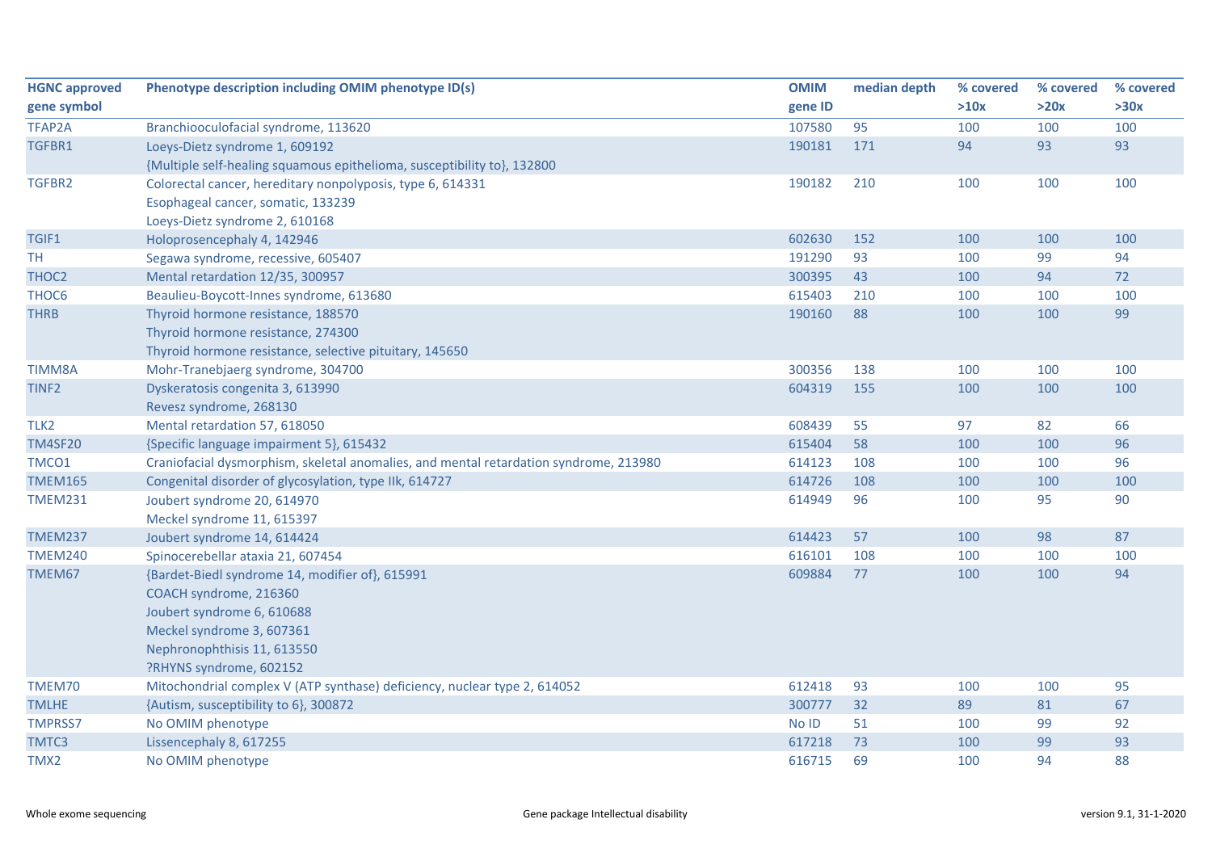| HGNC approved gene symbol | Phenotype description including OMIM phenotype ID(s) | OMIM gene ID | median depth | % covered >10x | % covered >20x | % covered >30x |
|---|---|---|---|---|---|---|
| TFAP2A | Branchiooculofacial syndrome, 113620 | 107580 | 95 | 100 | 100 | 100 |
| TGFBR1 | Loeys-Dietz syndrome 1, 609192<br>{Multiple self-healing squamous epithelioma, susceptibility to}, 132800 | 190181 | 171 | 94 | 93 | 93 |
| TGFBR2 | Colorectal cancer, hereditary nonpolyposis, type 6, 614331<br>Esophageal cancer, somatic, 133239<br>Loeys-Dietz syndrome 2, 610168 | 190182 | 210 | 100 | 100 | 100 |
| TGIF1 | Holoprosencephaly 4, 142946 | 602630 | 152 | 100 | 100 | 100 |
| TH | Segawa syndrome, recessive, 605407 | 191290 | 93 | 100 | 99 | 94 |
| THOC2 | Mental retardation 12/35, 300957 | 300395 | 43 | 100 | 94 | 72 |
| THOC6 | Beaulieu-Boycott-Innes syndrome, 613680 | 615403 | 210 | 100 | 100 | 100 |
| THRB | Thyroid hormone resistance, 188570<br>Thyroid hormone resistance, 274300<br>Thyroid hormone resistance, selective pituitary, 145650 | 190160 | 88 | 100 | 100 | 99 |
| TIMM8A | Mohr-Tranebjaerg syndrome, 304700 | 300356 | 138 | 100 | 100 | 100 |
| TINF2 | Dyskeratosis congenita 3, 613990<br>Revesz syndrome, 268130 | 604319 | 155 | 100 | 100 | 100 |
| TLK2 | Mental retardation 57, 618050 | 608439 | 55 | 97 | 82 | 66 |
| TM4SF20 | {Specific language impairment 5}, 615432 | 615404 | 58 | 100 | 100 | 96 |
| TMCO1 | Craniofacial dysmorphism, skeletal anomalies, and mental retardation syndrome, 213980 | 614123 | 108 | 100 | 100 | 96 |
| TMEM165 | Congenital disorder of glycosylation, type IIk, 614727 | 614726 | 108 | 100 | 100 | 100 |
| TMEM231 | Joubert syndrome 20, 614970<br>Meckel syndrome 11, 615397 | 614949 | 96 | 100 | 95 | 90 |
| TMEM237 | Joubert syndrome 14, 614424 | 614423 | 57 | 100 | 98 | 87 |
| TMEM240 | Spinocerebellar ataxia 21, 607454 | 616101 | 108 | 100 | 100 | 100 |
| TMEM67 | {Bardet-Biedl syndrome 14, modifier of}, 615991<br>COACH syndrome, 216360<br>Joubert syndrome 6, 610688<br>Meckel syndrome 3, 607361<br>Nephronophthisis 11, 613550<br>?RHYNS syndrome, 602152 | 609884 | 77 | 100 | 100 | 94 |
| TMEM70 | Mitochondrial complex V (ATP synthase) deficiency, nuclear type 2, 614052 | 612418 | 93 | 100 | 100 | 95 |
| TMLHE | {Autism, susceptibility to 6}, 300872 | 300777 | 32 | 89 | 81 | 67 |
| TMPRSS7 | No OMIM phenotype | No ID | 51 | 100 | 99 | 92 |
| TMTC3 | Lissencephaly 8, 617255 | 617218 | 73 | 100 | 99 | 93 |
| TMX2 | No OMIM phenotype | 616715 | 69 | 100 | 94 | 88 |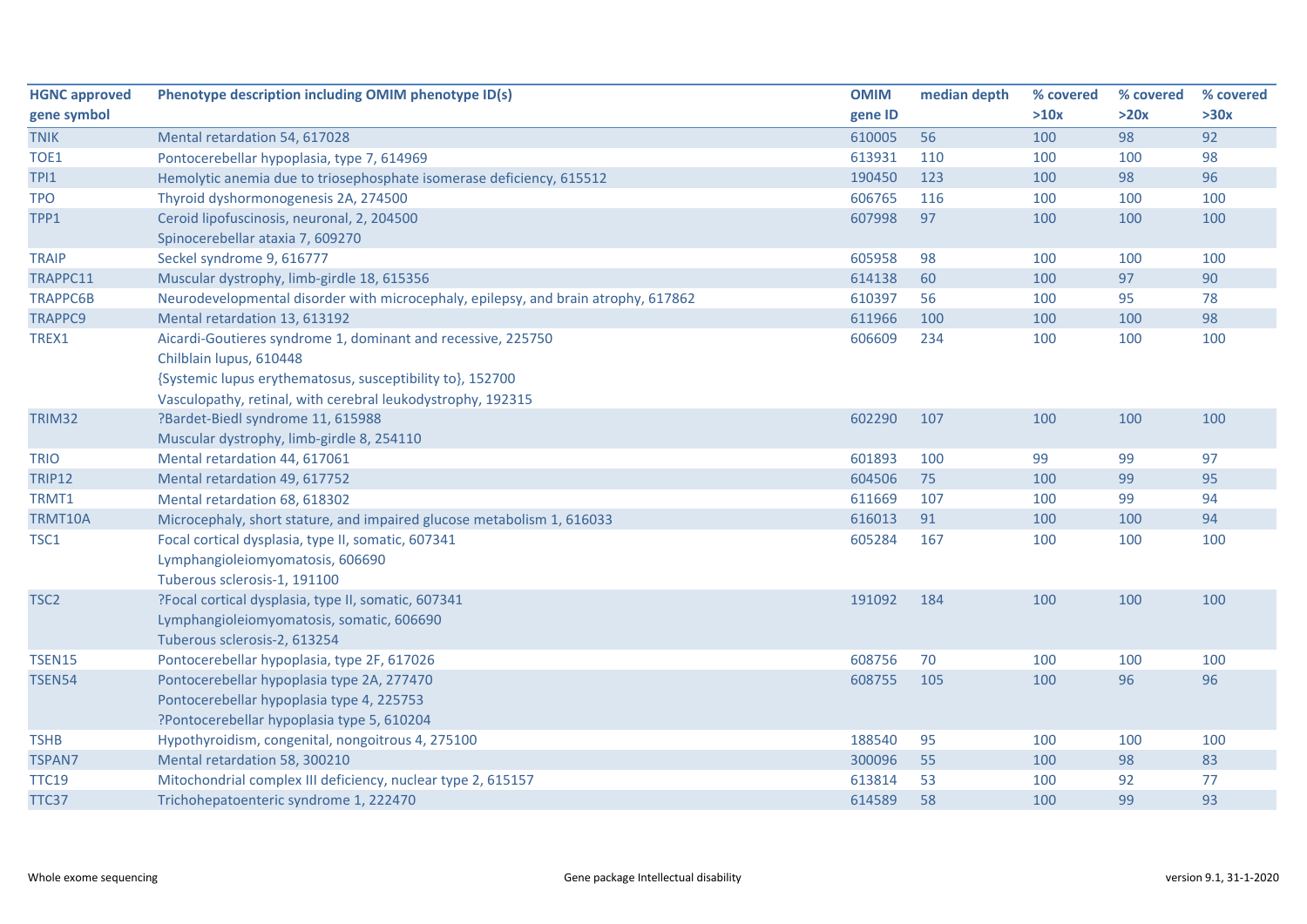| HGNC approved gene symbol | Phenotype description including OMIM phenotype ID(s) | OMIM gene ID | median depth | % covered >10x | % covered >20x | % covered >30x |
|---|---|---|---|---|---|---|
| TNIK | Mental retardation 54, 617028 | 610005 | 56 | 100 | 98 | 92 |
| TOE1 | Pontocerebellar hypoplasia, type 7, 614969 | 613931 | 110 | 100 | 100 | 98 |
| TPI1 | Hemolytic anemia due to triosephosphate isomerase deficiency, 615512 | 190450 | 123 | 100 | 98 | 96 |
| TPO | Thyroid dyshormonogenesis 2A, 274500 | 606765 | 116 | 100 | 100 | 100 |
| TPP1 | Ceroid lipofuscinosis, neuronal, 2, 204500<br>Spinocerebellar ataxia 7, 609270 | 607998 | 97 | 100 | 100 | 100 |
| TRAIP | Seckel syndrome 9, 616777 | 605958 | 98 | 100 | 100 | 100 |
| TRAPPC11 | Muscular dystrophy, limb-girdle 18, 615356 | 614138 | 60 | 100 | 97 | 90 |
| TRAPPC6B | Neurodevelopmental disorder with microcephaly, epilepsy, and brain atrophy, 617862 | 610397 | 56 | 100 | 95 | 78 |
| TRAPPC9 | Mental retardation 13, 613192 | 611966 | 100 | 100 | 100 | 98 |
| TREX1 | Aicardi-Goutieres syndrome 1, dominant and recessive, 225750<br>Chilblain lupus, 610448<br>{Systemic lupus erythematosus, susceptibility to}, 152700<br>Vasculopathy, retinal, with cerebral leukodystrophy, 192315 | 606609 | 234 | 100 | 100 | 100 |
| TRIM32 | ?Bardet-Biedl syndrome 11, 615988<br>Muscular dystrophy, limb-girdle 8, 254110 | 602290 | 107 | 100 | 100 | 100 |
| TRIO | Mental retardation 44, 617061 | 601893 | 100 | 99 | 99 | 97 |
| TRIP12 | Mental retardation 49, 617752 | 604506 | 75 | 100 | 99 | 95 |
| TRMT1 | Mental retardation 68, 618302 | 611669 | 107 | 100 | 99 | 94 |
| TRMT10A | Microcephaly, short stature, and impaired glucose metabolism 1, 616033 | 616013 | 91 | 100 | 100 | 94 |
| TSC1 | Focal cortical dysplasia, type II, somatic, 607341<br>Lymphangioleiomyomatosis, 606690<br>Tuberous sclerosis-1, 191100 | 605284 | 167 | 100 | 100 | 100 |
| TSC2 | ?Focal cortical dysplasia, type II, somatic, 607341<br>Lymphangioleiomyomatosis, somatic, 606690<br>Tuberous sclerosis-2, 613254 | 191092 | 184 | 100 | 100 | 100 |
| TSEN15 | Pontocerebellar hypoplasia, type 2F, 617026 | 608756 | 70 | 100 | 100 | 100 |
| TSEN54 | Pontocerebellar hypoplasia type 2A, 277470<br>Pontocerebellar hypoplasia type 4, 225753<br>?Pontocerebellar hypoplasia type 5, 610204 | 608755 | 105 | 100 | 96 | 96 |
| TSHB | Hypothyroidism, congenital, nongoitrous 4, 275100 | 188540 | 95 | 100 | 100 | 100 |
| TSPAN7 | Mental retardation 58, 300210 | 300096 | 55 | 100 | 98 | 83 |
| TTC19 | Mitochondrial complex III deficiency, nuclear type 2, 615157 | 613814 | 53 | 100 | 92 | 77 |
| TTC37 | Trichohepatoenteric syndrome 1, 222470 | 614589 | 58 | 100 | 99 | 93 |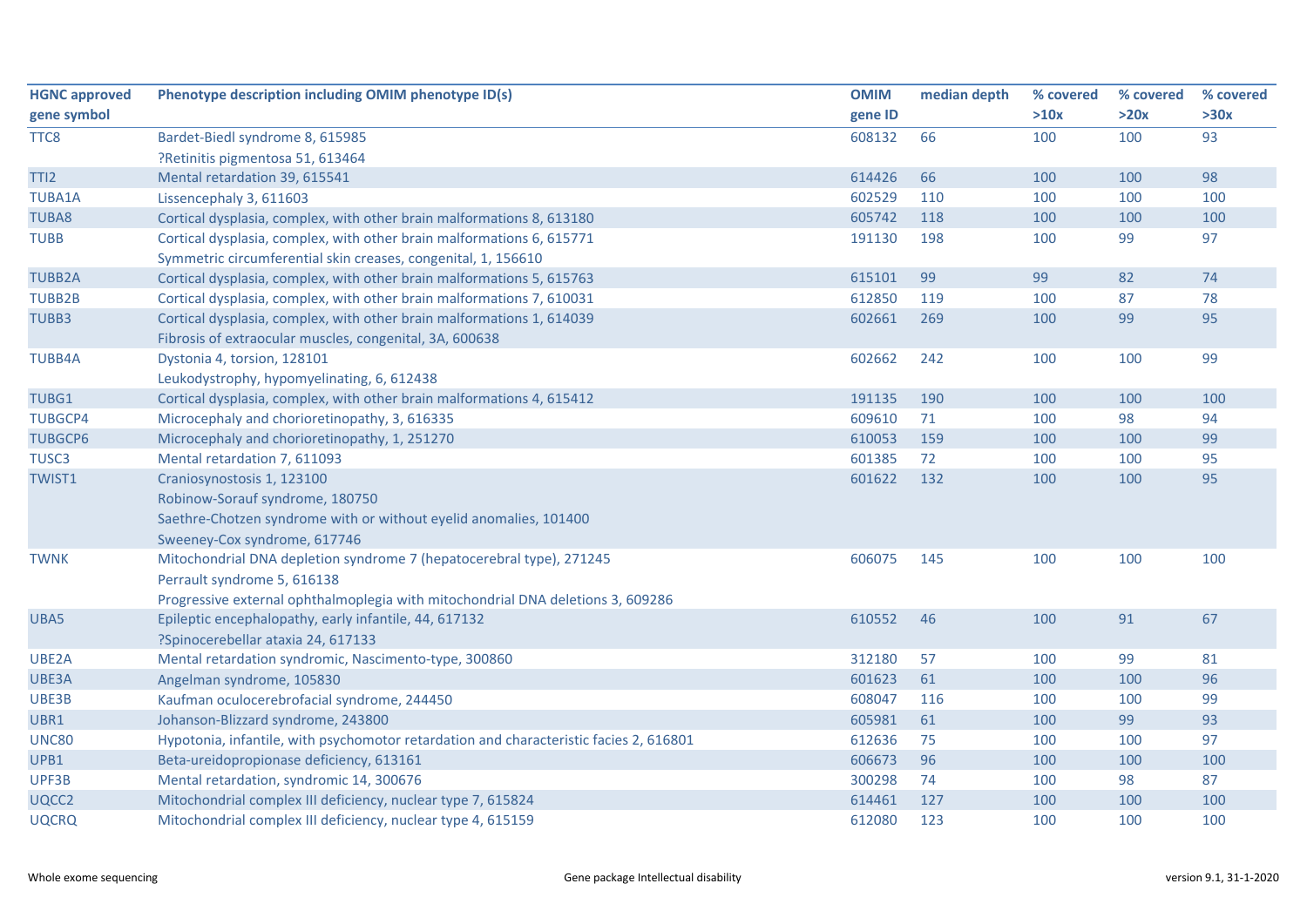| HGNC approved gene symbol | Phenotype description including OMIM phenotype ID(s) | OMIM gene ID | median depth | % covered >10x | % covered >20x | % covered >30x |
|---|---|---|---|---|---|---|
| TTC8 | Bardet-Biedl syndrome 8, 615985<br>?Retinitis pigmentosa 51, 613464 | 608132 | 66 | 100 | 100 | 93 |
| TTI2 | Mental retardation 39, 615541 | 614426 | 66 | 100 | 100 | 98 |
| TUBA1A | Lissencephaly 3, 611603 | 602529 | 110 | 100 | 100 | 100 |
| TUBA8 | Cortical dysplasia, complex, with other brain malformations 8, 613180 | 605742 | 118 | 100 | 100 | 100 |
| TUBB | Cortical dysplasia, complex, with other brain malformations 6, 615771<br>Symmetric circumferential skin creases, congenital, 1, 156610 | 191130 | 198 | 100 | 99 | 97 |
| TUBB2A | Cortical dysplasia, complex, with other brain malformations 5, 615763 | 615101 | 99 | 99 | 82 | 74 |
| TUBB2B | Cortical dysplasia, complex, with other brain malformations 7, 610031 | 612850 | 119 | 100 | 87 | 78 |
| TUBB3 | Cortical dysplasia, complex, with other brain malformations 1, 614039<br>Fibrosis of extraocular muscles, congenital, 3A, 600638 | 602661 | 269 | 100 | 99 | 95 |
| TUBB4A | Dystonia 4, torsion, 128101<br>Leukodystrophy, hypomyelinating, 6, 612438 | 602662 | 242 | 100 | 100 | 99 |
| TUBG1 | Cortical dysplasia, complex, with other brain malformations 4, 615412 | 191135 | 190 | 100 | 100 | 100 |
| TUBGCP4 | Microcephaly and chorioretinopathy, 3, 616335 | 609610 | 71 | 100 | 98 | 94 |
| TUBGCP6 | Microcephaly and chorioretinopathy, 1, 251270 | 610053 | 159 | 100 | 100 | 99 |
| TUSC3 | Mental retardation 7, 611093 | 601385 | 72 | 100 | 100 | 95 |
| TWIST1 | Craniosynostosis 1, 123100<br>Robinow-Sorauf syndrome, 180750<br>Saethre-Chotzen syndrome with or without eyelid anomalies, 101400<br>Sweeney-Cox syndrome, 617746 | 601622 | 132 | 100 | 100 | 95 |
| TWNK | Mitochondrial DNA depletion syndrome 7 (hepatocerebral type), 271245<br>Perrault syndrome 5, 616138<br>Progressive external ophthalmoplegia with mitochondrial DNA deletions 3, 609286 | 606075 | 145 | 100 | 100 | 100 |
| UBA5 | Epileptic encephalopathy, early infantile, 44, 617132<br>?Spinocerebellar ataxia 24, 617133 | 610552 | 46 | 100 | 91 | 67 |
| UBE2A | Mental retardation syndromic, Nascimento-type, 300860 | 312180 | 57 | 100 | 99 | 81 |
| UBE3A | Angelman syndrome, 105830 | 601623 | 61 | 100 | 100 | 96 |
| UBE3B | Kaufman oculocerebrofacial syndrome, 244450 | 608047 | 116 | 100 | 100 | 99 |
| UBR1 | Johanson-Blizzard syndrome, 243800 | 605981 | 61 | 100 | 99 | 93 |
| UNC80 | Hypotonia, infantile, with psychomotor retardation and characteristic facies 2, 616801 | 612636 | 75 | 100 | 100 | 97 |
| UPB1 | Beta-ureidopropionase deficiency, 613161 | 606673 | 96 | 100 | 100 | 100 |
| UPF3B | Mental retardation, syndromic 14, 300676 | 300298 | 74 | 100 | 98 | 87 |
| UQCC2 | Mitochondrial complex III deficiency, nuclear type 7, 615824 | 614461 | 127 | 100 | 100 | 100 |
| UQCRQ | Mitochondrial complex III deficiency, nuclear type 4, 615159 | 612080 | 123 | 100 | 100 | 100 |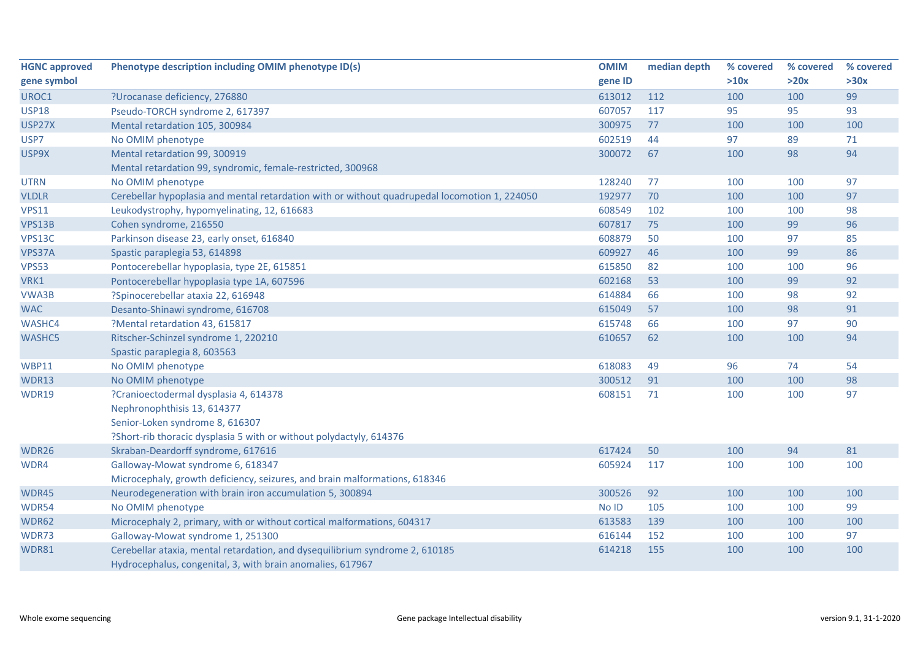| HGNC approved gene symbol | Phenotype description including OMIM phenotype ID(s) | OMIM gene ID | median depth | % covered >10x | % covered >20x | % covered >30x |
|---|---|---|---|---|---|---|
| UROC1 | ?Urocanase deficiency, 276880 | 613012 | 112 | 100 | 100 | 99 |
| USP18 | Pseudo-TORCH syndrome 2, 617397 | 607057 | 117 | 95 | 95 | 93 |
| USP27X | Mental retardation 105, 300984 | 300975 | 77 | 100 | 100 | 100 |
| USP7 | No OMIM phenotype | 602519 | 44 | 97 | 89 | 71 |
| USP9X | Mental retardation 99, 300919<br>Mental retardation 99, syndromic, female-restricted, 300968 | 300072 | 67 | 100 | 98 | 94 |
| UTRN | No OMIM phenotype | 128240 | 77 | 100 | 100 | 97 |
| VLDLR | Cerebellar hypoplasia and mental retardation with or without quadrupedal locomotion 1, 224050 | 192977 | 70 | 100 | 100 | 97 |
| VPS11 | Leukodystrophy, hypomyelinating, 12, 616683 | 608549 | 102 | 100 | 100 | 98 |
| VPS13B | Cohen syndrome, 216550 | 607817 | 75 | 100 | 99 | 96 |
| VPS13C | Parkinson disease 23, early onset, 616840 | 608879 | 50 | 100 | 97 | 85 |
| VPS37A | Spastic paraplegia 53, 614898 | 609927 | 46 | 100 | 99 | 86 |
| VPS53 | Pontocerebellar hypoplasia, type 2E, 615851 | 615850 | 82 | 100 | 100 | 96 |
| VRK1 | Pontocerebellar hypoplasia type 1A, 607596 | 602168 | 53 | 100 | 99 | 92 |
| VWA3B | ?Spinocerebellar ataxia 22, 616948 | 614884 | 66 | 100 | 98 | 92 |
| WAC | Desanto-Shinawi syndrome, 616708 | 615049 | 57 | 100 | 98 | 91 |
| WASHC4 | ?Mental retardation 43, 615817 | 615748 | 66 | 100 | 97 | 90 |
| WASHC5 | Ritscher-Schinzel syndrome 1, 220210<br>Spastic paraplegia 8, 603563 | 610657 | 62 | 100 | 100 | 94 |
| WBP11 | No OMIM phenotype | 618083 | 49 | 96 | 74 | 54 |
| WDR13 | No OMIM phenotype | 300512 | 91 | 100 | 100 | 98 |
| WDR19 | ?Cranioectodermal dysplasia 4, 614378<br>Nephronophthisis 13, 614377<br>Senior-Loken syndrome 8, 616307<br>?Short-rib thoracic dysplasia 5 with or without polydactyly, 614376 | 608151 | 71 | 100 | 100 | 97 |
| WDR26 | Skraban-Deardorff syndrome, 617616 | 617424 | 50 | 100 | 94 | 81 |
| WDR4 | Galloway-Mowat syndrome 6, 618347<br>Microcephaly, growth deficiency, seizures, and brain malformations, 618346 | 605924 | 117 | 100 | 100 | 100 |
| WDR45 | Neurodegeneration with brain iron accumulation 5, 300894 | 300526 | 92 | 100 | 100 | 100 |
| WDR54 | No OMIM phenotype | No ID | 105 | 100 | 100 | 99 |
| WDR62 | Microcephaly 2, primary, with or without cortical malformations, 604317 | 613583 | 139 | 100 | 100 | 100 |
| WDR73 | Galloway-Mowat syndrome 1, 251300 | 616144 | 152 | 100 | 100 | 97 |
| WDR81 | Cerebellar ataxia, mental retardation, and dysequilibrium syndrome 2, 610185<br>Hydrocephalus, congenital, 3, with brain anomalies, 617967 | 614218 | 155 | 100 | 100 | 100 |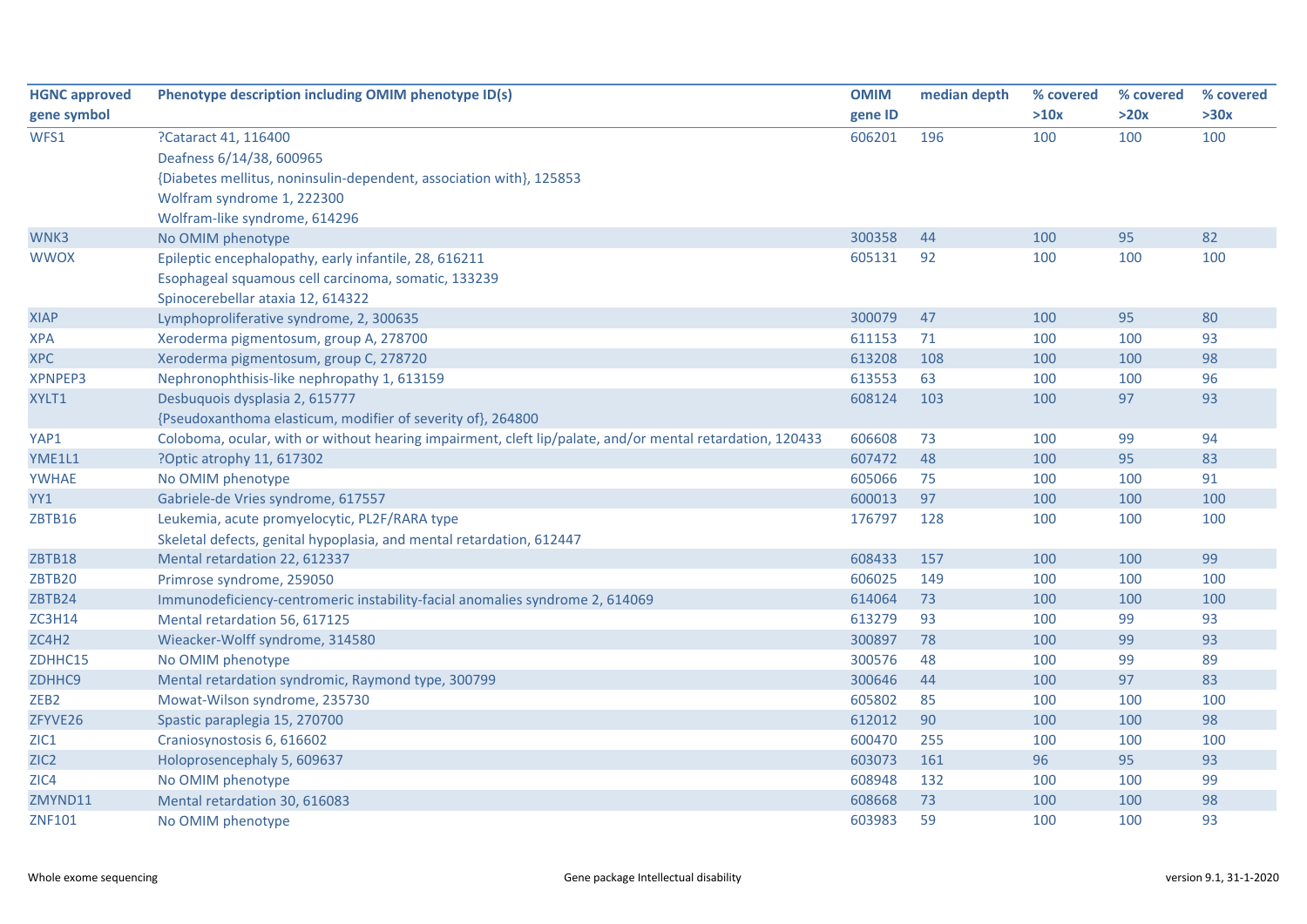| HGNC approved gene symbol | Phenotype description including OMIM phenotype ID(s) | OMIM gene ID | median depth | % covered >10x | % covered >20x | % covered >30x |
|---|---|---|---|---|---|---|
| WFS1 | ?Cataract 41, 116400<br>Deafness 6/14/38, 600965<br>{Diabetes mellitus, noninsulin-dependent, association with}, 125853<br>Wolfram syndrome 1, 222300<br>Wolfram-like syndrome, 614296 | 606201 | 196 | 100 | 100 | 100 |
| WNK3 | No OMIM phenotype | 300358 | 44 | 100 | 95 | 82 |
| WWOX | Epileptic encephalopathy, early infantile, 28, 616211<br>Esophageal squamous cell carcinoma, somatic, 133239<br>Spinocerebellar ataxia 12, 614322 | 605131 | 92 | 100 | 100 | 100 |
| XIAP | Lymphoproliferative syndrome, 2, 300635 | 300079 | 47 | 100 | 95 | 80 |
| XPA | Xeroderma pigmentosum, group A, 278700 | 611153 | 71 | 100 | 100 | 93 |
| XPC | Xeroderma pigmentosum, group C, 278720 | 613208 | 108 | 100 | 100 | 98 |
| XPNPEP3 | Nephronophthisis-like nephropathy 1, 613159 | 613553 | 63 | 100 | 100 | 96 |
| XYLT1 | Desbuquois dysplasia 2, 615777<br>{Pseudoxanthoma elasticum, modifier of severity of}, 264800 | 608124 | 103 | 100 | 97 | 93 |
| YAP1 | Coloboma, ocular, with or without hearing impairment, cleft lip/palate, and/or mental retardation, 120433 | 606608 | 73 | 100 | 99 | 94 |
| YME1L1 | ?Optic atrophy 11, 617302 | 607472 | 48 | 100 | 95 | 83 |
| YWHAE | No OMIM phenotype | 605066 | 75 | 100 | 100 | 91 |
| YY1 | Gabriele-de Vries syndrome, 617557 | 600013 | 97 | 100 | 100 | 100 |
| ZBTB16 | Leukemia, acute promyelocytic, PL2F/RARA type<br>Skeletal defects, genital hypoplasia, and mental retardation, 612447 | 176797 | 128 | 100 | 100 | 100 |
| ZBTB18 | Mental retardation 22, 612337 | 608433 | 157 | 100 | 100 | 99 |
| ZBTB20 | Primrose syndrome, 259050 | 606025 | 149 | 100 | 100 | 100 |
| ZBTB24 | Immunodeficiency-centromeric instability-facial anomalies syndrome 2, 614069 | 614064 | 73 | 100 | 100 | 100 |
| ZC3H14 | Mental retardation 56, 617125 | 613279 | 93 | 100 | 99 | 93 |
| ZC4H2 | Wieacker-Wolff syndrome, 314580 | 300897 | 78 | 100 | 99 | 93 |
| ZDHHC15 | No OMIM phenotype | 300576 | 48 | 100 | 99 | 89 |
| ZDHHC9 | Mental retardation syndromic, Raymond type, 300799 | 300646 | 44 | 100 | 97 | 83 |
| ZEB2 | Mowat-Wilson syndrome, 235730 | 605802 | 85 | 100 | 100 | 100 |
| ZFYVE26 | Spastic paraplegia 15, 270700 | 612012 | 90 | 100 | 100 | 98 |
| ZIC1 | Craniosynostosis 6, 616602 | 600470 | 255 | 100 | 100 | 100 |
| ZIC2 | Holoprosencephaly 5, 609637 | 603073 | 161 | 96 | 95 | 93 |
| ZIC4 | No OMIM phenotype | 608948 | 132 | 100 | 100 | 99 |
| ZMYND11 | Mental retardation 30, 616083 | 608668 | 73 | 100 | 100 | 98 |
| ZNF101 | No OMIM phenotype | 603983 | 59 | 100 | 100 | 93 |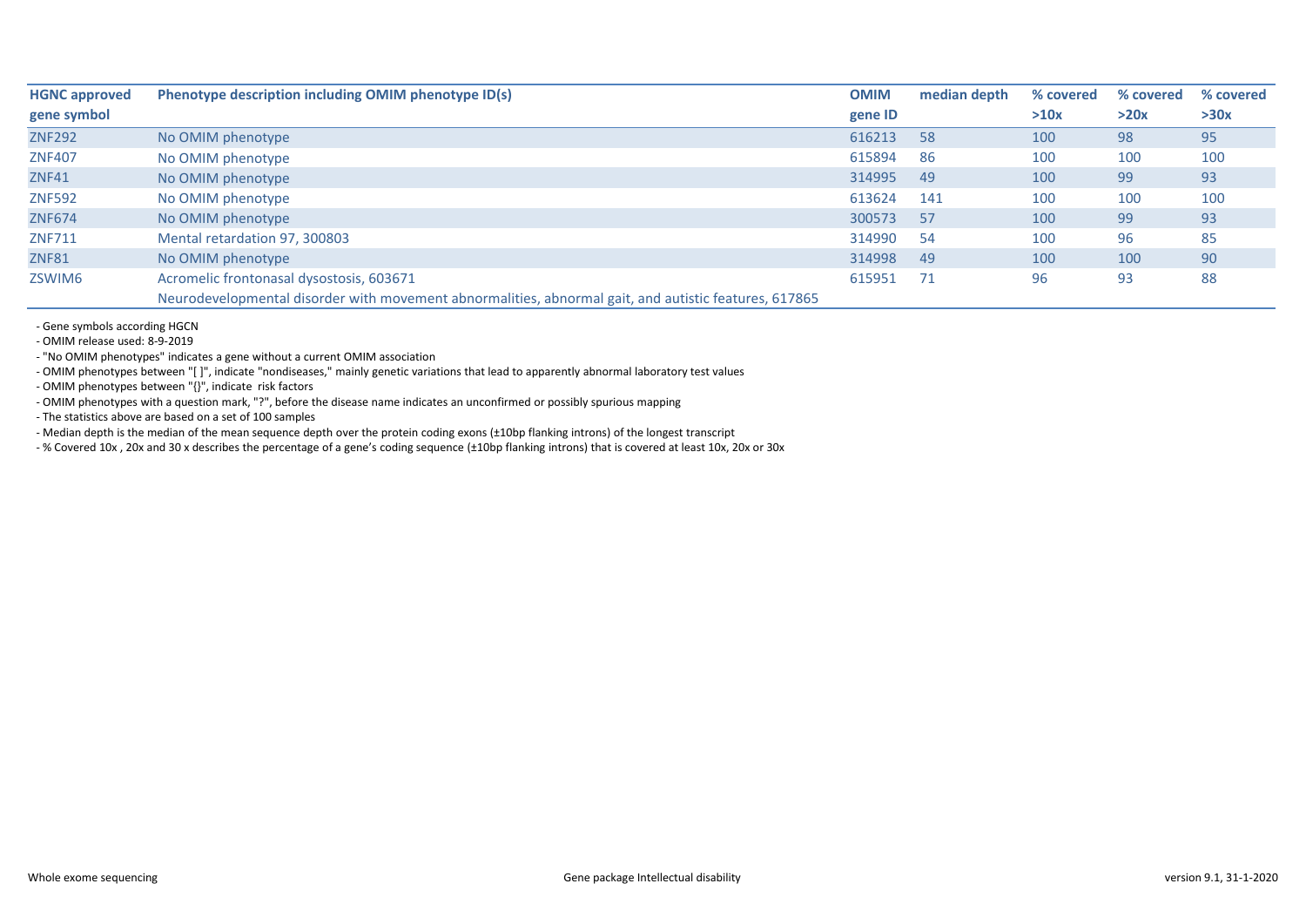| HGNC approved gene symbol | Phenotype description including OMIM phenotype ID(s) | OMIM gene ID | median depth | % covered >10x | % covered >20x | % covered >30x |
|---|---|---|---|---|---|---|
| ZNF292 | No OMIM phenotype | 616213 | 58 | 100 | 98 | 95 |
| ZNF407 | No OMIM phenotype | 615894 | 86 | 100 | 100 | 100 |
| ZNF41 | No OMIM phenotype | 314995 | 49 | 100 | 99 | 93 |
| ZNF592 | No OMIM phenotype | 613624 | 141 | 100 | 100 | 100 |
| ZNF674 | No OMIM phenotype | 300573 | 57 | 100 | 99 | 93 |
| ZNF711 | Mental retardation 97, 300803 | 314990 | 54 | 100 | 96 | 85 |
| ZNF81 | No OMIM phenotype | 314998 | 49 | 100 | 100 | 90 |
| ZSWIM6 | Acromelic frontonasal dysostosis, 603671<br>Neurodevelopmental disorder with movement abnormalities, abnormal gait, and autistic features, 617865 | 615951 | 71 | 96 | 93 | 88 |

- Gene symbols according HGCN
- OMIM release used: 8-9-2019
- "No OMIM phenotypes" indicates a gene without a current OMIM association
- OMIM phenotypes between "[ ]", indicate "nondiseases," mainly genetic variations that lead to apparently abnormal laboratory test values
- OMIM phenotypes between "{}", indicate risk factors
- OMIM phenotypes with a question mark, "?", before the disease name indicates an unconfirmed or possibly spurious mapping
- The statistics above are based on a set of 100 samples
- Median depth is the median of the mean sequence depth over the protein coding exons (±10bp flanking introns) of the longest transcript
- % Covered 10x , 20x and 30 x describes the percentage of a gene's coding sequence (±10bp flanking introns) that is covered at least 10x, 20x or 30x